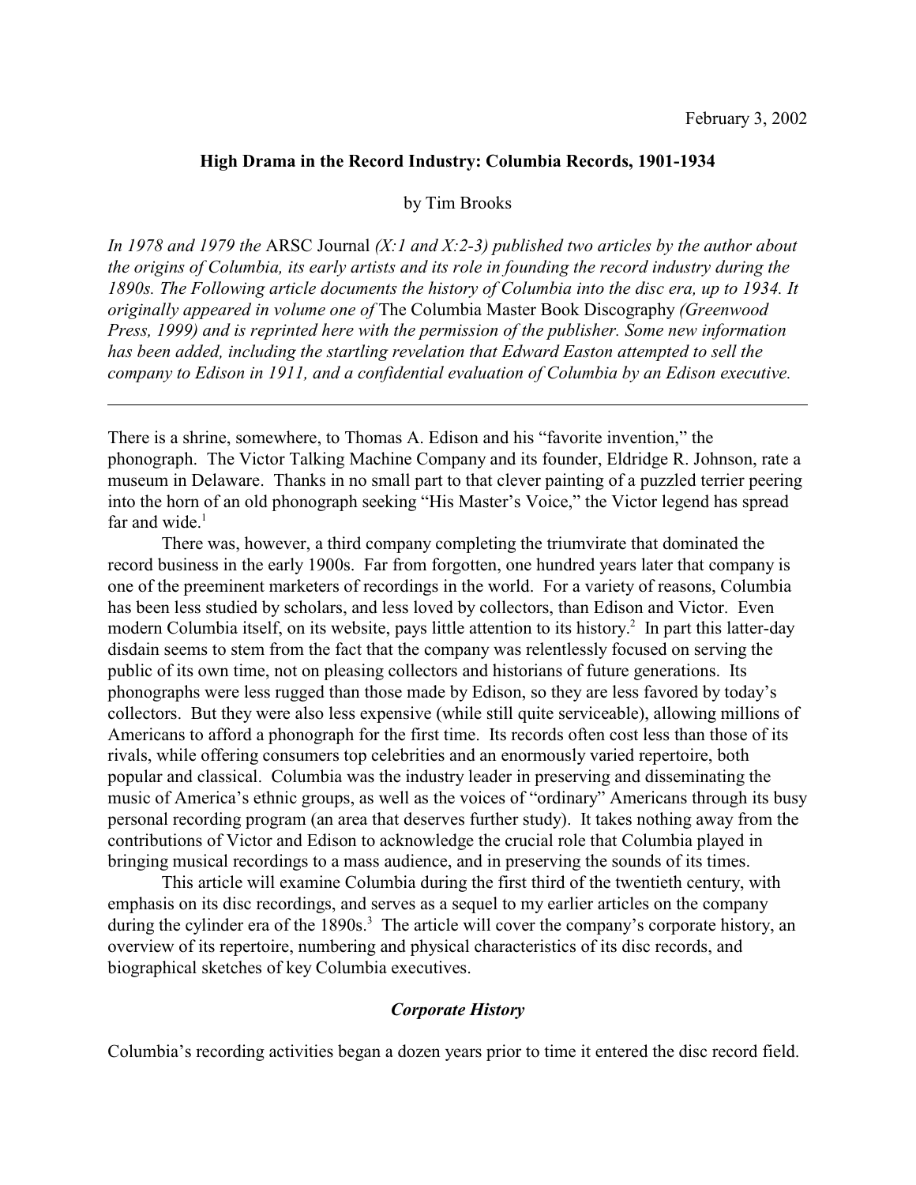February 3, 2002

# High Drama in the Record Industry: Columbia Records, 1901-1934

by Tim Brooks

*In 1978 and 1979 the* ARSC Journal *(X:1 and X:2-3) published two articles by the author about the origins of Columbia, its early artists and its role in founding the record industry during the 1890s. The Following article documents the history of Columbia into the disc era, up to 1934. It originally appeared in volume one of* The Columbia Master Book Discography *(Greenwood Press, 1999) and is reprinted here with the permission of the publisher. Some new information has been added, including the startling revelation that Edward Easton attempted to sell the company to Edison in 1911, and a confidential evaluation of Columbia by an Edison executive.*

---

There is a shrine, somewhere, to Thomas A. Edison and his "favorite invention," the phonograph. The Victor Talking Machine Company and its founder, Eldridge R. Johnson, rate a museum in Delaware. Thanks in no small part to that clever painting of a puzzled terrier peering into the horn of an old phonograph seeking "His Master's Voice," the Victor legend has spread far and wide.[1]

There was, however, a third company completing the triumvirate that dominated the record business in the early 1900s. Far from forgotten, one hundred years later that company is one of the preeminent marketers of recordings in the world. For a variety of reasons, Columbia has been less studied by scholars, and less loved by collectors, than Edison and Victor. Even modern Columbia itself, on its website, pays little attention to its history.[2] In part this latter-day disdain seems to stem from the fact that the company was relentlessly focused on serving the public of its own time, not on pleasing collectors and historians of future generations. Its phonographs were less rugged than those made by Edison, so they are less favored by today's collectors. But they were also less expensive (while still quite serviceable), allowing millions of Americans to afford a phonograph for the first time. Its records often cost less than those of its rivals, while offering consumers top celebrities and an enormously varied repertoire, both popular and classical. Columbia was the industry leader in preserving and disseminating the music of America's ethnic groups, as well as the voices of "ordinary" Americans through its busy personal recording program (an area that deserves further study). It takes nothing away from the contributions of Victor and Edison to acknowledge the crucial role that Columbia played in bringing musical recordings to a mass audience, and in preserving the sounds of its times.

This article will examine Columbia during the first third of the twentieth century, with emphasis on its disc recordings, and serves as a sequel to my earlier articles on the company during the cylinder era of the 1890s.[3] The article will cover the company's corporate history, an overview of its repertoire, numbering and physical characteristics of its disc records, and biographical sketches of key Columbia executives.

## *Corporate History*

Columbia's recording activities began a dozen years prior to time it entered the disc record field.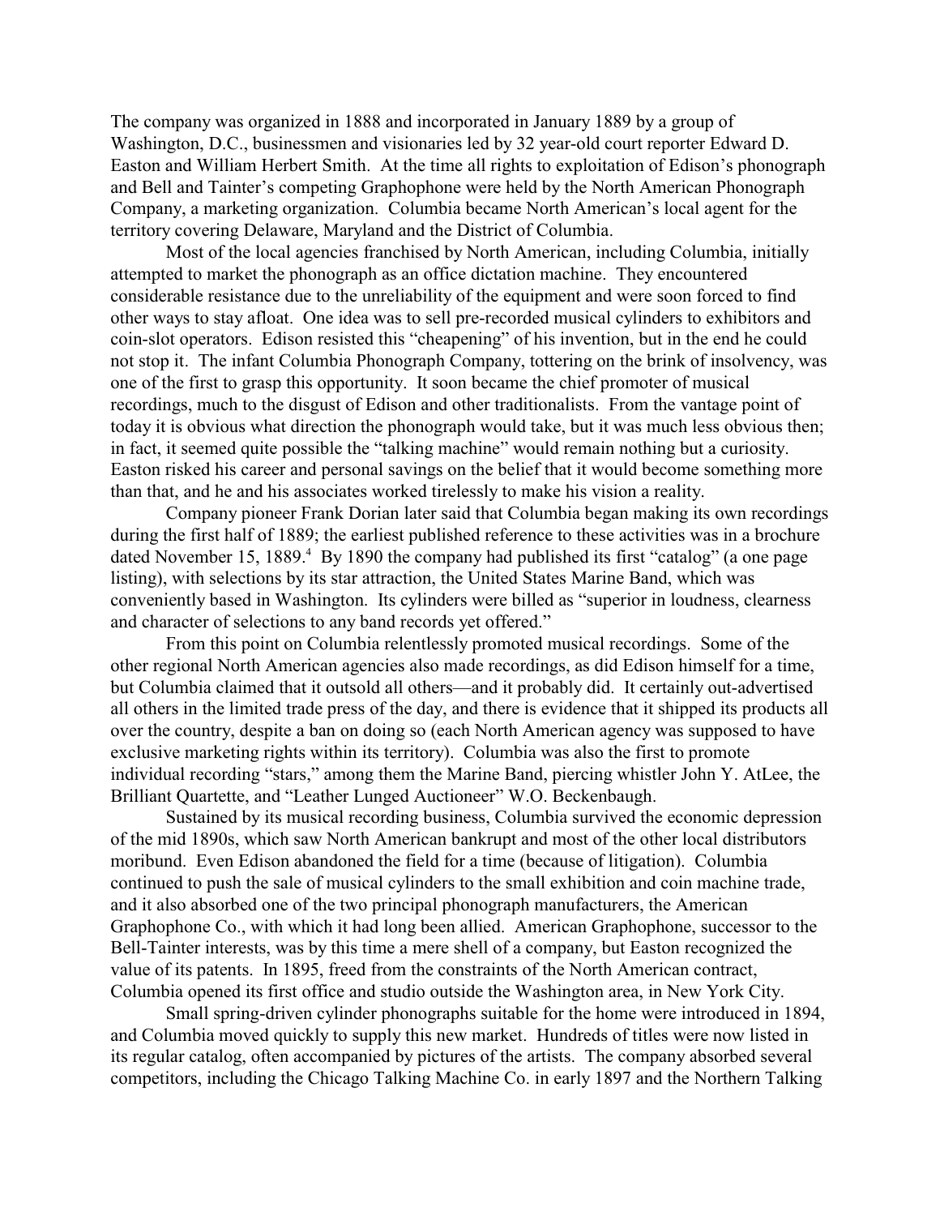The company was organized in 1888 and incorporated in January 1889 by a group of Washington, D.C., businessmen and visionaries led by 32 year-old court reporter Edward D. Easton and William Herbert Smith. At the time all rights to exploitation of Edison's phonograph and Bell and Tainter's competing Graphophone were held by the North American Phonograph Company, a marketing organization. Columbia became North American's local agent for the territory covering Delaware, Maryland and the District of Columbia.

Most of the local agencies franchised by North American, including Columbia, initially attempted to market the phonograph as an office dictation machine. They encountered considerable resistance due to the unreliability of the equipment and were soon forced to find other ways to stay afloat. One idea was to sell pre-recorded musical cylinders to exhibitors and coin-slot operators. Edison resisted this "cheapening" of his invention, but in the end he could not stop it. The infant Columbia Phonograph Company, tottering on the brink of insolvency, was one of the first to grasp this opportunity. It soon became the chief promoter of musical recordings, much to the disgust of Edison and other traditionalists. From the vantage point of today it is obvious what direction the phonograph would take, but it was much less obvious then; in fact, it seemed quite possible the "talking machine" would remain nothing but a curiosity. Easton risked his career and personal savings on the belief that it would become something more than that, and he and his associates worked tirelessly to make his vision a reality.

Company pioneer Frank Dorian later said that Columbia began making its own recordings during the first half of 1889; the earliest published reference to these activities was in a brochure dated November 15, 1889.[4] By 1890 the company had published its first "catalog" (a one page listing), with selections by its star attraction, the United States Marine Band, which was conveniently based in Washington. Its cylinders were billed as "superior in loudness, clearness and character of selections to any band records yet offered."

From this point on Columbia relentlessly promoted musical recordings. Some of the other regional North American agencies also made recordings, as did Edison himself for a time, but Columbia claimed that it outsold all others—and it probably did. It certainly out-advertised all others in the limited trade press of the day, and there is evidence that it shipped its products all over the country, despite a ban on doing so (each North American agency was supposed to have exclusive marketing rights within its territory). Columbia was also the first to promote individual recording "stars," among them the Marine Band, piercing whistler John Y. AtLee, the Brilliant Quartette, and "Leather Lunged Auctioneer" W.O. Beckenbaugh.

Sustained by its musical recording business, Columbia survived the economic depression of the mid 1890s, which saw North American bankrupt and most of the other local distributors moribund. Even Edison abandoned the field for a time (because of litigation). Columbia continued to push the sale of musical cylinders to the small exhibition and coin machine trade, and it also absorbed one of the two principal phonograph manufacturers, the American Graphophone Co., with which it had long been allied. American Graphophone, successor to the Bell-Tainter interests, was by this time a mere shell of a company, but Easton recognized the value of its patents. In 1895, freed from the constraints of the North American contract, Columbia opened its first office and studio outside the Washington area, in New York City.

Small spring-driven cylinder phonographs suitable for the home were introduced in 1894, and Columbia moved quickly to supply this new market. Hundreds of titles were now listed in its regular catalog, often accompanied by pictures of the artists. The company absorbed several competitors, including the Chicago Talking Machine Co. in early 1897 and the Northern Talking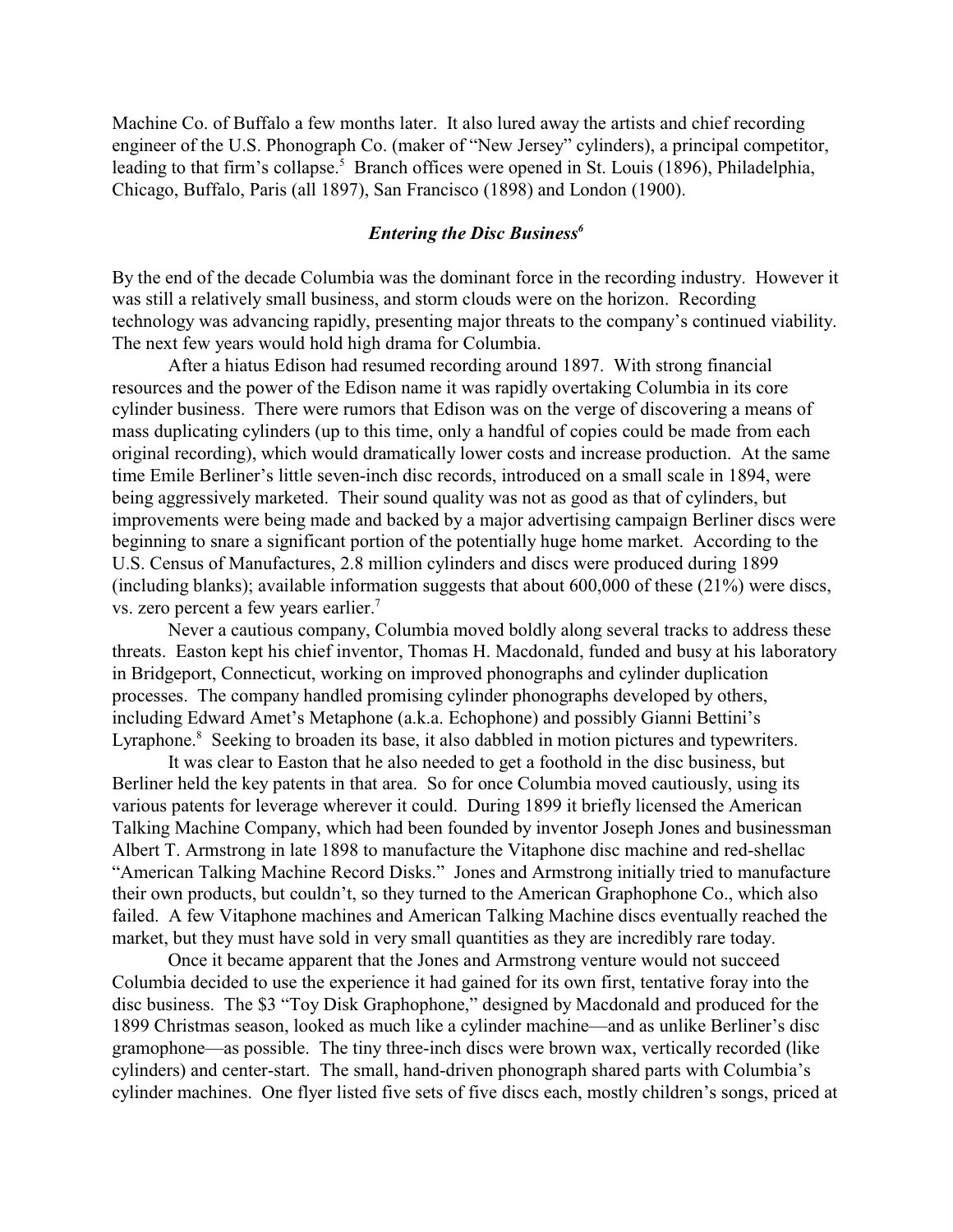Machine Co. of Buffalo a few months later. It also lured away the artists and chief recording engineer of the U.S. Phonograph Co. (maker of "New Jersey" cylinders), a principal competitor, leading to that firm's collapse.[5] Branch offices were opened in St. Louis (1896), Philadelphia, Chicago, Buffalo, Paris (all 1897), San Francisco (1898) and London (1900).

### *Entering the Disc Business*[6]

By the end of the decade Columbia was the dominant force in the recording industry. However it was still a relatively small business, and storm clouds were on the horizon. Recording technology was advancing rapidly, presenting major threats to the company's continued viability. The next few years would hold high drama for Columbia.

After a hiatus Edison had resumed recording around 1897. With strong financial resources and the power of the Edison name it was rapidly overtaking Columbia in its core cylinder business. There were rumors that Edison was on the verge of discovering a means of mass duplicating cylinders (up to this time, only a handful of copies could be made from each original recording), which would dramatically lower costs and increase production. At the same time Emile Berliner's little seven-inch disc records, introduced on a small scale in 1894, were being aggressively marketed. Their sound quality was not as good as that of cylinders, but improvements were being made and backed by a major advertising campaign Berliner discs were beginning to snare a significant portion of the potentially huge home market. According to the U.S. Census of Manufactures, 2.8 million cylinders and discs were produced during 1899 (including blanks); available information suggests that about 600,000 of these (21%) were discs, vs. zero percent a few years earlier.[7]

Never a cautious company, Columbia moved boldly along several tracks to address these threats. Easton kept his chief inventor, Thomas H. Macdonald, funded and busy at his laboratory in Bridgeport, Connecticut, working on improved phonographs and cylinder duplication processes. The company handled promising cylinder phonographs developed by others, including Edward Amet's Metaphone (a.k.a. Echophone) and possibly Gianni Bettini's Lyraphone.[8] Seeking to broaden its base, it also dabbled in motion pictures and typewriters.

It was clear to Easton that he also needed to get a foothold in the disc business, but Berliner held the key patents in that area. So for once Columbia moved cautiously, using its various patents for leverage wherever it could. During 1899 it briefly licensed the American Talking Machine Company, which had been founded by inventor Joseph Jones and businessman Albert T. Armstrong in late 1898 to manufacture the Vitaphone disc machine and red-shellac "American Talking Machine Record Disks." Jones and Armstrong initially tried to manufacture their own products, but couldn't, so they turned to the American Graphophone Co., which also failed. A few Vitaphone machines and American Talking Machine discs eventually reached the market, but they must have sold in very small quantities as they are incredibly rare today.

Once it became apparent that the Jones and Armstrong venture would not succeed Columbia decided to use the experience it had gained for its own first, tentative foray into the disc business. The $3 "Toy Disk Graphophone," designed by Macdonald and produced for the 1899 Christmas season, looked as much like a cylinder machine—and as unlike Berliner's disc gramophone—as possible. The tiny three-inch discs were brown wax, vertically recorded (like cylinders) and center-start. The small, hand-driven phonograph shared parts with Columbia's cylinder machines. One flyer listed five sets of five discs each, mostly children's songs, priced at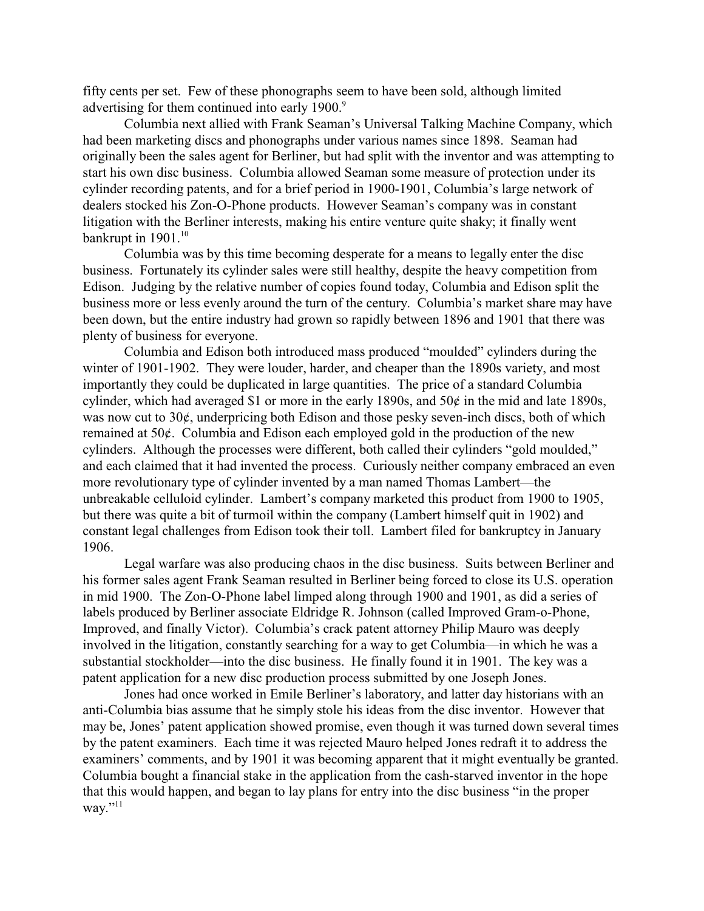fifty cents per set. Few of these phonographs seem to have been sold, although limited advertising for them continued into early 1900.[9]

Columbia next allied with Frank Seaman's Universal Talking Machine Company, which had been marketing discs and phonographs under various names since 1898. Seaman had originally been the sales agent for Berliner, but had split with the inventor and was attempting to start his own disc business. Columbia allowed Seaman some measure of protection under its cylinder recording patents, and for a brief period in 1900-1901, Columbia's large network of dealers stocked his Zon-O-Phone products. However Seaman's company was in constant litigation with the Berliner interests, making his entire venture quite shaky; it finally went bankrupt in 1901.[10]

Columbia was by this time becoming desperate for a means to legally enter the disc business. Fortunately its cylinder sales were still healthy, despite the heavy competition from Edison. Judging by the relative number of copies found today, Columbia and Edison split the business more or less evenly around the turn of the century. Columbia's market share may have been down, but the entire industry had grown so rapidly between 1896 and 1901 that there was plenty of business for everyone.

Columbia and Edison both introduced mass produced "moulded" cylinders during the winter of 1901-1902. They were louder, harder, and cheaper than the 1890s variety, and most importantly they could be duplicated in large quantities. The price of a standard Columbia cylinder, which had averaged $1 or more in the early 1890s, and 50¢ in the mid and late 1890s, was now cut to 30¢, underpricing both Edison and those pesky seven-inch discs, both of which remained at 50¢. Columbia and Edison each employed gold in the production of the new cylinders. Although the processes were different, both called their cylinders "gold moulded," and each claimed that it had invented the process. Curiously neither company embraced an even more revolutionary type of cylinder invented by a man named Thomas Lambert—the unbreakable celluloid cylinder. Lambert's company marketed this product from 1900 to 1905, but there was quite a bit of turmoil within the company (Lambert himself quit in 1902) and constant legal challenges from Edison took their toll. Lambert filed for bankruptcy in January 1906.

Legal warfare was also producing chaos in the disc business. Suits between Berliner and his former sales agent Frank Seaman resulted in Berliner being forced to close its U.S. operation in mid 1900. The Zon-O-Phone label limped along through 1900 and 1901, as did a series of labels produced by Berliner associate Eldridge R. Johnson (called Improved Gram-o-Phone, Improved, and finally Victor). Columbia's crack patent attorney Philip Mauro was deeply involved in the litigation, constantly searching for a way to get Columbia—in which he was a substantial stockholder—into the disc business. He finally found it in 1901. The key was a patent application for a new disc production process submitted by one Joseph Jones.

Jones had once worked in Emile Berliner's laboratory, and latter day historians with an anti-Columbia bias assume that he simply stole his ideas from the disc inventor. However that may be, Jones' patent application showed promise, even though it was turned down several times by the patent examiners. Each time it was rejected Mauro helped Jones redraft it to address the examiners' comments, and by 1901 it was becoming apparent that it might eventually be granted. Columbia bought a financial stake in the application from the cash-starved inventor in the hope that this would happen, and began to lay plans for entry into the disc business "in the proper way."[11]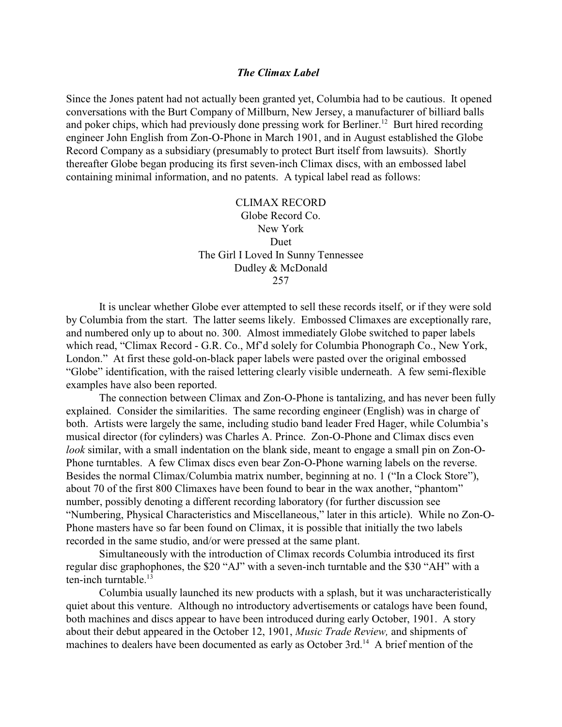### *The Climax Label*

Since the Jones patent had not actually been granted yet, Columbia had to be cautious. It opened conversations with the Burt Company of Millburn, New Jersey, a manufacturer of billiard balls and poker chips, which had previously done pressing work for Berliner.[12] Burt hired recording engineer John English from Zon-O-Phone in March 1901, and in August established the Globe Record Company as a subsidiary (presumably to protect Burt itself from lawsuits). Shortly thereafter Globe began producing its first seven-inch Climax discs, with an embossed label containing minimal information, and no patents. A typical label read as follows:

CLIMAX RECORD
Globe Record Co.
New York
Duet
The Girl I Loved In Sunny Tennessee
Dudley & McDonald
257

It is unclear whether Globe ever attempted to sell these records itself, or if they were sold by Columbia from the start. The latter seems likely. Embossed Climaxes are exceptionally rare, and numbered only up to about no. 300. Almost immediately Globe switched to paper labels which read, "Climax Record - G.R. Co., Mf'd solely for Columbia Phonograph Co., New York, London." At first these gold-on-black paper labels were pasted over the original embossed "Globe" identification, with the raised lettering clearly visible underneath. A few semi-flexible examples have also been reported.

The connection between Climax and Zon-O-Phone is tantalizing, and has never been fully explained. Consider the similarities. The same recording engineer (English) was in charge of both. Artists were largely the same, including studio band leader Fred Hager, while Columbia's musical director (for cylinders) was Charles A. Prince. Zon-O-Phone and Climax discs even *look* similar, with a small indentation on the blank side, meant to engage a small pin on Zon-O-Phone turntables. A few Climax discs even bear Zon-O-Phone warning labels on the reverse. Besides the normal Climax/Columbia matrix number, beginning at no. 1 ("In a Clock Store"), about 70 of the first 800 Climaxes have been found to bear in the wax another, "phantom" number, possibly denoting a different recording laboratory (for further discussion see "Numbering, Physical Characteristics and Miscellaneous," later in this article). While no Zon-O-Phone masters have so far been found on Climax, it is possible that initially the two labels recorded in the same studio, and/or were pressed at the same plant.

Simultaneously with the introduction of Climax records Columbia introduced its first regular disc graphophones, the $20 "AJ" with a seven-inch turntable and the $30 "AH" with a ten-inch turntable.[13]

Columbia usually launched its new products with a splash, but it was uncharacteristically quiet about this venture. Although no introductory advertisements or catalogs have been found, both machines and discs appear to have been introduced during early October, 1901. A story about their debut appeared in the October 12, 1901, *Music Trade Review,* and shipments of machines to dealers have been documented as early as October 3rd.[14] A brief mention of the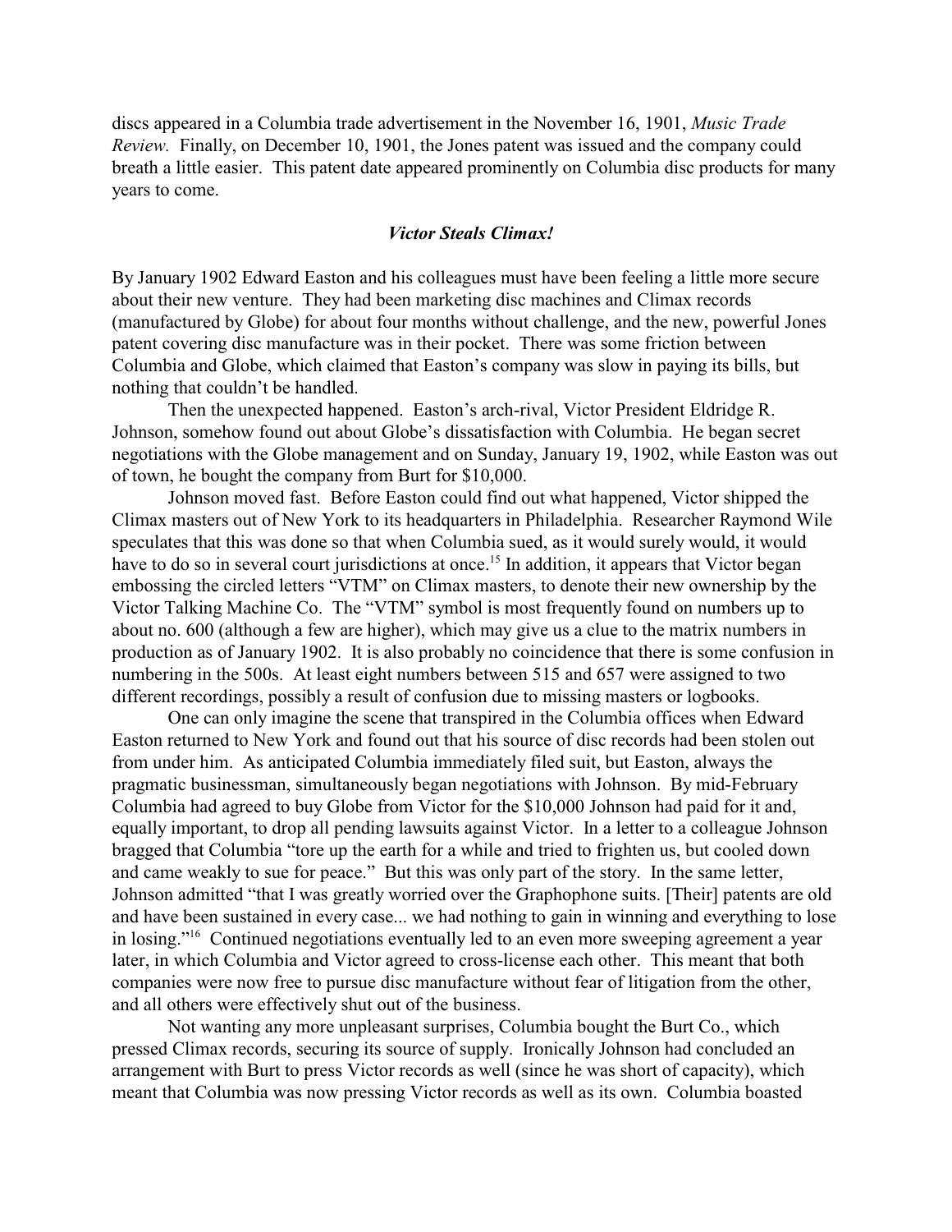discs appeared in a Columbia trade advertisement in the November 16, 1901, *Music Trade Review.* Finally, on December 10, 1901, the Jones patent was issued and the company could breath a little easier. This patent date appeared prominently on Columbia disc products for many years to come.

### *Victor Steals Climax!*

By January 1902 Edward Easton and his colleagues must have been feeling a little more secure about their new venture. They had been marketing disc machines and Climax records (manufactured by Globe) for about four months without challenge, and the new, powerful Jones patent covering disc manufacture was in their pocket. There was some friction between Columbia and Globe, which claimed that Easton's company was slow in paying its bills, but nothing that couldn't be handled.

Then the unexpected happened. Easton's arch-rival, Victor President Eldridge R. Johnson, somehow found out about Globe's dissatisfaction with Columbia. He began secret negotiations with the Globe management and on Sunday, January 19, 1902, while Easton was out of town, he bought the company from Burt for $10,000.

Johnson moved fast. Before Easton could find out what happened, Victor shipped the Climax masters out of New York to its headquarters in Philadelphia. Researcher Raymond Wile speculates that this was done so that when Columbia sued, as it would surely would, it would have to do so in several court jurisdictions at once.[15] In addition, it appears that Victor began embossing the circled letters "VTM" on Climax masters, to denote their new ownership by the Victor Talking Machine Co. The "VTM" symbol is most frequently found on numbers up to about no. 600 (although a few are higher), which may give us a clue to the matrix numbers in production as of January 1902. It is also probably no coincidence that there is some confusion in numbering in the 500s. At least eight numbers between 515 and 657 were assigned to two different recordings, possibly a result of confusion due to missing masters or logbooks.

One can only imagine the scene that transpired in the Columbia offices when Edward Easton returned to New York and found out that his source of disc records had been stolen out from under him. As anticipated Columbia immediately filed suit, but Easton, always the pragmatic businessman, simultaneously began negotiations with Johnson. By mid-February Columbia had agreed to buy Globe from Victor for the $10,000 Johnson had paid for it and, equally important, to drop all pending lawsuits against Victor. In a letter to a colleague Johnson bragged that Columbia "tore up the earth for a while and tried to frighten us, but cooled down and came weakly to sue for peace." But this was only part of the story. In the same letter, Johnson admitted "that I was greatly worried over the Graphophone suits. [Their] patents are old and have been sustained in every case... we had nothing to gain in winning and everything to lose in losing."[16] Continued negotiations eventually led to an even more sweeping agreement a year later, in which Columbia and Victor agreed to cross-license each other. This meant that both companies were now free to pursue disc manufacture without fear of litigation from the other, and all others were effectively shut out of the business.

Not wanting any more unpleasant surprises, Columbia bought the Burt Co., which pressed Climax records, securing its source of supply. Ironically Johnson had concluded an arrangement with Burt to press Victor records as well (since he was short of capacity), which meant that Columbia was now pressing Victor records as well as its own. Columbia boasted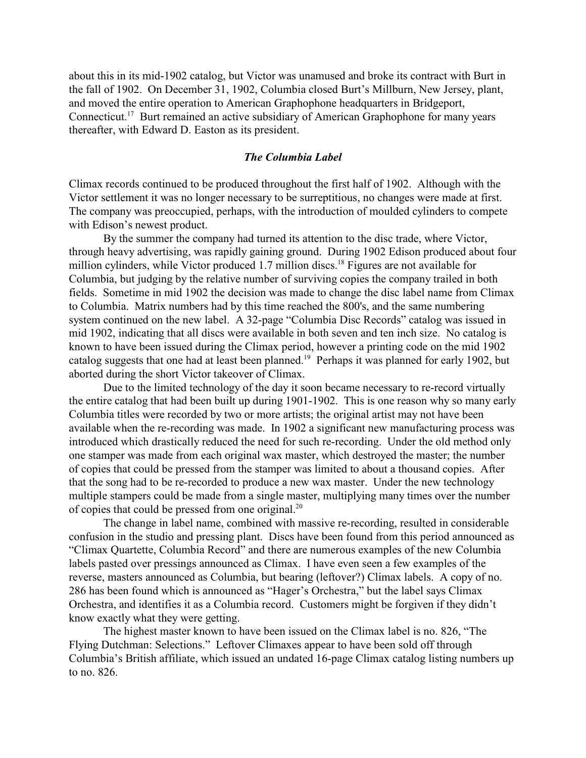about this in its mid-1902 catalog, but Victor was unamused and broke its contract with Burt in the fall of 1902. On December 31, 1902, Columbia closed Burt's Millburn, New Jersey, plant, and moved the entire operation to American Graphophone headquarters in Bridgeport, Connecticut.[17] Burt remained an active subsidiary of American Graphophone for many years thereafter, with Edward D. Easton as its president.

### *The Columbia Label*

Climax records continued to be produced throughout the first half of 1902. Although with the Victor settlement it was no longer necessary to be surreptitious, no changes were made at first. The company was preoccupied, perhaps, with the introduction of moulded cylinders to compete with Edison's newest product.

By the summer the company had turned its attention to the disc trade, where Victor, through heavy advertising, was rapidly gaining ground. During 1902 Edison produced about four million cylinders, while Victor produced 1.7 million discs.[18] Figures are not available for Columbia, but judging by the relative number of surviving copies the company trailed in both fields. Sometime in mid 1902 the decision was made to change the disc label name from Climax to Columbia. Matrix numbers had by this time reached the 800's, and the same numbering system continued on the new label. A 32-page "Columbia Disc Records" catalog was issued in mid 1902, indicating that all discs were available in both seven and ten inch size. No catalog is known to have been issued during the Climax period, however a printing code on the mid 1902 catalog suggests that one had at least been planned.[19] Perhaps it was planned for early 1902, but aborted during the short Victor takeover of Climax.

Due to the limited technology of the day it soon became necessary to re-record virtually the entire catalog that had been built up during 1901-1902. This is one reason why so many early Columbia titles were recorded by two or more artists; the original artist may not have been available when the re-recording was made. In 1902 a significant new manufacturing process was introduced which drastically reduced the need for such re-recording. Under the old method only one stamper was made from each original wax master, which destroyed the master; the number of copies that could be pressed from the stamper was limited to about a thousand copies. After that the song had to be re-recorded to produce a new wax master. Under the new technology multiple stampers could be made from a single master, multiplying many times over the number of copies that could be pressed from one original.[20]

The change in label name, combined with massive re-recording, resulted in considerable confusion in the studio and pressing plant. Discs have been found from this period announced as "Climax Quartette, Columbia Record" and there are numerous examples of the new Columbia labels pasted over pressings announced as Climax. I have even seen a few examples of the reverse, masters announced as Columbia, but bearing (leftover?) Climax labels. A copy of no. 286 has been found which is announced as "Hager's Orchestra," but the label says Climax Orchestra, and identifies it as a Columbia record. Customers might be forgiven if they didn't know exactly what they were getting.

The highest master known to have been issued on the Climax label is no. 826, "The Flying Dutchman: Selections." Leftover Climaxes appear to have been sold off through Columbia's British affiliate, which issued an undated 16-page Climax catalog listing numbers up to no. 826.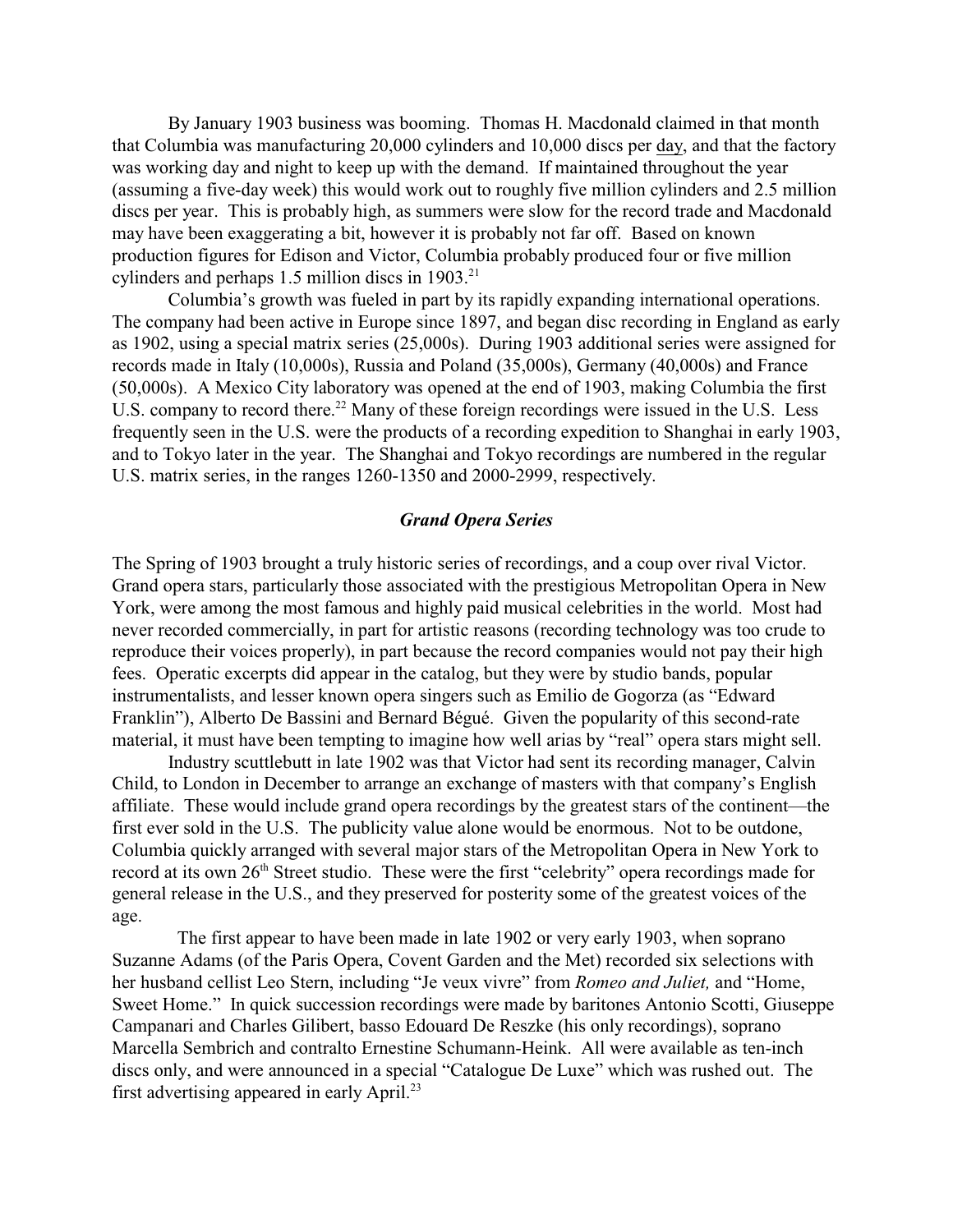By January 1903 business was booming. Thomas H. Macdonald claimed in that month that Columbia was manufacturing 20,000 cylinders and 10,000 discs per day, and that the factory was working day and night to keep up with the demand. If maintained throughout the year (assuming a five-day week) this would work out to roughly five million cylinders and 2.5 million discs per year. This is probably high, as summers were slow for the record trade and Macdonald may have been exaggerating a bit, however it is probably not far off. Based on known production figures for Edison and Victor, Columbia probably produced four or five million cylinders and perhaps 1.5 million discs in 1903.[21]

Columbia's growth was fueled in part by its rapidly expanding international operations. The company had been active in Europe since 1897, and began disc recording in England as early as 1902, using a special matrix series (25,000s). During 1903 additional series were assigned for records made in Italy (10,000s), Russia and Poland (35,000s), Germany (40,000s) and France (50,000s). A Mexico City laboratory was opened at the end of 1903, making Columbia the first U.S. company to record there.[22] Many of these foreign recordings were issued in the U.S. Less frequently seen in the U.S. were the products of a recording expedition to Shanghai in early 1903, and to Tokyo later in the year. The Shanghai and Tokyo recordings are numbered in the regular U.S. matrix series, in the ranges 1260-1350 and 2000-2999, respectively.

### *Grand Opera Series*

The Spring of 1903 brought a truly historic series of recordings, and a coup over rival Victor. Grand opera stars, particularly those associated with the prestigious Metropolitan Opera in New York, were among the most famous and highly paid musical celebrities in the world. Most had never recorded commercially, in part for artistic reasons (recording technology was too crude to reproduce their voices properly), in part because the record companies would not pay their high fees. Operatic excerpts did appear in the catalog, but they were by studio bands, popular instrumentalists, and lesser known opera singers such as Emilio de Gogorza (as "Edward Franklin"), Alberto De Bassini and Bernard Bégué. Given the popularity of this second-rate material, it must have been tempting to imagine how well arias by "real" opera stars might sell.

Industry scuttlebutt in late 1902 was that Victor had sent its recording manager, Calvin Child, to London in December to arrange an exchange of masters with that company's English affiliate. These would include grand opera recordings by the greatest stars of the continent—the first ever sold in the U.S. The publicity value alone would be enormous. Not to be outdone, Columbia quickly arranged with several major stars of the Metropolitan Opera in New York to record at its own 26th Street studio. These were the first "celebrity" opera recordings made for general release in the U.S., and they preserved for posterity some of the greatest voices of the age.

The first appear to have been made in late 1902 or very early 1903, when soprano Suzanne Adams (of the Paris Opera, Covent Garden and the Met) recorded six selections with her husband cellist Leo Stern, including "Je veux vivre" from *Romeo and Juliet,* and "Home, Sweet Home." In quick succession recordings were made by baritones Antonio Scotti, Giuseppe Campanari and Charles Gilibert, basso Edouard De Reszke (his only recordings), soprano Marcella Sembrich and contralto Ernestine Schumann-Heink. All were available as ten-inch discs only, and were announced in a special "Catalogue De Luxe" which was rushed out. The first advertising appeared in early April.[23]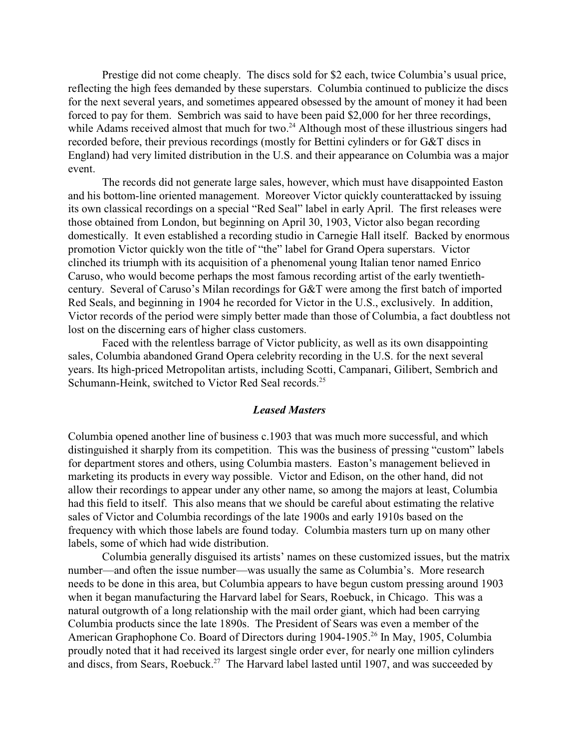Prestige did not come cheaply. The discs sold for $2 each, twice Columbia's usual price, reflecting the high fees demanded by these superstars. Columbia continued to publicize the discs for the next several years, and sometimes appeared obsessed by the amount of money it had been forced to pay for them. Sembrich was said to have been paid $2,000 for her three recordings, while Adams received almost that much for two.[24] Although most of these illustrious singers had recorded before, their previous recordings (mostly for Bettini cylinders or for G&T discs in England) had very limited distribution in the U.S. and their appearance on Columbia was a major event.

The records did not generate large sales, however, which must have disappointed Easton and his bottom-line oriented management. Moreover Victor quickly counterattacked by issuing its own classical recordings on a special "Red Seal" label in early April. The first releases were those obtained from London, but beginning on April 30, 1903, Victor also began recording domestically. It even established a recording studio in Carnegie Hall itself. Backed by enormous promotion Victor quickly won the title of "the" label for Grand Opera superstars. Victor clinched its triumph with its acquisition of a phenomenal young Italian tenor named Enrico Caruso, who would become perhaps the most famous recording artist of the early twentieth-century. Several of Caruso's Milan recordings for G&T were among the first batch of imported Red Seals, and beginning in 1904 he recorded for Victor in the U.S., exclusively. In addition, Victor records of the period were simply better made than those of Columbia, a fact doubtless not lost on the discerning ears of higher class customers.

Faced with the relentless barrage of Victor publicity, as well as its own disappointing sales, Columbia abandoned Grand Opera celebrity recording in the U.S. for the next several years. Its high-priced Metropolitan artists, including Scotti, Campanari, Gilibert, Sembrich and Schumann-Heink, switched to Victor Red Seal records.[25]

### *Leased Masters*

Columbia opened another line of business c.1903 that was much more successful, and which distinguished it sharply from its competition. This was the business of pressing "custom" labels for department stores and others, using Columbia masters. Easton's management believed in marketing its products in every way possible. Victor and Edison, on the other hand, did not allow their recordings to appear under any other name, so among the majors at least, Columbia had this field to itself. This also means that we should be careful about estimating the relative sales of Victor and Columbia recordings of the late 1900s and early 1910s based on the frequency with which those labels are found today. Columbia masters turn up on many other labels, some of which had wide distribution.

Columbia generally disguised its artists' names on these customized issues, but the matrix number—and often the issue number—was usually the same as Columbia's. More research needs to be done in this area, but Columbia appears to have begun custom pressing around 1903 when it began manufacturing the Harvard label for Sears, Roebuck, in Chicago. This was a natural outgrowth of a long relationship with the mail order giant, which had been carrying Columbia products since the late 1890s. The President of Sears was even a member of the American Graphophone Co. Board of Directors during 1904-1905.[26] In May, 1905, Columbia proudly noted that it had received its largest single order ever, for nearly one million cylinders and discs, from Sears, Roebuck.[27] The Harvard label lasted until 1907, and was succeeded by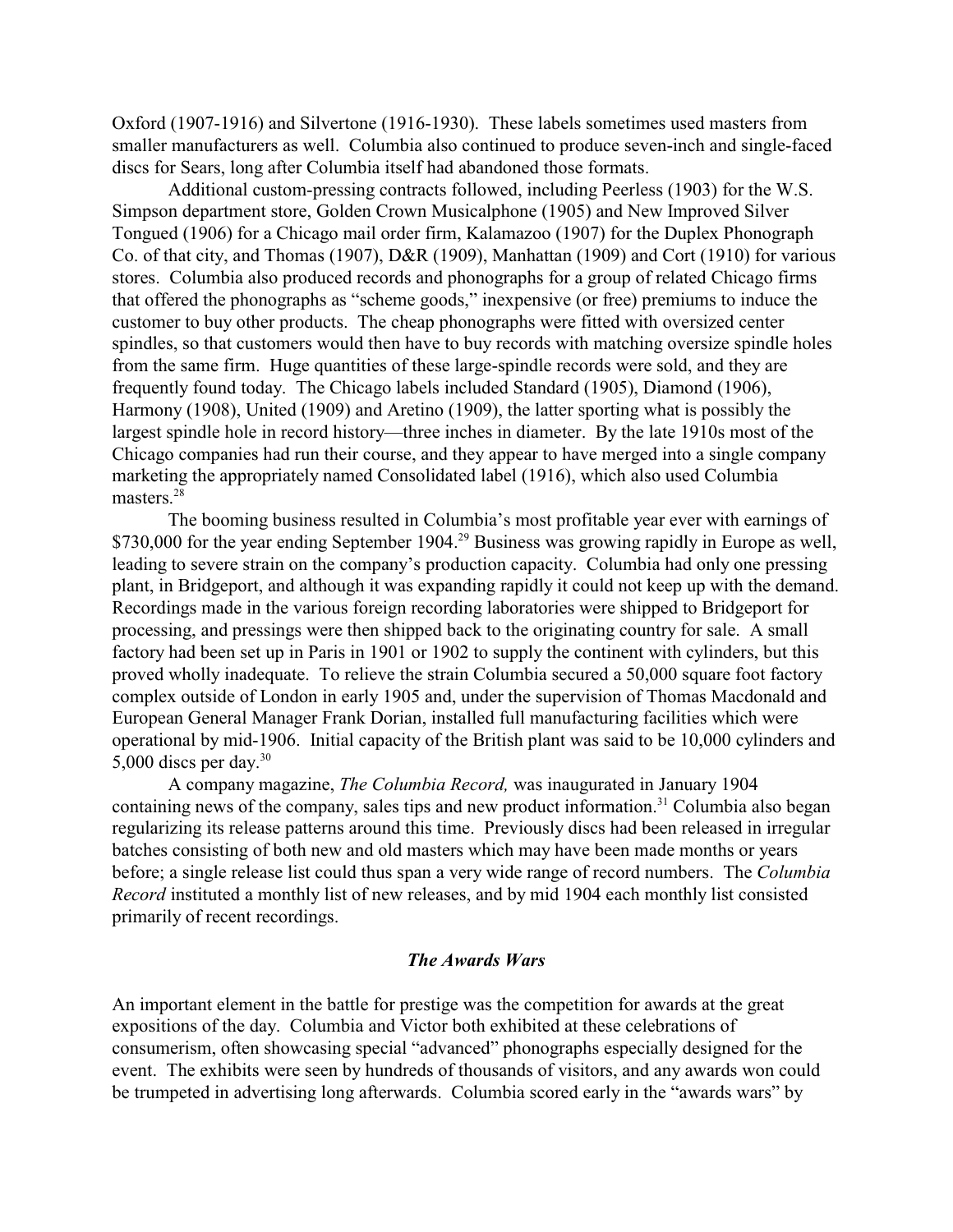Oxford (1907-1916) and Silvertone (1916-1930). These labels sometimes used masters from smaller manufacturers as well. Columbia also continued to produce seven-inch and single-faced discs for Sears, long after Columbia itself had abandoned those formats.

Additional custom-pressing contracts followed, including Peerless (1903) for the W.S. Simpson department store, Golden Crown Musicalphone (1905) and New Improved Silver Tongued (1906) for a Chicago mail order firm, Kalamazoo (1907) for the Duplex Phonograph Co. of that city, and Thomas (1907), D&R (1909), Manhattan (1909) and Cort (1910) for various stores. Columbia also produced records and phonographs for a group of related Chicago firms that offered the phonographs as "scheme goods," inexpensive (or free) premiums to induce the customer to buy other products. The cheap phonographs were fitted with oversized center spindles, so that customers would then have to buy records with matching oversize spindle holes from the same firm. Huge quantities of these large-spindle records were sold, and they are frequently found today. The Chicago labels included Standard (1905), Diamond (1906), Harmony (1908), United (1909) and Aretino (1909), the latter sporting what is possibly the largest spindle hole in record history—three inches in diameter. By the late 1910s most of the Chicago companies had run their course, and they appear to have merged into a single company marketing the appropriately named Consolidated label (1916), which also used Columbia masters.[28]

The booming business resulted in Columbia's most profitable year ever with earnings of $730,000 for the year ending September 1904.[29] Business was growing rapidly in Europe as well, leading to severe strain on the company's production capacity. Columbia had only one pressing plant, in Bridgeport, and although it was expanding rapidly it could not keep up with the demand. Recordings made in the various foreign recording laboratories were shipped to Bridgeport for processing, and pressings were then shipped back to the originating country for sale. A small factory had been set up in Paris in 1901 or 1902 to supply the continent with cylinders, but this proved wholly inadequate. To relieve the strain Columbia secured a 50,000 square foot factory complex outside of London in early 1905 and, under the supervision of Thomas Macdonald and European General Manager Frank Dorian, installed full manufacturing facilities which were operational by mid-1906. Initial capacity of the British plant was said to be 10,000 cylinders and 5,000 discs per day.[30]

A company magazine, *The Columbia Record,* was inaugurated in January 1904 containing news of the company, sales tips and new product information.[31] Columbia also began regularizing its release patterns around this time. Previously discs had been released in irregular batches consisting of both new and old masters which may have been made months or years before; a single release list could thus span a very wide range of record numbers. The *Columbia Record* instituted a monthly list of new releases, and by mid 1904 each monthly list consisted primarily of recent recordings.

### *The Awards Wars*

An important element in the battle for prestige was the competition for awards at the great expositions of the day. Columbia and Victor both exhibited at these celebrations of consumerism, often showcasing special "advanced" phonographs especially designed for the event. The exhibits were seen by hundreds of thousands of visitors, and any awards won could be trumpeted in advertising long afterwards. Columbia scored early in the "awards wars" by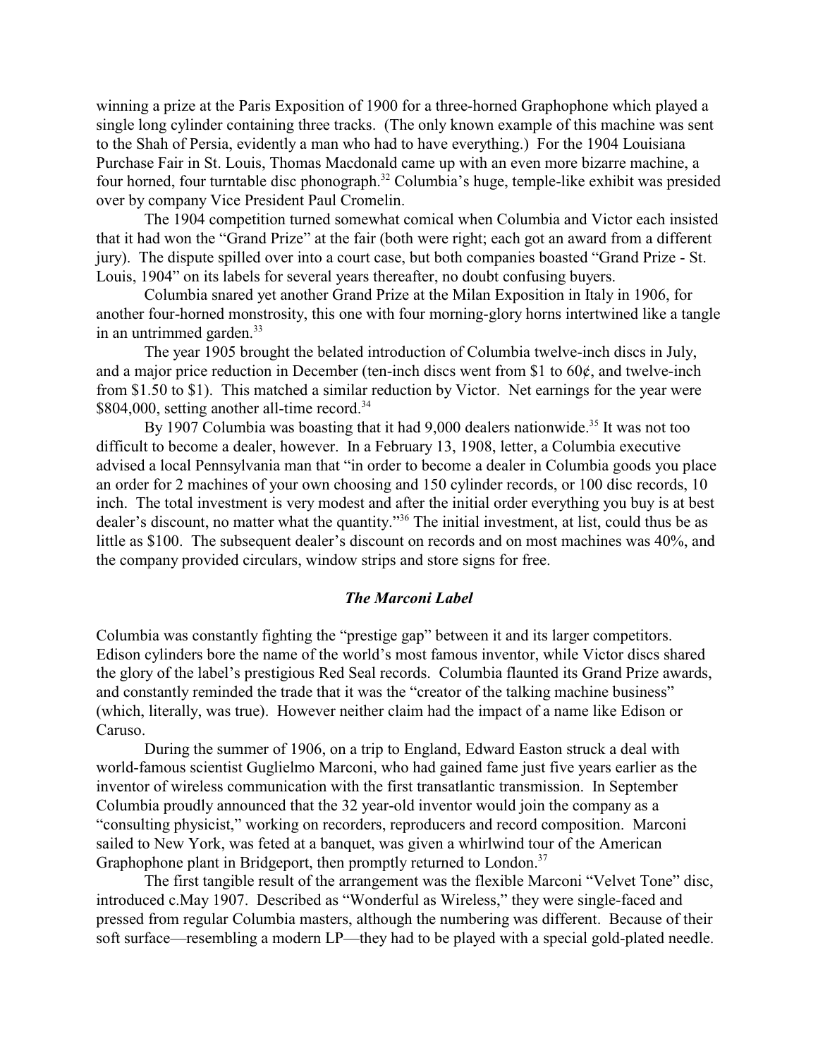winning a prize at the Paris Exposition of 1900 for a three-horned Graphophone which played a single long cylinder containing three tracks. (The only known example of this machine was sent to the Shah of Persia, evidently a man who had to have everything.) For the 1904 Louisiana Purchase Fair in St. Louis, Thomas Macdonald came up with an even more bizarre machine, a four horned, four turntable disc phonograph.[32] Columbia's huge, temple-like exhibit was presided over by company Vice President Paul Cromelin.

The 1904 competition turned somewhat comical when Columbia and Victor each insisted that it had won the "Grand Prize" at the fair (both were right; each got an award from a different jury). The dispute spilled over into a court case, but both companies boasted "Grand Prize - St. Louis, 1904" on its labels for several years thereafter, no doubt confusing buyers.

Columbia snared yet another Grand Prize at the Milan Exposition in Italy in 1906, for another four-horned monstrosity, this one with four morning-glory horns intertwined like a tangle in an untrimmed garden.[33]

The year 1905 brought the belated introduction of Columbia twelve-inch discs in July, and a major price reduction in December (ten-inch discs went from $1 to 60¢, and twelve-inch from $1.50 to $1). This matched a similar reduction by Victor. Net earnings for the year were $804,000, setting another all-time record.[34]

By 1907 Columbia was boasting that it had 9,000 dealers nationwide.[35] It was not too difficult to become a dealer, however. In a February 13, 1908, letter, a Columbia executive advised a local Pennsylvania man that "in order to become a dealer in Columbia goods you place an order for 2 machines of your own choosing and 150 cylinder records, or 100 disc records, 10 inch. The total investment is very modest and after the initial order everything you buy is at best dealer's discount, no matter what the quantity."[36] The initial investment, at list, could thus be as little as $100. The subsequent dealer's discount on records and on most machines was 40%, and the company provided circulars, window strips and store signs for free.

### *The Marconi Label*

Columbia was constantly fighting the "prestige gap" between it and its larger competitors. Edison cylinders bore the name of the world's most famous inventor, while Victor discs shared the glory of the label's prestigious Red Seal records. Columbia flaunted its Grand Prize awards, and constantly reminded the trade that it was the "creator of the talking machine business" (which, literally, was true). However neither claim had the impact of a name like Edison or Caruso.

During the summer of 1906, on a trip to England, Edward Easton struck a deal with world-famous scientist Guglielmo Marconi, who had gained fame just five years earlier as the inventor of wireless communication with the first transatlantic transmission. In September Columbia proudly announced that the 32 year-old inventor would join the company as a "consulting physicist," working on recorders, reproducers and record composition. Marconi sailed to New York, was feted at a banquet, was given a whirlwind tour of the American Graphophone plant in Bridgeport, then promptly returned to London.[37]

The first tangible result of the arrangement was the flexible Marconi "Velvet Tone" disc, introduced c.May 1907. Described as "Wonderful as Wireless," they were single-faced and pressed from regular Columbia masters, although the numbering was different. Because of their soft surface—resembling a modern LP—they had to be played with a special gold-plated needle.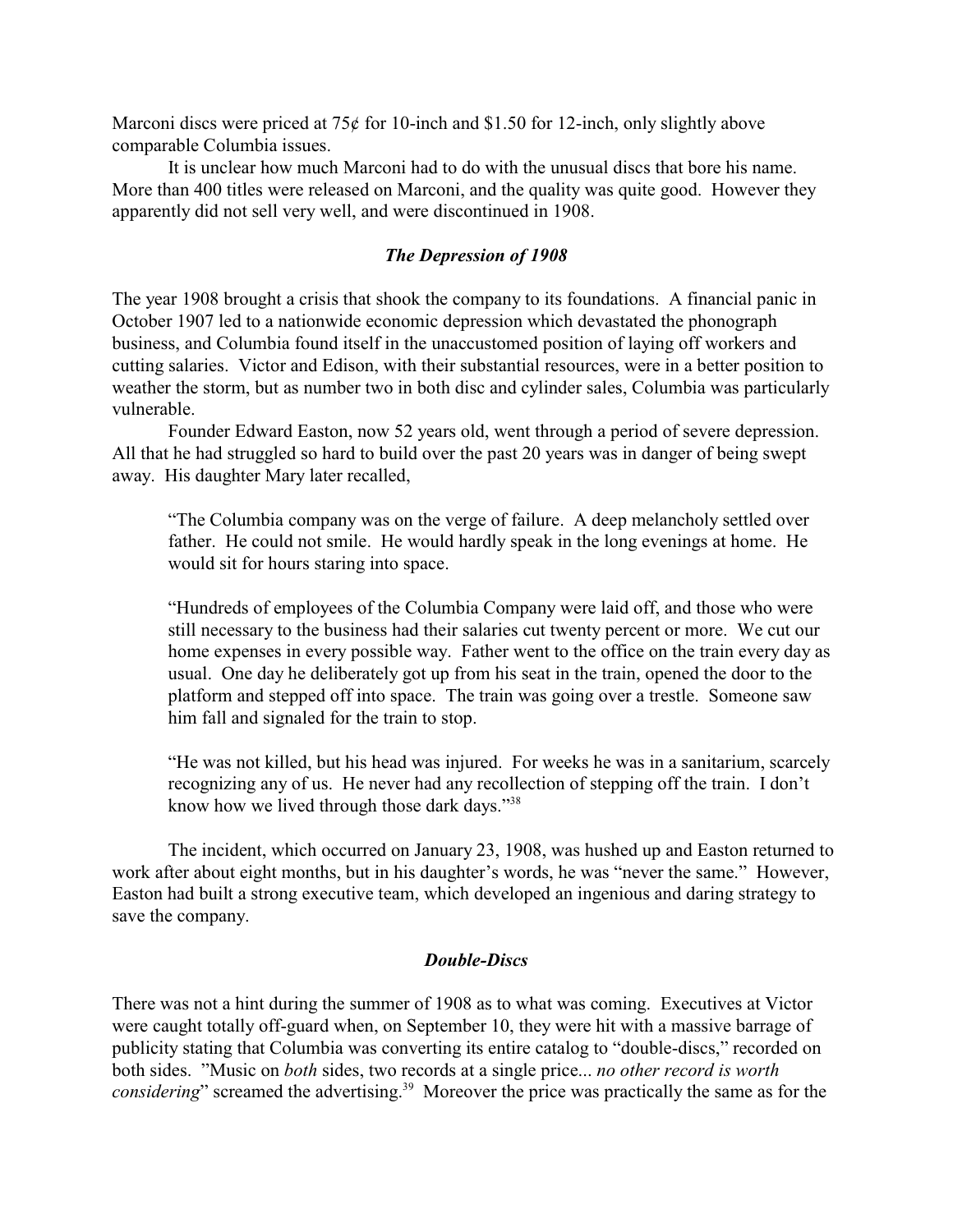Marconi discs were priced at 75¢ for 10-inch and $1.50 for 12-inch, only slightly above comparable Columbia issues.

It is unclear how much Marconi had to do with the unusual discs that bore his name. More than 400 titles were released on Marconi, and the quality was quite good. However they apparently did not sell very well, and were discontinued in 1908.

### *The Depression of 1908*

The year 1908 brought a crisis that shook the company to its foundations. A financial panic in October 1907 led to a nationwide economic depression which devastated the phonograph business, and Columbia found itself in the unaccustomed position of laying off workers and cutting salaries. Victor and Edison, with their substantial resources, were in a better position to weather the storm, but as number two in both disc and cylinder sales, Columbia was particularly vulnerable.

Founder Edward Easton, now 52 years old, went through a period of severe depression. All that he had struggled so hard to build over the past 20 years was in danger of being swept away. His daughter Mary later recalled,

> "The Columbia company was on the verge of failure. A deep melancholy settled over father. He could not smile. He would hardly speak in the long evenings at home. He would sit for hours staring into space.
>
> "Hundreds of employees of the Columbia Company were laid off, and those who were still necessary to the business had their salaries cut twenty percent or more. We cut our home expenses in every possible way. Father went to the office on the train every day as usual. One day he deliberately got up from his seat in the train, opened the door to the platform and stepped off into space. The train was going over a trestle. Someone saw him fall and signaled for the train to stop.
>
> "He was not killed, but his head was injured. For weeks he was in a sanitarium, scarcely recognizing any of us. He never had any recollection of stepping off the train. I don't know how we lived through those dark days."[38]

The incident, which occurred on January 23, 1908, was hushed up and Easton returned to work after about eight months, but in his daughter's words, he was "never the same." However, Easton had built a strong executive team, which developed an ingenious and daring strategy to save the company.

### *Double-Discs*

There was not a hint during the summer of 1908 as to what was coming. Executives at Victor were caught totally off-guard when, on September 10, they were hit with a massive barrage of publicity stating that Columbia was converting its entire catalog to "double-discs," recorded on both sides. "Music on *both* sides, two records at a single price... *no other record is worth considering*" screamed the advertising.[39] Moreover the price was practically the same as for the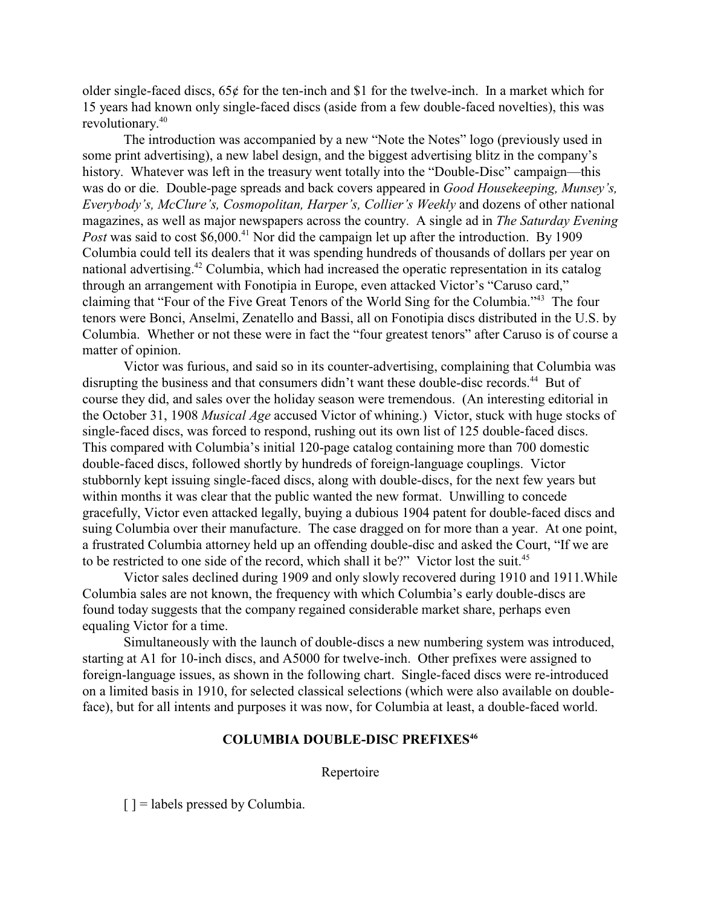older single-faced discs, 65¢ for the ten-inch and $1 for the twelve-inch. In a market which for 15 years had known only single-faced discs (aside from a few double-faced novelties), this was revolutionary.[40]

The introduction was accompanied by a new "Note the Notes" logo (previously used in some print advertising), a new label design, and the biggest advertising blitz in the company's history. Whatever was left in the treasury went totally into the "Double-Disc" campaign—this was do or die. Double-page spreads and back covers appeared in *Good Housekeeping, Munsey's, Everybody's, McClure's, Cosmopolitan, Harper's, Collier's Weekly* and dozens of other national magazines, as well as major newspapers across the country. A single ad in *The Saturday Evening Post* was said to cost $6,000.[41] Nor did the campaign let up after the introduction. By 1909 Columbia could tell its dealers that it was spending hundreds of thousands of dollars per year on national advertising.[42] Columbia, which had increased the operatic representation in its catalog through an arrangement with Fonotipia in Europe, even attacked Victor's "Caruso card," claiming that "Four of the Five Great Tenors of the World Sing for the Columbia."[43] The four tenors were Bonci, Anselmi, Zenatello and Bassi, all on Fonotipia discs distributed in the U.S. by Columbia. Whether or not these were in fact the "four greatest tenors" after Caruso is of course a matter of opinion.

Victor was furious, and said so in its counter-advertising, complaining that Columbia was disrupting the business and that consumers didn't want these double-disc records.[44] But of course they did, and sales over the holiday season were tremendous. (An interesting editorial in the October 31, 1908 *Musical Age* accused Victor of whining.) Victor, stuck with huge stocks of single-faced discs, was forced to respond, rushing out its own list of 125 double-faced discs. This compared with Columbia's initial 120-page catalog containing more than 700 domestic double-faced discs, followed shortly by hundreds of foreign-language couplings. Victor stubbornly kept issuing single-faced discs, along with double-discs, for the next few years but within months it was clear that the public wanted the new format. Unwilling to concede gracefully, Victor even attacked legally, buying a dubious 1904 patent for double-faced discs and suing Columbia over their manufacture. The case dragged on for more than a year. At one point, a frustrated Columbia attorney held up an offending double-disc and asked the Court, "If we are to be restricted to one side of the record, which shall it be?" Victor lost the suit.[45]

Victor sales declined during 1909 and only slowly recovered during 1910 and 1911.While Columbia sales are not known, the frequency with which Columbia's early double-discs are found today suggests that the company regained considerable market share, perhaps even equaling Victor for a time.

Simultaneously with the launch of double-discs a new numbering system was introduced, starting at A1 for 10-inch discs, and A5000 for twelve-inch. Other prefixes were assigned to foreign-language issues, as shown in the following chart. Single-faced discs were re-introduced on a limited basis in 1910, for selected classical selections (which were also available on double-face), but for all intents and purposes it was now, for Columbia at least, a double-faced world.

**COLUMBIA DOUBLE-DISC PREFIXES[46]**

Repertoire

[ ] = labels pressed by Columbia.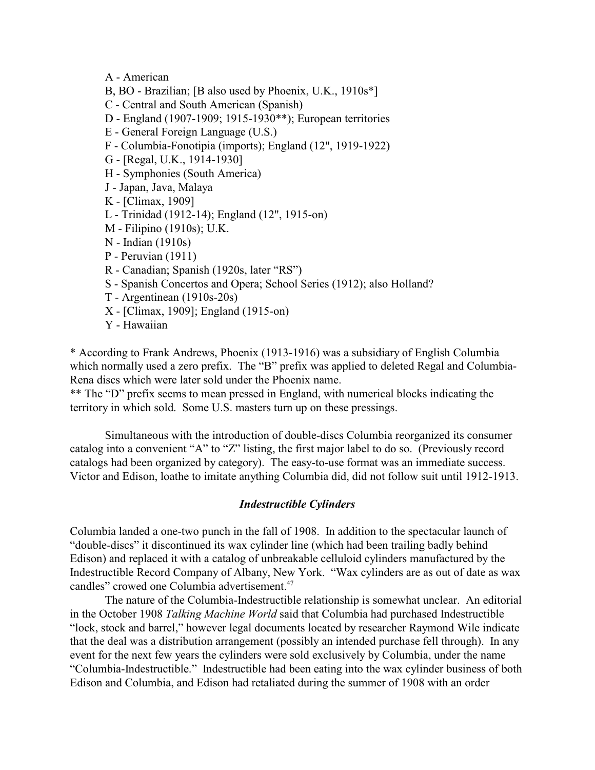A - American
B, BO - Brazilian; [B also used by Phoenix, U.K., 1910s*]
C - Central and South American (Spanish)
D - England (1907-1909; 1915-1930**); European territories
E - General Foreign Language (U.S.)
F - Columbia-Fonotipia (imports); England (12", 1919-1922)
G - [Regal, U.K., 1914-1930]
H - Symphonies (South America)
J - Japan, Java, Malaya
K - [Climax, 1909]
L - Trinidad (1912-14); England (12", 1915-on)
M - Filipino (1910s); U.K.
N - Indian (1910s)
P - Peruvian (1911)
R - Canadian; Spanish (1920s, later "RS")
S - Spanish Concertos and Opera; School Series (1912); also Holland?
T - Argentinean (1910s-20s)
X - [Climax, 1909]; England (1915-on)
Y - Hawaiian

* According to Frank Andrews, Phoenix (1913-1916) was a subsidiary of English Columbia which normally used a zero prefix. The "B" prefix was applied to deleted Regal and Columbia-Rena discs which were later sold under the Phoenix name.
** The "D" prefix seems to mean pressed in England, with numerical blocks indicating the territory in which sold. Some U.S. masters turn up on these pressings.

Simultaneous with the introduction of double-discs Columbia reorganized its consumer catalog into a convenient "A" to "Z" listing, the first major label to do so. (Previously record catalogs had been organized by category). The easy-to-use format was an immediate success. Victor and Edison, loathe to imitate anything Columbia did, did not follow suit until 1912-1913.

### *Indestructible Cylinders*

Columbia landed a one-two punch in the fall of 1908. In addition to the spectacular launch of "double-discs" it discontinued its wax cylinder line (which had been trailing badly behind Edison) and replaced it with a catalog of unbreakable celluloid cylinders manufactured by the Indestructible Record Company of Albany, New York. "Wax cylinders are as out of date as wax candles" crowed one Columbia advertisement.[47]

The nature of the Columbia-Indestructible relationship is somewhat unclear. An editorial in the October 1908 *Talking Machine World* said that Columbia had purchased Indestructible "lock, stock and barrel," however legal documents located by researcher Raymond Wile indicate that the deal was a distribution arrangement (possibly an intended purchase fell through). In any event for the next few years the cylinders were sold exclusively by Columbia, under the name "Columbia-Indestructible." Indestructible had been eating into the wax cylinder business of both Edison and Columbia, and Edison had retaliated during the summer of 1908 with an order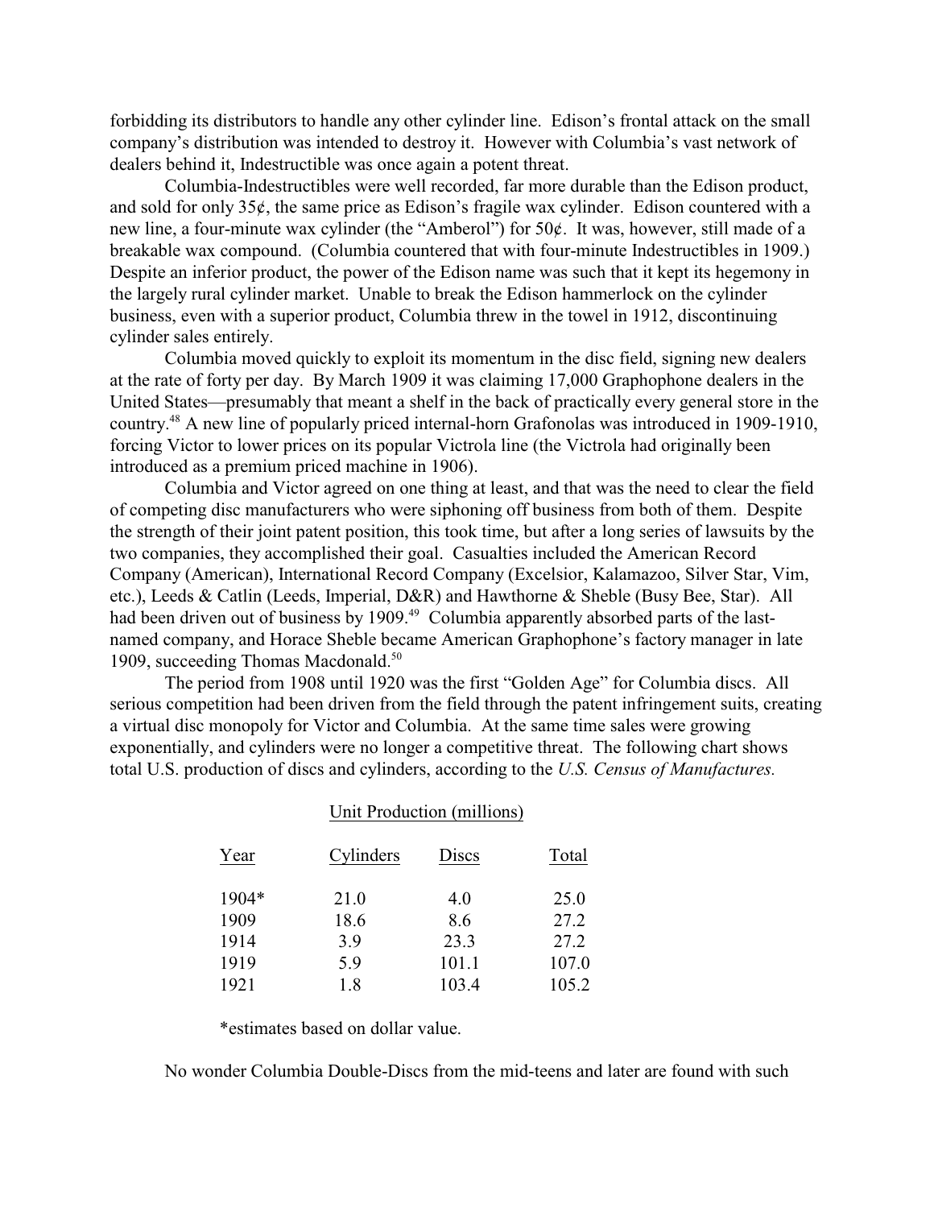forbidding its distributors to handle any other cylinder line. Edison's frontal attack on the small company's distribution was intended to destroy it. However with Columbia's vast network of dealers behind it, Indestructible was once again a potent threat.

Columbia-Indestructibles were well recorded, far more durable than the Edison product, and sold for only 35¢, the same price as Edison's fragile wax cylinder. Edison countered with a new line, a four-minute wax cylinder (the "Amberol") for 50¢. It was, however, still made of a breakable wax compound. (Columbia countered that with four-minute Indestructibles in 1909.) Despite an inferior product, the power of the Edison name was such that it kept its hegemony in the largely rural cylinder market. Unable to break the Edison hammerlock on the cylinder business, even with a superior product, Columbia threw in the towel in 1912, discontinuing cylinder sales entirely.

Columbia moved quickly to exploit its momentum in the disc field, signing new dealers at the rate of forty per day. By March 1909 it was claiming 17,000 Graphophone dealers in the United States—presumably that meant a shelf in the back of practically every general store in the country.[48] A new line of popularly priced internal-horn Grafonolas was introduced in 1909-1910, forcing Victor to lower prices on its popular Victrola line (the Victrola had originally been introduced as a premium priced machine in 1906).

Columbia and Victor agreed on one thing at least, and that was the need to clear the field of competing disc manufacturers who were siphoning off business from both of them. Despite the strength of their joint patent position, this took time, but after a long series of lawsuits by the two companies, they accomplished their goal. Casualties included the American Record Company (American), International Record Company (Excelsior, Kalamazoo, Silver Star, Vim, etc.), Leeds & Catlin (Leeds, Imperial, D&R) and Hawthorne & Sheble (Busy Bee, Star). All had been driven out of business by 1909.[49] Columbia apparently absorbed parts of the last-named company, and Horace Sheble became American Graphophone's factory manager in late 1909, succeeding Thomas Macdonald.[50]

The period from 1908 until 1920 was the first "Golden Age" for Columbia discs. All serious competition had been driven from the field through the patent infringement suits, creating a virtual disc monopoly for Victor and Columbia. At the same time sales were growing exponentially, and cylinders were no longer a competitive threat. The following chart shows total U.S. production of discs and cylinders, according to the *U.S. Census of Manufactures.*

Unit Production (millions)

| Year | Cylinders | Discs | Total |
|---|---|---|---|
| 1904* | 21.0 | 4.0 | 25.0 |
| 1909 | 18.6 | 8.6 | 27.2 |
| 1914 | 3.9 | 23.3 | 27.2 |
| 1919 | 5.9 | 101.1 | 107.0 |
| 1921 | 1.8 | 103.4 | 105.2 |

*estimates based on dollar value.

No wonder Columbia Double-Discs from the mid-teens and later are found with such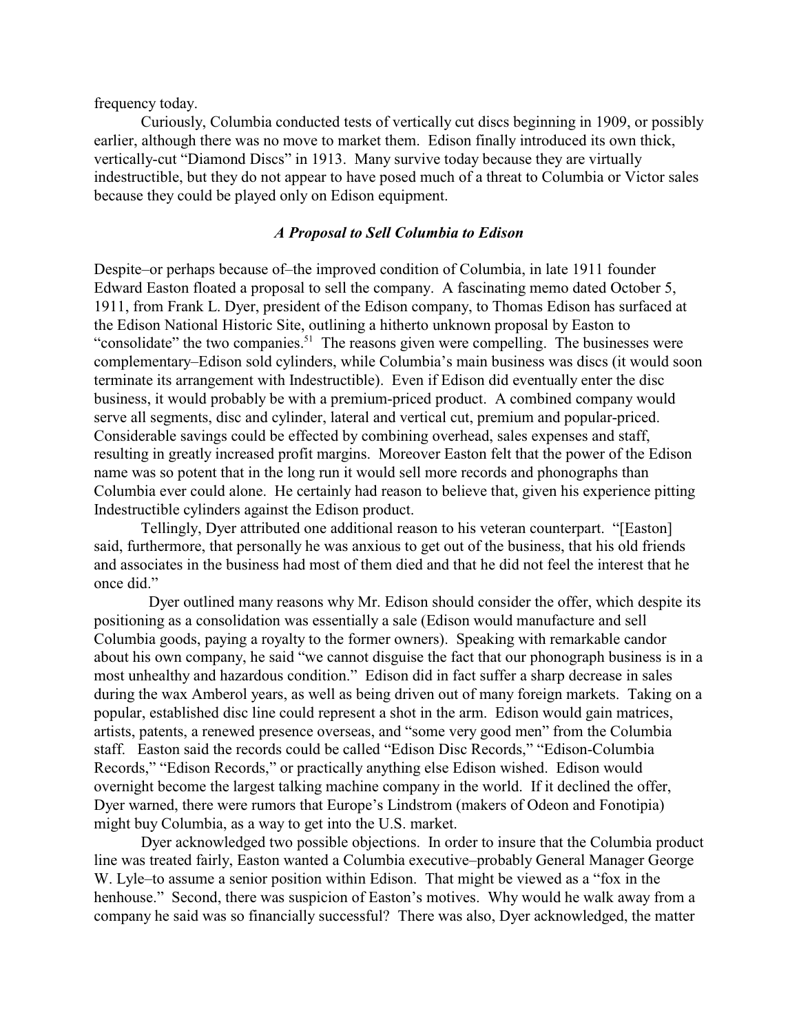frequency today.

Curiously, Columbia conducted tests of vertically cut discs beginning in 1909, or possibly earlier, although there was no move to market them. Edison finally introduced its own thick, vertically-cut "Diamond Discs" in 1913. Many survive today because they are virtually indestructible, but they do not appear to have posed much of a threat to Columbia or Victor sales because they could be played only on Edison equipment.

### *A Proposal to Sell Columbia to Edison*

Despite–or perhaps because of–the improved condition of Columbia, in late 1911 founder Edward Easton floated a proposal to sell the company. A fascinating memo dated October 5, 1911, from Frank L. Dyer, president of the Edison company, to Thomas Edison has surfaced at the Edison National Historic Site, outlining a hitherto unknown proposal by Easton to "consolidate" the two companies.[51] The reasons given were compelling. The businesses were complementary–Edison sold cylinders, while Columbia's main business was discs (it would soon terminate its arrangement with Indestructible). Even if Edison did eventually enter the disc business, it would probably be with a premium-priced product. A combined company would serve all segments, disc and cylinder, lateral and vertical cut, premium and popular-priced. Considerable savings could be effected by combining overhead, sales expenses and staff, resulting in greatly increased profit margins. Moreover Easton felt that the power of the Edison name was so potent that in the long run it would sell more records and phonographs than Columbia ever could alone. He certainly had reason to believe that, given his experience pitting Indestructible cylinders against the Edison product.

Tellingly, Dyer attributed one additional reason to his veteran counterpart. "[Easton] said, furthermore, that personally he was anxious to get out of the business, that his old friends and associates in the business had most of them died and that he did not feel the interest that he once did."

Dyer outlined many reasons why Mr. Edison should consider the offer, which despite its positioning as a consolidation was essentially a sale (Edison would manufacture and sell Columbia goods, paying a royalty to the former owners). Speaking with remarkable candor about his own company, he said "we cannot disguise the fact that our phonograph business is in a most unhealthy and hazardous condition." Edison did in fact suffer a sharp decrease in sales during the wax Amberol years, as well as being driven out of many foreign markets. Taking on a popular, established disc line could represent a shot in the arm. Edison would gain matrices, artists, patents, a renewed presence overseas, and "some very good men" from the Columbia staff. Easton said the records could be called "Edison Disc Records," "Edison-Columbia Records," "Edison Records," or practically anything else Edison wished. Edison would overnight become the largest talking machine company in the world. If it declined the offer, Dyer warned, there were rumors that Europe's Lindstrom (makers of Odeon and Fonotipia) might buy Columbia, as a way to get into the U.S. market.

Dyer acknowledged two possible objections. In order to insure that the Columbia product line was treated fairly, Easton wanted a Columbia executive–probably General Manager George W. Lyle–to assume a senior position within Edison. That might be viewed as a "fox in the henhouse." Second, there was suspicion of Easton's motives. Why would he walk away from a company he said was so financially successful? There was also, Dyer acknowledged, the matter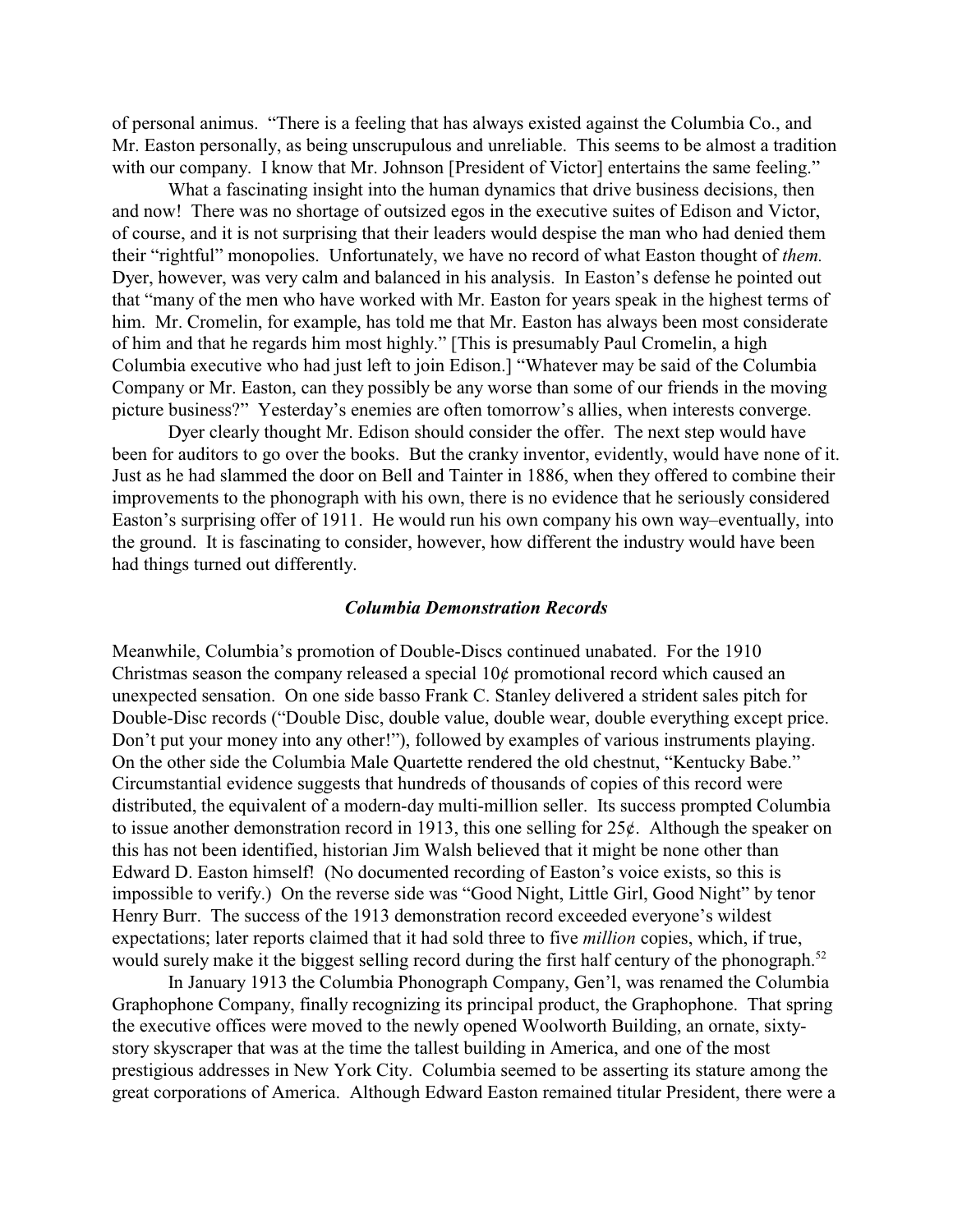of personal animus. "There is a feeling that has always existed against the Columbia Co., and Mr. Easton personally, as being unscrupulous and unreliable. This seems to be almost a tradition with our company. I know that Mr. Johnson [President of Victor] entertains the same feeling."

What a fascinating insight into the human dynamics that drive business decisions, then and now! There was no shortage of outsized egos in the executive suites of Edison and Victor, of course, and it is not surprising that their leaders would despise the man who had denied them their "rightful" monopolies. Unfortunately, we have no record of what Easton thought of *them.* Dyer, however, was very calm and balanced in his analysis. In Easton's defense he pointed out that "many of the men who have worked with Mr. Easton for years speak in the highest terms of him. Mr. Cromelin, for example, has told me that Mr. Easton has always been most considerate of him and that he regards him most highly." [This is presumably Paul Cromelin, a high Columbia executive who had just left to join Edison.] "Whatever may be said of the Columbia Company or Mr. Easton, can they possibly be any worse than some of our friends in the moving picture business?" Yesterday's enemies are often tomorrow's allies, when interests converge.

Dyer clearly thought Mr. Edison should consider the offer. The next step would have been for auditors to go over the books. But the cranky inventor, evidently, would have none of it. Just as he had slammed the door on Bell and Tainter in 1886, when they offered to combine their improvements to the phonograph with his own, there is no evidence that he seriously considered Easton's surprising offer of 1911. He would run his own company his own way–eventually, into the ground. It is fascinating to consider, however, how different the industry would have been had things turned out differently.

### *Columbia Demonstration Records*

Meanwhile, Columbia's promotion of Double-Discs continued unabated. For the 1910 Christmas season the company released a special 10¢ promotional record which caused an unexpected sensation. On one side basso Frank C. Stanley delivered a strident sales pitch for Double-Disc records ("Double Disc, double value, double wear, double everything except price. Don't put your money into any other!"), followed by examples of various instruments playing. On the other side the Columbia Male Quartette rendered the old chestnut, "Kentucky Babe." Circumstantial evidence suggests that hundreds of thousands of copies of this record were distributed, the equivalent of a modern-day multi-million seller. Its success prompted Columbia to issue another demonstration record in 1913, this one selling for 25¢. Although the speaker on this has not been identified, historian Jim Walsh believed that it might be none other than Edward D. Easton himself! (No documented recording of Easton's voice exists, so this is impossible to verify.) On the reverse side was "Good Night, Little Girl, Good Night" by tenor Henry Burr. The success of the 1913 demonstration record exceeded everyone's wildest expectations; later reports claimed that it had sold three to five *million* copies, which, if true, would surely make it the biggest selling record during the first half century of the phonograph.[52]

In January 1913 the Columbia Phonograph Company, Gen'l, was renamed the Columbia Graphophone Company, finally recognizing its principal product, the Graphophone. That spring the executive offices were moved to the newly opened Woolworth Building, an ornate, sixty-story skyscraper that was at the time the tallest building in America, and one of the most prestigious addresses in New York City. Columbia seemed to be asserting its stature among the great corporations of America. Although Edward Easton remained titular President, there were a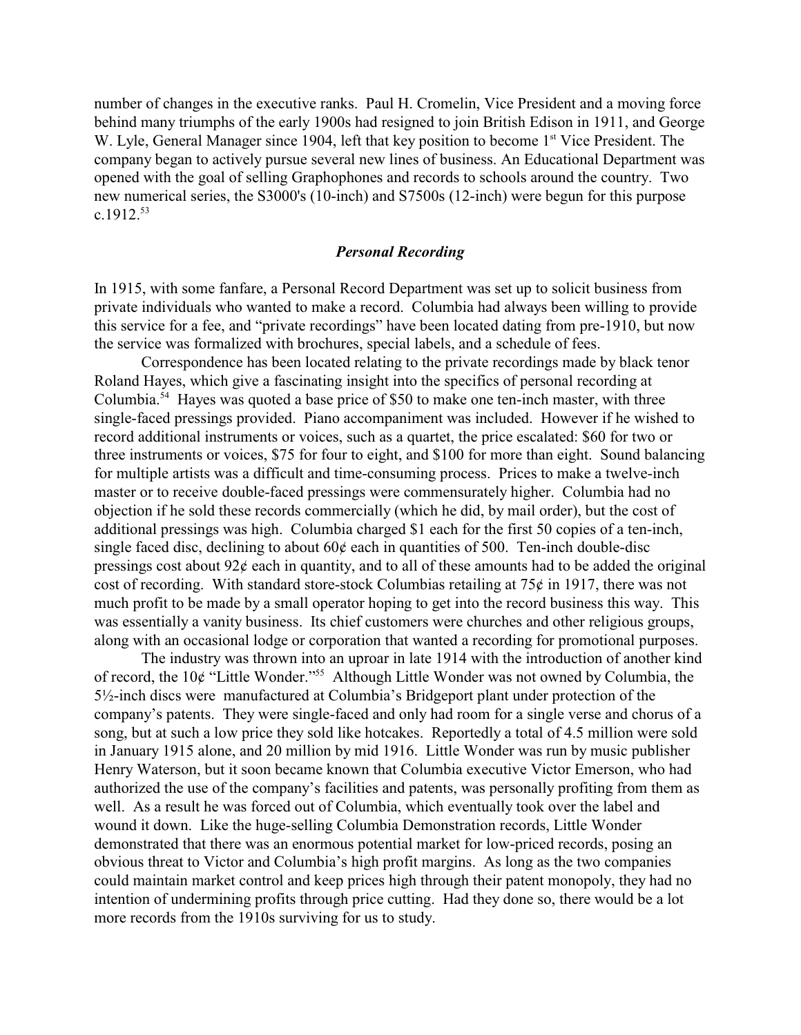number of changes in the executive ranks. Paul H. Cromelin, Vice President and a moving force behind many triumphs of the early 1900s had resigned to join British Edison in 1911, and George W. Lyle, General Manager since 1904, left that key position to become 1st Vice President. The company began to actively pursue several new lines of business. An Educational Department was opened with the goal of selling Graphophones and records to schools around the country. Two new numerical series, the S3000's (10-inch) and S7500s (12-inch) were begun for this purpose c.1912.[53]

### *Personal Recording*

In 1915, with some fanfare, a Personal Record Department was set up to solicit business from private individuals who wanted to make a record. Columbia had always been willing to provide this service for a fee, and "private recordings" have been located dating from pre-1910, but now the service was formalized with brochures, special labels, and a schedule of fees.

Correspondence has been located relating to the private recordings made by black tenor Roland Hayes, which give a fascinating insight into the specifics of personal recording at Columbia.[54] Hayes was quoted a base price of $50 to make one ten-inch master, with three single-faced pressings provided. Piano accompaniment was included. However if he wished to record additional instruments or voices, such as a quartet, the price escalated: $60 for two or three instruments or voices, $75 for four to eight, and $100 for more than eight. Sound balancing for multiple artists was a difficult and time-consuming process. Prices to make a twelve-inch master or to receive double-faced pressings were commensurately higher. Columbia had no objection if he sold these records commercially (which he did, by mail order), but the cost of additional pressings was high. Columbia charged $1 each for the first 50 copies of a ten-inch, single faced disc, declining to about 60¢ each in quantities of 500. Ten-inch double-disc pressings cost about 92¢ each in quantity, and to all of these amounts had to be added the original cost of recording. With standard store-stock Columbias retailing at 75¢ in 1917, there was not much profit to be made by a small operator hoping to get into the record business this way. This was essentially a vanity business. Its chief customers were churches and other religious groups, along with an occasional lodge or corporation that wanted a recording for promotional purposes.

The industry was thrown into an uproar in late 1914 with the introduction of another kind of record, the 10¢ "Little Wonder."[55] Although Little Wonder was not owned by Columbia, the 5½-inch discs were manufactured at Columbia's Bridgeport plant under protection of the company's patents. They were single-faced and only had room for a single verse and chorus of a song, but at such a low price they sold like hotcakes. Reportedly a total of 4.5 million were sold in January 1915 alone, and 20 million by mid 1916. Little Wonder was run by music publisher Henry Waterson, but it soon became known that Columbia executive Victor Emerson, who had authorized the use of the company's facilities and patents, was personally profiting from them as well. As a result he was forced out of Columbia, which eventually took over the label and wound it down. Like the huge-selling Columbia Demonstration records, Little Wonder demonstrated that there was an enormous potential market for low-priced records, posing an obvious threat to Victor and Columbia's high profit margins. As long as the two companies could maintain market control and keep prices high through their patent monopoly, they had no intention of undermining profits through price cutting. Had they done so, there would be a lot more records from the 1910s surviving for us to study.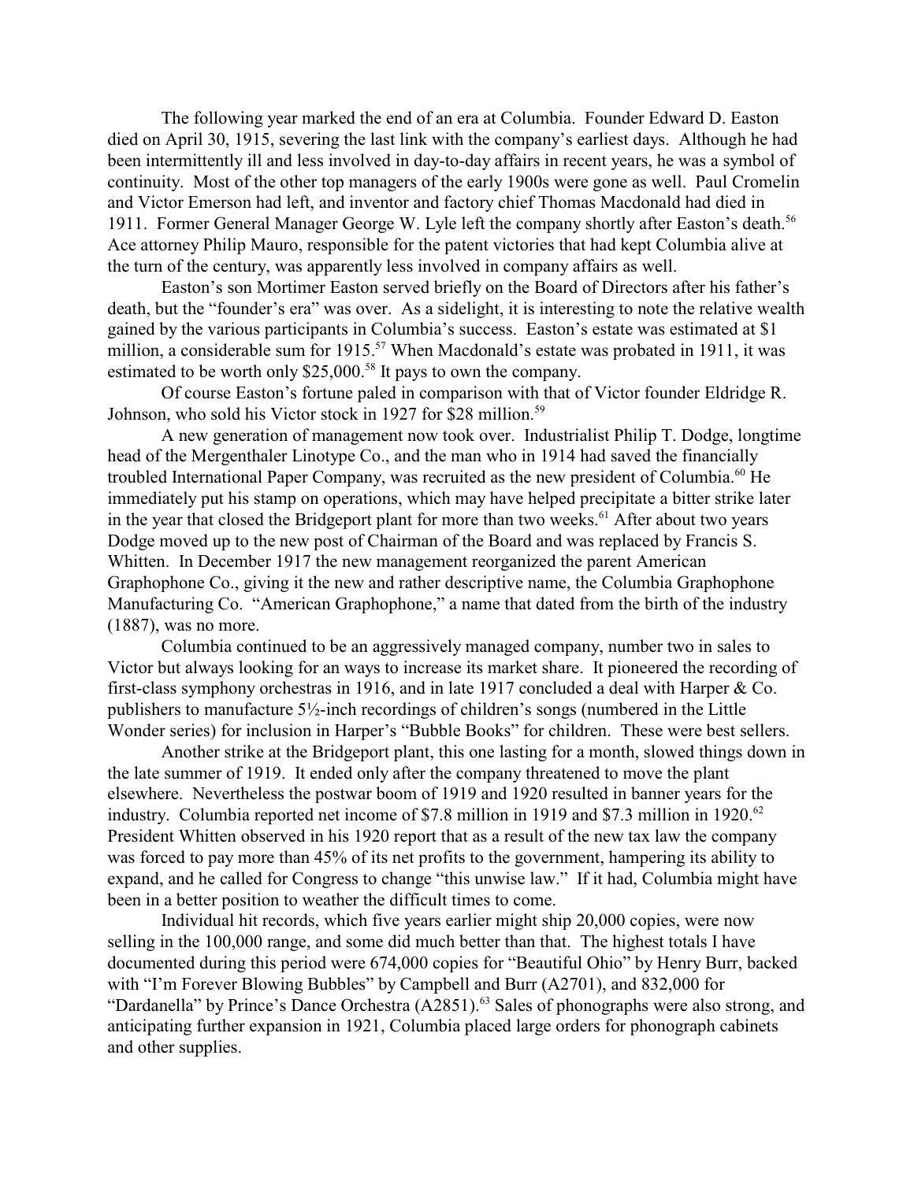The following year marked the end of an era at Columbia. Founder Edward D. Easton died on April 30, 1915, severing the last link with the company's earliest days. Although he had been intermittently ill and less involved in day-to-day affairs in recent years, he was a symbol of continuity. Most of the other top managers of the early 1900s were gone as well. Paul Cromelin and Victor Emerson had left, and inventor and factory chief Thomas Macdonald had died in 1911. Former General Manager George W. Lyle left the company shortly after Easton's death.[56] Ace attorney Philip Mauro, responsible for the patent victories that had kept Columbia alive at the turn of the century, was apparently less involved in company affairs as well.

Easton's son Mortimer Easton served briefly on the Board of Directors after his father's death, but the "founder's era" was over. As a sidelight, it is interesting to note the relative wealth gained by the various participants in Columbia's success. Easton's estate was estimated at $1 million, a considerable sum for 1915.[57] When Macdonald's estate was probated in 1911, it was estimated to be worth only $25,000.[58] It pays to own the company.

Of course Easton's fortune paled in comparison with that of Victor founder Eldridge R. Johnson, who sold his Victor stock in 1927 for $28 million.[59]

A new generation of management now took over. Industrialist Philip T. Dodge, longtime head of the Mergenthaler Linotype Co., and the man who in 1914 had saved the financially troubled International Paper Company, was recruited as the new president of Columbia.[60] He immediately put his stamp on operations, which may have helped precipitate a bitter strike later in the year that closed the Bridgeport plant for more than two weeks.[61] After about two years Dodge moved up to the new post of Chairman of the Board and was replaced by Francis S. Whitten. In December 1917 the new management reorganized the parent American Graphophone Co., giving it the new and rather descriptive name, the Columbia Graphophone Manufacturing Co. "American Graphophone," a name that dated from the birth of the industry (1887), was no more.

Columbia continued to be an aggressively managed company, number two in sales to Victor but always looking for an ways to increase its market share. It pioneered the recording of first-class symphony orchestras in 1916, and in late 1917 concluded a deal with Harper & Co. publishers to manufacture 5½-inch recordings of children's songs (numbered in the Little Wonder series) for inclusion in Harper's "Bubble Books" for children. These were best sellers.

Another strike at the Bridgeport plant, this one lasting for a month, slowed things down in the late summer of 1919. It ended only after the company threatened to move the plant elsewhere. Nevertheless the postwar boom of 1919 and 1920 resulted in banner years for the industry. Columbia reported net income of $7.8 million in 1919 and $7.3 million in 1920.[62] President Whitten observed in his 1920 report that as a result of the new tax law the company was forced to pay more than 45% of its net profits to the government, hampering its ability to expand, and he called for Congress to change "this unwise law." If it had, Columbia might have been in a better position to weather the difficult times to come.

Individual hit records, which five years earlier might ship 20,000 copies, were now selling in the 100,000 range, and some did much better than that. The highest totals I have documented during this period were 674,000 copies for "Beautiful Ohio" by Henry Burr, backed with "I'm Forever Blowing Bubbles" by Campbell and Burr (A2701), and 832,000 for "Dardanella" by Prince's Dance Orchestra (A2851).[63] Sales of phonographs were also strong, and anticipating further expansion in 1921, Columbia placed large orders for phonograph cabinets and other supplies.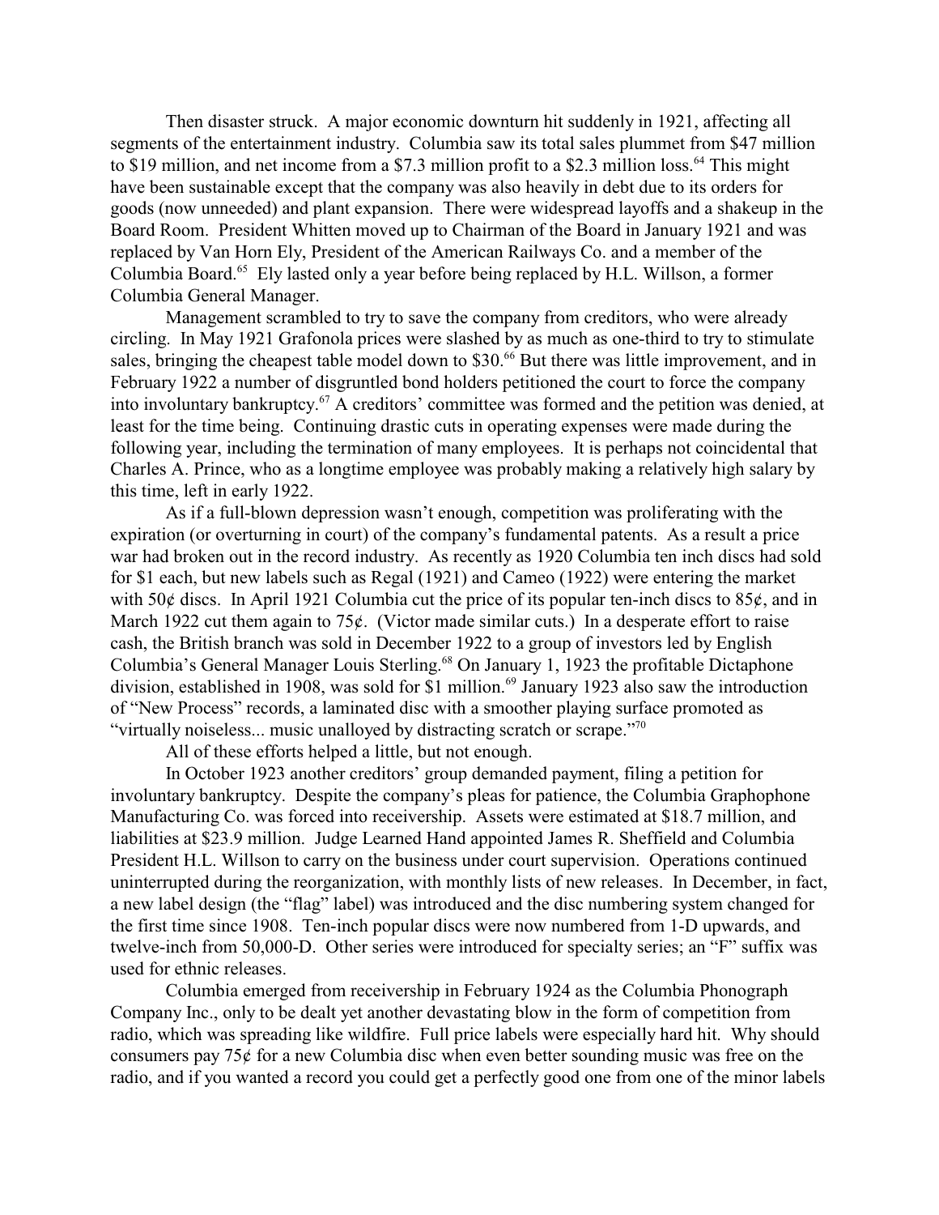Then disaster struck. A major economic downturn hit suddenly in 1921, affecting all segments of the entertainment industry. Columbia saw its total sales plummet from \$47 million to \$19 million, and net income from a \$7.3 million profit to a \$2.3 million loss.[64] This might have been sustainable except that the company was also heavily in debt due to its orders for goods (now unneeded) and plant expansion. There were widespread layoffs and a shakeup in the Board Room. President Whitten moved up to Chairman of the Board in January 1921 and was replaced by Van Horn Ely, President of the American Railways Co. and a member of the Columbia Board.[65] Ely lasted only a year before being replaced by H.L. Willson, a former Columbia General Manager.

Management scrambled to try to save the company from creditors, who were already circling. In May 1921 Grafonola prices were slashed by as much as one-third to try to stimulate sales, bringing the cheapest table model down to \$30.[66] But there was little improvement, and in February 1922 a number of disgruntled bond holders petitioned the court to force the company into involuntary bankruptcy.[67] A creditors' committee was formed and the petition was denied, at least for the time being. Continuing drastic cuts in operating expenses were made during the following year, including the termination of many employees. It is perhaps not coincidental that Charles A. Prince, who as a longtime employee was probably making a relatively high salary by this time, left in early 1922.

As if a full-blown depression wasn't enough, competition was proliferating with the expiration (or overturning in court) of the company's fundamental patents. As a result a price war had broken out in the record industry. As recently as 1920 Columbia ten inch discs had sold for \$1 each, but new labels such as Regal (1921) and Cameo (1922) were entering the market with 50¢ discs. In April 1921 Columbia cut the price of its popular ten-inch discs to 85¢, and in March 1922 cut them again to 75¢. (Victor made similar cuts.) In a desperate effort to raise cash, the British branch was sold in December 1922 to a group of investors led by English Columbia's General Manager Louis Sterling.[68] On January 1, 1923 the profitable Dictaphone division, established in 1908, was sold for \$1 million.[69] January 1923 also saw the introduction of "New Process" records, a laminated disc with a smoother playing surface promoted as "virtually noiseless... music unalloyed by distracting scratch or scrape."[70]

All of these efforts helped a little, but not enough.

In October 1923 another creditors' group demanded payment, filing a petition for involuntary bankruptcy. Despite the company's pleas for patience, the Columbia Graphophone Manufacturing Co. was forced into receivership. Assets were estimated at \$18.7 million, and liabilities at \$23.9 million. Judge Learned Hand appointed James R. Sheffield and Columbia President H.L. Willson to carry on the business under court supervision. Operations continued uninterrupted during the reorganization, with monthly lists of new releases. In December, in fact, a new label design (the "flag" label) was introduced and the disc numbering system changed for the first time since 1908. Ten-inch popular discs were now numbered from 1-D upwards, and twelve-inch from 50,000-D. Other series were introduced for specialty series; an "F" suffix was used for ethnic releases.

Columbia emerged from receivership in February 1924 as the Columbia Phonograph Company Inc., only to be dealt yet another devastating blow in the form of competition from radio, which was spreading like wildfire. Full price labels were especially hard hit. Why should consumers pay 75¢ for a new Columbia disc when even better sounding music was free on the radio, and if you wanted a record you could get a perfectly good one from one of the minor labels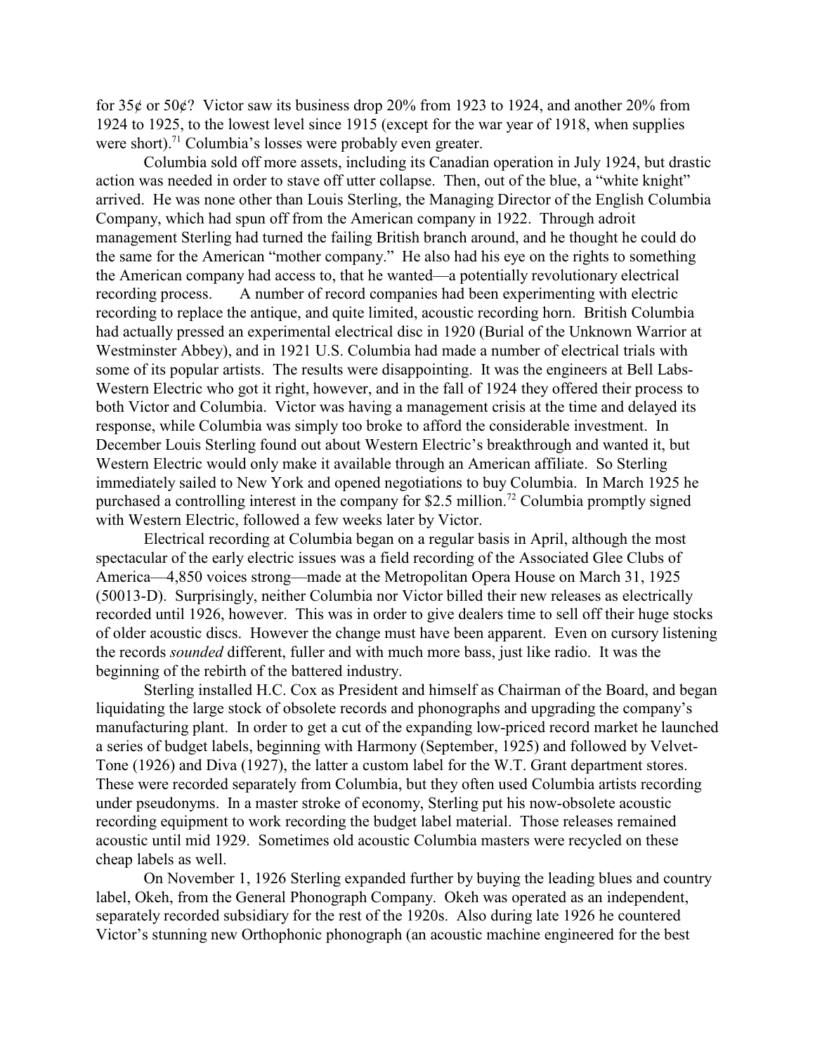for 35¢ or 50¢? Victor saw its business drop 20% from 1923 to 1924, and another 20% from 1924 to 1925, to the lowest level since 1915 (except for the war year of 1918, when supplies were short).[71] Columbia's losses were probably even greater.

Columbia sold off more assets, including its Canadian operation in July 1924, but drastic action was needed in order to stave off utter collapse. Then, out of the blue, a "white knight" arrived. He was none other than Louis Sterling, the Managing Director of the English Columbia Company, which had spun off from the American company in 1922. Through adroit management Sterling had turned the failing British branch around, and he thought he could do the same for the American "mother company." He also had his eye on the rights to something the American company had access to, that he wanted—a potentially revolutionary electrical recording process. A number of record companies had been experimenting with electric recording to replace the antique, and quite limited, acoustic recording horn. British Columbia had actually pressed an experimental electrical disc in 1920 (Burial of the Unknown Warrior at Westminster Abbey), and in 1921 U.S. Columbia had made a number of electrical trials with some of its popular artists. The results were disappointing. It was the engineers at Bell Labs-Western Electric who got it right, however, and in the fall of 1924 they offered their process to both Victor and Columbia. Victor was having a management crisis at the time and delayed its response, while Columbia was simply too broke to afford the considerable investment. In December Louis Sterling found out about Western Electric's breakthrough and wanted it, but Western Electric would only make it available through an American affiliate. So Sterling immediately sailed to New York and opened negotiations to buy Columbia. In March 1925 he purchased a controlling interest in the company for $2.5 million.[72] Columbia promptly signed with Western Electric, followed a few weeks later by Victor.

Electrical recording at Columbia began on a regular basis in April, although the most spectacular of the early electric issues was a field recording of the Associated Glee Clubs of America—4,850 voices strong—made at the Metropolitan Opera House on March 31, 1925 (50013-D). Surprisingly, neither Columbia nor Victor billed their new releases as electrically recorded until 1926, however. This was in order to give dealers time to sell off their huge stocks of older acoustic discs. However the change must have been apparent. Even on cursory listening the records *sounded* different, fuller and with much more bass, just like radio. It was the beginning of the rebirth of the battered industry.

Sterling installed H.C. Cox as President and himself as Chairman of the Board, and began liquidating the large stock of obsolete records and phonographs and upgrading the company's manufacturing plant. In order to get a cut of the expanding low-priced record market he launched a series of budget labels, beginning with Harmony (September, 1925) and followed by Velvet-Tone (1926) and Diva (1927), the latter a custom label for the W.T. Grant department stores. These were recorded separately from Columbia, but they often used Columbia artists recording under pseudonyms. In a master stroke of economy, Sterling put his now-obsolete acoustic recording equipment to work recording the budget label material. Those releases remained acoustic until mid 1929. Sometimes old acoustic Columbia masters were recycled on these cheap labels as well.

On November 1, 1926 Sterling expanded further by buying the leading blues and country label, Okeh, from the General Phonograph Company. Okeh was operated as an independent, separately recorded subsidiary for the rest of the 1920s. Also during late 1926 he countered Victor's stunning new Orthophonic phonograph (an acoustic machine engineered for the best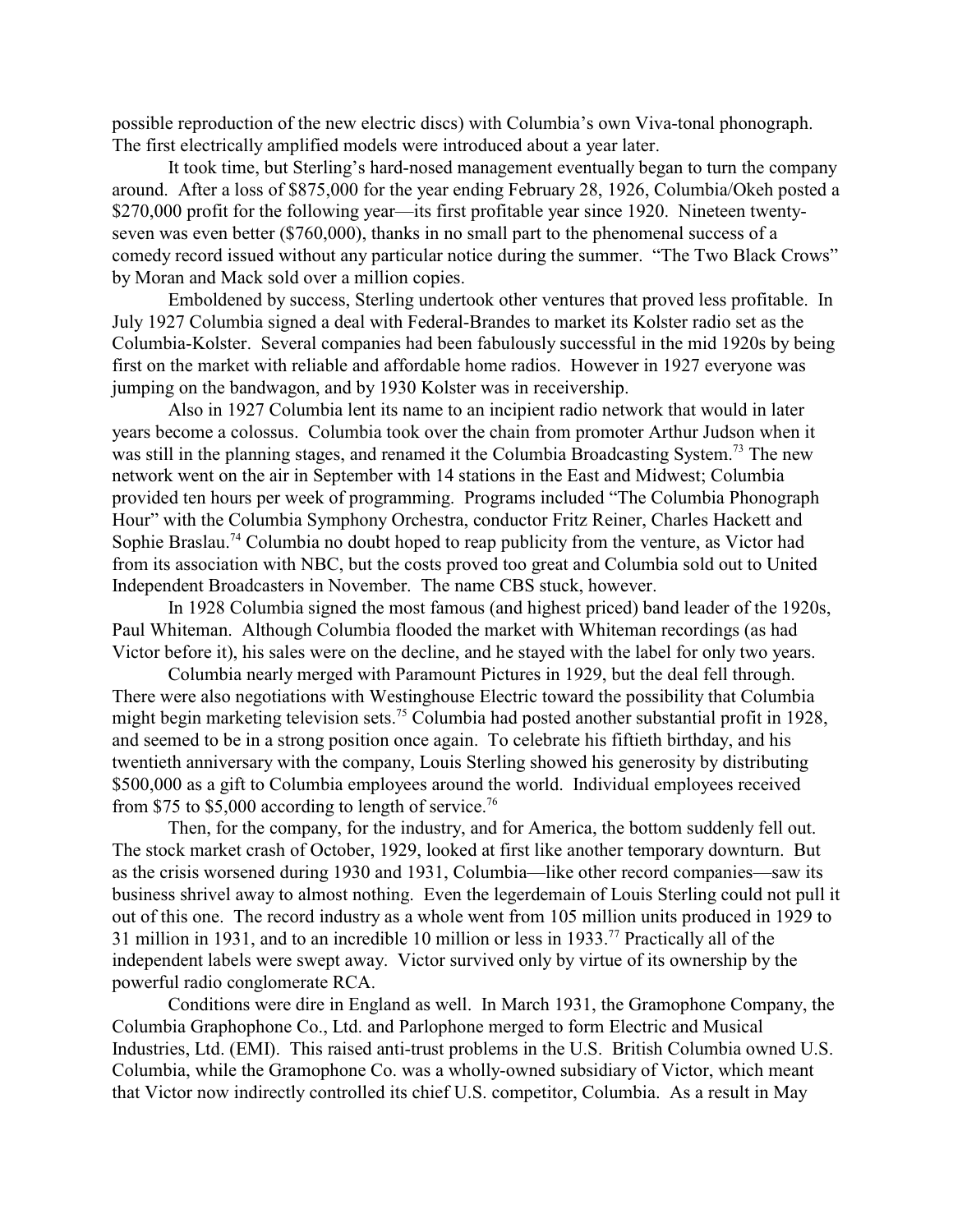possible reproduction of the new electric discs) with Columbia's own Viva-tonal phonograph. The first electrically amplified models were introduced about a year later.

It took time, but Sterling's hard-nosed management eventually began to turn the company around. After a loss of $875,000 for the year ending February 28, 1926, Columbia/Okeh posted a $270,000 profit for the following year—its first profitable year since 1920. Nineteen twenty-seven was even better ($760,000), thanks in no small part to the phenomenal success of a comedy record issued without any particular notice during the summer. "The Two Black Crows" by Moran and Mack sold over a million copies.

Emboldened by success, Sterling undertook other ventures that proved less profitable. In July 1927 Columbia signed a deal with Federal-Brandes to market its Kolster radio set as the Columbia-Kolster. Several companies had been fabulously successful in the mid 1920s by being first on the market with reliable and affordable home radios. However in 1927 everyone was jumping on the bandwagon, and by 1930 Kolster was in receivership.

Also in 1927 Columbia lent its name to an incipient radio network that would in later years become a colossus. Columbia took over the chain from promoter Arthur Judson when it was still in the planning stages, and renamed it the Columbia Broadcasting System.[73] The new network went on the air in September with 14 stations in the East and Midwest; Columbia provided ten hours per week of programming. Programs included "The Columbia Phonograph Hour" with the Columbia Symphony Orchestra, conductor Fritz Reiner, Charles Hackett and Sophie Braslau.[74] Columbia no doubt hoped to reap publicity from the venture, as Victor had from its association with NBC, but the costs proved too great and Columbia sold out to United Independent Broadcasters in November. The name CBS stuck, however.

In 1928 Columbia signed the most famous (and highest priced) band leader of the 1920s, Paul Whiteman. Although Columbia flooded the market with Whiteman recordings (as had Victor before it), his sales were on the decline, and he stayed with the label for only two years.

Columbia nearly merged with Paramount Pictures in 1929, but the deal fell through. There were also negotiations with Westinghouse Electric toward the possibility that Columbia might begin marketing television sets.[75] Columbia had posted another substantial profit in 1928, and seemed to be in a strong position once again. To celebrate his fiftieth birthday, and his twentieth anniversary with the company, Louis Sterling showed his generosity by distributing $500,000 as a gift to Columbia employees around the world. Individual employees received from $75 to $5,000 according to length of service.[76]

Then, for the company, for the industry, and for America, the bottom suddenly fell out. The stock market crash of October, 1929, looked at first like another temporary downturn. But as the crisis worsened during 1930 and 1931, Columbia—like other record companies—saw its business shrivel away to almost nothing. Even the legerdemain of Louis Sterling could not pull it out of this one. The record industry as a whole went from 105 million units produced in 1929 to 31 million in 1931, and to an incredible 10 million or less in 1933.[77] Practically all of the independent labels were swept away. Victor survived only by virtue of its ownership by the powerful radio conglomerate RCA.

Conditions were dire in England as well. In March 1931, the Gramophone Company, the Columbia Graphophone Co., Ltd. and Parlophone merged to form Electric and Musical Industries, Ltd. (EMI). This raised anti-trust problems in the U.S. British Columbia owned U.S. Columbia, while the Gramophone Co. was a wholly-owned subsidiary of Victor, which meant that Victor now indirectly controlled its chief U.S. competitor, Columbia. As a result in May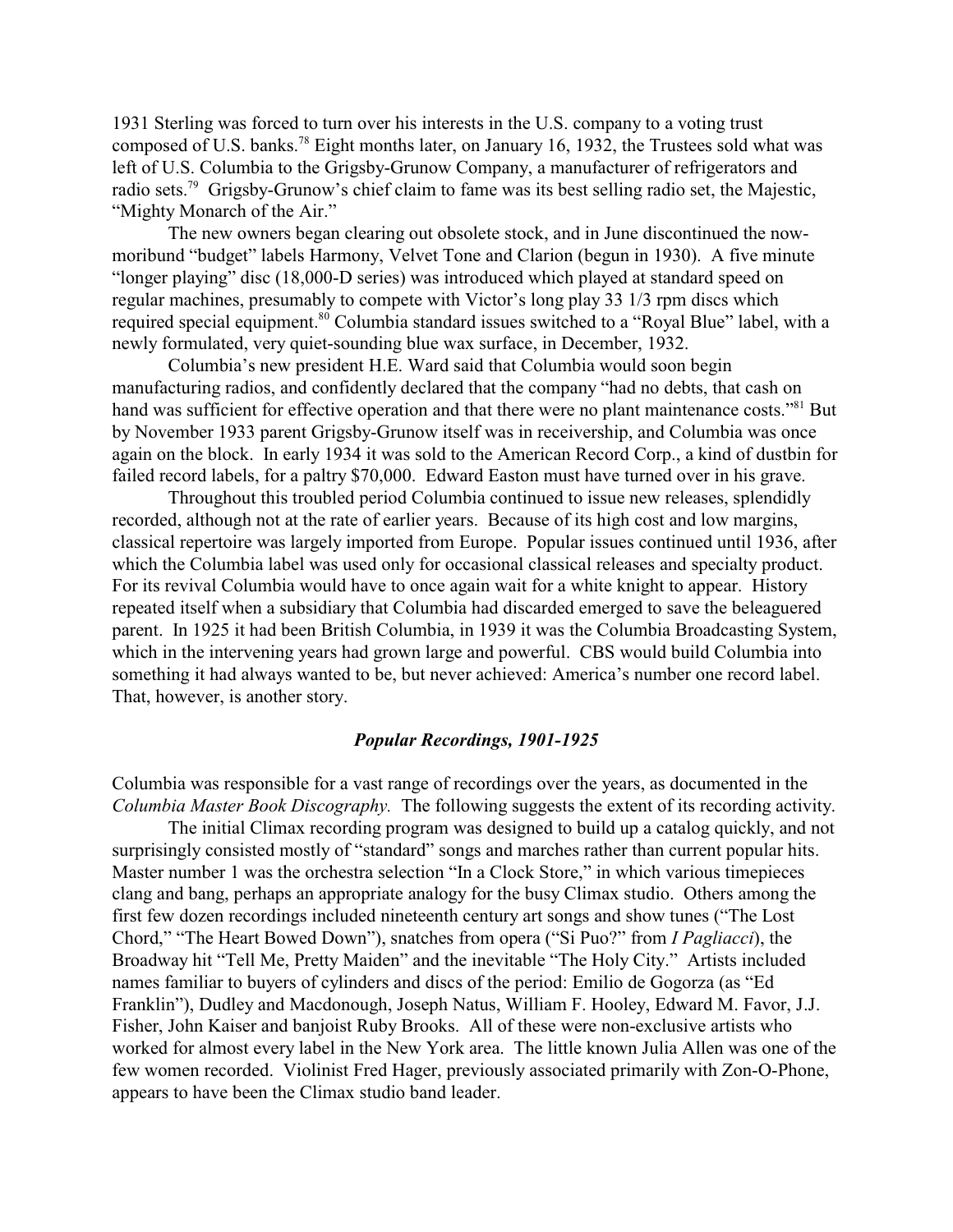1931 Sterling was forced to turn over his interests in the U.S. company to a voting trust composed of U.S. banks.[78] Eight months later, on January 16, 1932, the Trustees sold what was left of U.S. Columbia to the Grigsby-Grunow Company, a manufacturer of refrigerators and radio sets.[79] Grigsby-Grunow's chief claim to fame was its best selling radio set, the Majestic, "Mighty Monarch of the Air."

The new owners began clearing out obsolete stock, and in June discontinued the now-moribund "budget" labels Harmony, Velvet Tone and Clarion (begun in 1930). A five minute "longer playing" disc (18,000-D series) was introduced which played at standard speed on regular machines, presumably to compete with Victor's long play 33 1/3 rpm discs which required special equipment.[80] Columbia standard issues switched to a "Royal Blue" label, with a newly formulated, very quiet-sounding blue wax surface, in December, 1932.

Columbia's new president H.E. Ward said that Columbia would soon begin manufacturing radios, and confidently declared that the company "had no debts, that cash on hand was sufficient for effective operation and that there were no plant maintenance costs."[81] But by November 1933 parent Grigsby-Grunow itself was in receivership, and Columbia was once again on the block. In early 1934 it was sold to the American Record Corp., a kind of dustbin for failed record labels, for a paltry $70,000. Edward Easton must have turned over in his grave.

Throughout this troubled period Columbia continued to issue new releases, splendidly recorded, although not at the rate of earlier years. Because of its high cost and low margins, classical repertoire was largely imported from Europe. Popular issues continued until 1936, after which the Columbia label was used only for occasional classical releases and specialty product. For its revival Columbia would have to once again wait for a white knight to appear. History repeated itself when a subsidiary that Columbia had discarded emerged to save the beleaguered parent. In 1925 it had been British Columbia, in 1939 it was the Columbia Broadcasting System, which in the intervening years had grown large and powerful. CBS would build Columbia into something it had always wanted to be, but never achieved: America's number one record label. That, however, is another story.

### *Popular Recordings, 1901-1925*

Columbia was responsible for a vast range of recordings over the years, as documented in the *Columbia Master Book Discography.* The following suggests the extent of its recording activity.

The initial Climax recording program was designed to build up a catalog quickly, and not surprisingly consisted mostly of "standard" songs and marches rather than current popular hits. Master number 1 was the orchestra selection "In a Clock Store," in which various timepieces clang and bang, perhaps an appropriate analogy for the busy Climax studio. Others among the first few dozen recordings included nineteenth century art songs and show tunes ("The Lost Chord," "The Heart Bowed Down"), snatches from opera ("Si Puo?" from *I Pagliacci*), the Broadway hit "Tell Me, Pretty Maiden" and the inevitable "The Holy City." Artists included names familiar to buyers of cylinders and discs of the period: Emilio de Gogorza (as "Ed Franklin"), Dudley and Macdonough, Joseph Natus, William F. Hooley, Edward M. Favor, J.J. Fisher, John Kaiser and banjoist Ruby Brooks. All of these were non-exclusive artists who worked for almost every label in the New York area. The little known Julia Allen was one of the few women recorded. Violinist Fred Hager, previously associated primarily with Zon-O-Phone, appears to have been the Climax studio band leader.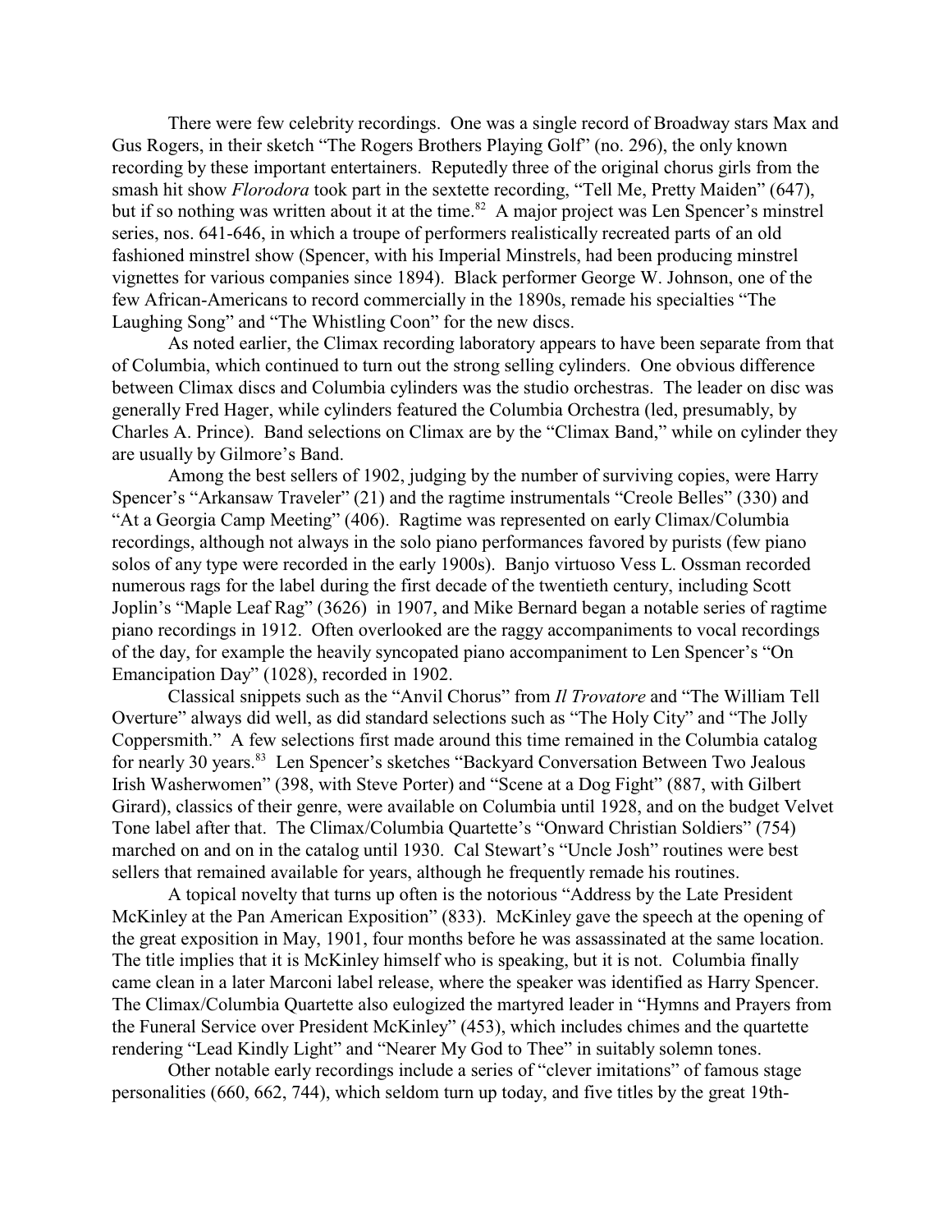There were few celebrity recordings. One was a single record of Broadway stars Max and Gus Rogers, in their sketch "The Rogers Brothers Playing Golf" (no. 296), the only known recording by these important entertainers. Reputedly three of the original chorus girls from the smash hit show *Florodora* took part in the sextette recording, "Tell Me, Pretty Maiden" (647), but if so nothing was written about it at the time.[82] A major project was Len Spencer's minstrel series, nos. 641-646, in which a troupe of performers realistically recreated parts of an old fashioned minstrel show (Spencer, with his Imperial Minstrels, had been producing minstrel vignettes for various companies since 1894). Black performer George W. Johnson, one of the few African-Americans to record commercially in the 1890s, remade his specialties "The Laughing Song" and "The Whistling Coon" for the new discs.

As noted earlier, the Climax recording laboratory appears to have been separate from that of Columbia, which continued to turn out the strong selling cylinders. One obvious difference between Climax discs and Columbia cylinders was the studio orchestras. The leader on disc was generally Fred Hager, while cylinders featured the Columbia Orchestra (led, presumably, by Charles A. Prince). Band selections on Climax are by the "Climax Band," while on cylinder they are usually by Gilmore's Band.

Among the best sellers of 1902, judging by the number of surviving copies, were Harry Spencer's "Arkansaw Traveler" (21) and the ragtime instrumentals "Creole Belles" (330) and "At a Georgia Camp Meeting" (406). Ragtime was represented on early Climax/Columbia recordings, although not always in the solo piano performances favored by purists (few piano solos of any type were recorded in the early 1900s). Banjo virtuoso Vess L. Ossman recorded numerous rags for the label during the first decade of the twentieth century, including Scott Joplin's "Maple Leaf Rag" (3626) in 1907, and Mike Bernard began a notable series of ragtime piano recordings in 1912. Often overlooked are the raggy accompaniments to vocal recordings of the day, for example the heavily syncopated piano accompaniment to Len Spencer's "On Emancipation Day" (1028), recorded in 1902.

Classical snippets such as the "Anvil Chorus" from *Il Trovatore* and "The William Tell Overture" always did well, as did standard selections such as "The Holy City" and "The Jolly Coppersmith." A few selections first made around this time remained in the Columbia catalog for nearly 30 years.[83] Len Spencer's sketches "Backyard Conversation Between Two Jealous Irish Washerwomen" (398, with Steve Porter) and "Scene at a Dog Fight" (887, with Gilbert Girard), classics of their genre, were available on Columbia until 1928, and on the budget Velvet Tone label after that. The Climax/Columbia Quartette's "Onward Christian Soldiers" (754) marched on and on in the catalog until 1930. Cal Stewart's "Uncle Josh" routines were best sellers that remained available for years, although he frequently remade his routines.

A topical novelty that turns up often is the notorious "Address by the Late President McKinley at the Pan American Exposition" (833). McKinley gave the speech at the opening of the great exposition in May, 1901, four months before he was assassinated at the same location. The title implies that it is McKinley himself who is speaking, but it is not. Columbia finally came clean in a later Marconi label release, where the speaker was identified as Harry Spencer. The Climax/Columbia Quartette also eulogized the martyred leader in "Hymns and Prayers from the Funeral Service over President McKinley" (453), which includes chimes and the quartette rendering "Lead Kindly Light" and "Nearer My God to Thee" in suitably solemn tones.

Other notable early recordings include a series of "clever imitations" of famous stage personalities (660, 662, 744), which seldom turn up today, and five titles by the great 19th-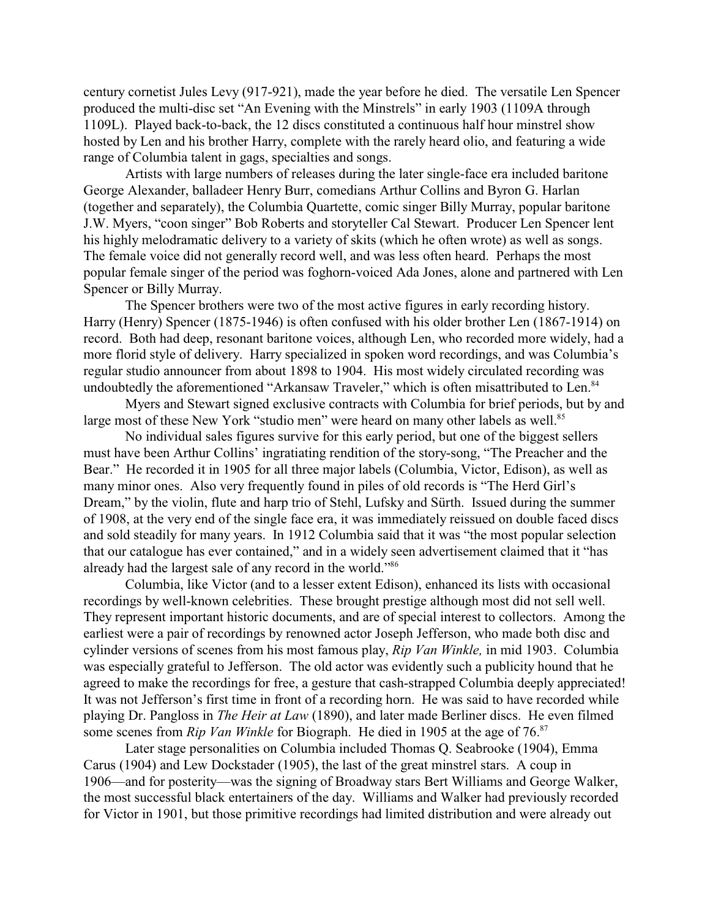century cornetist Jules Levy (917-921), made the year before he died. The versatile Len Spencer produced the multi-disc set "An Evening with the Minstrels" in early 1903 (1109A through 1109L). Played back-to-back, the 12 discs constituted a continuous half hour minstrel show hosted by Len and his brother Harry, complete with the rarely heard olio, and featuring a wide range of Columbia talent in gags, specialties and songs.

Artists with large numbers of releases during the later single-face era included baritone George Alexander, balladeer Henry Burr, comedians Arthur Collins and Byron G. Harlan (together and separately), the Columbia Quartette, comic singer Billy Murray, popular baritone J.W. Myers, "coon singer" Bob Roberts and storyteller Cal Stewart. Producer Len Spencer lent his highly melodramatic delivery to a variety of skits (which he often wrote) as well as songs. The female voice did not generally record well, and was less often heard. Perhaps the most popular female singer of the period was foghorn-voiced Ada Jones, alone and partnered with Len Spencer or Billy Murray.

The Spencer brothers were two of the most active figures in early recording history. Harry (Henry) Spencer (1875-1946) is often confused with his older brother Len (1867-1914) on record. Both had deep, resonant baritone voices, although Len, who recorded more widely, had a more florid style of delivery. Harry specialized in spoken word recordings, and was Columbia's regular studio announcer from about 1898 to 1904. His most widely circulated recording was undoubtedly the aforementioned "Arkansaw Traveler," which is often misattributed to Len.[84]

Myers and Stewart signed exclusive contracts with Columbia for brief periods, but by and large most of these New York "studio men" were heard on many other labels as well.[85]

No individual sales figures survive for this early period, but one of the biggest sellers must have been Arthur Collins' ingratiating rendition of the story-song, "The Preacher and the Bear." He recorded it in 1905 for all three major labels (Columbia, Victor, Edison), as well as many minor ones. Also very frequently found in piles of old records is "The Herd Girl's Dream," by the violin, flute and harp trio of Stehl, Lufsky and Sürth. Issued during the summer of 1908, at the very end of the single face era, it was immediately reissued on double faced discs and sold steadily for many years. In 1912 Columbia said that it was "the most popular selection that our catalogue has ever contained," and in a widely seen advertisement claimed that it "has already had the largest sale of any record in the world."[86]

Columbia, like Victor (and to a lesser extent Edison), enhanced its lists with occasional recordings by well-known celebrities. These brought prestige although most did not sell well. They represent important historic documents, and are of special interest to collectors. Among the earliest were a pair of recordings by renowned actor Joseph Jefferson, who made both disc and cylinder versions of scenes from his most famous play, *Rip Van Winkle,* in mid 1903. Columbia was especially grateful to Jefferson. The old actor was evidently such a publicity hound that he agreed to make the recordings for free, a gesture that cash-strapped Columbia deeply appreciated! It was not Jefferson's first time in front of a recording horn. He was said to have recorded while playing Dr. Pangloss in *The Heir at Law* (1890), and later made Berliner discs. He even filmed some scenes from *Rip Van Winkle* for Biograph. He died in 1905 at the age of 76.[87]

Later stage personalities on Columbia included Thomas Q. Seabrooke (1904), Emma Carus (1904) and Lew Dockstader (1905), the last of the great minstrel stars. A coup in 1906—and for posterity—was the signing of Broadway stars Bert Williams and George Walker, the most successful black entertainers of the day. Williams and Walker had previously recorded for Victor in 1901, but those primitive recordings had limited distribution and were already out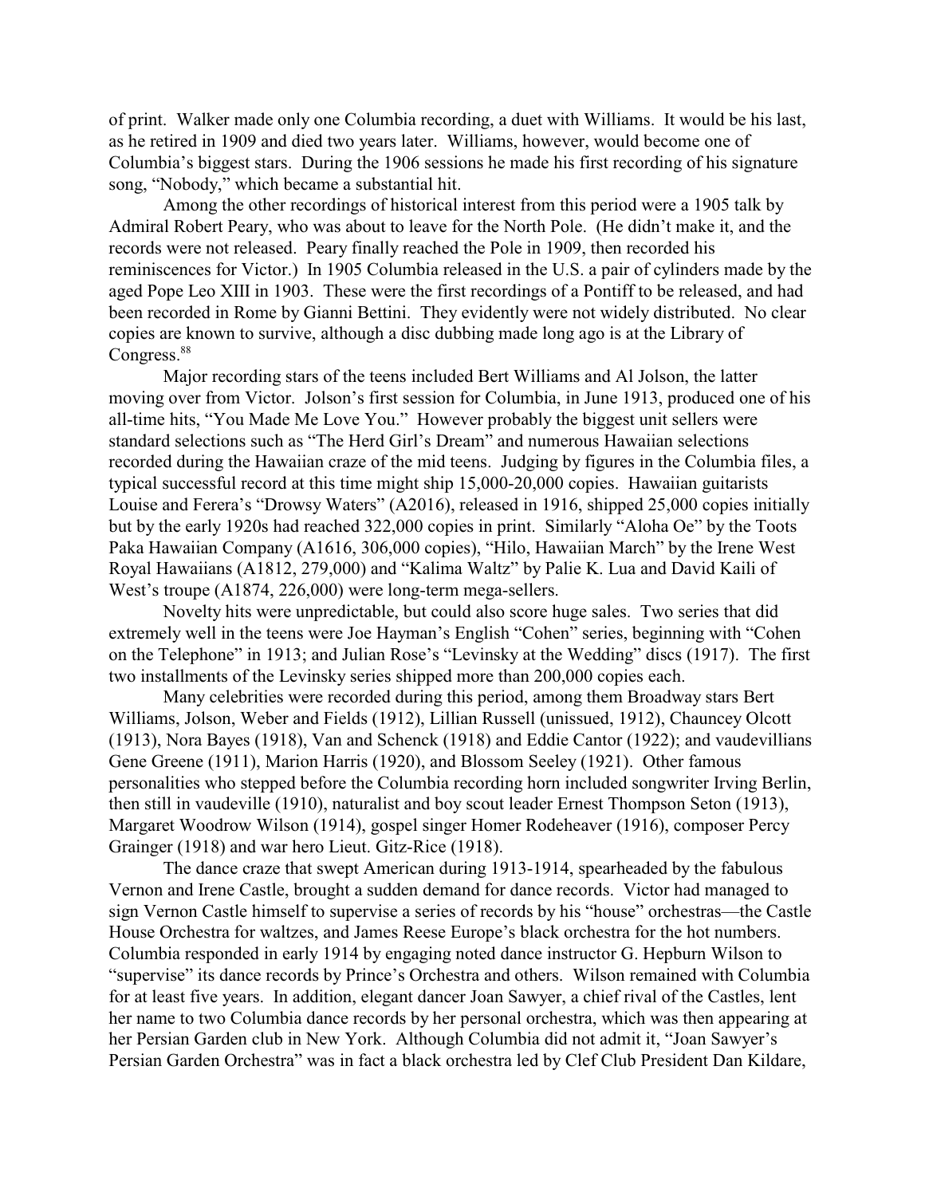of print. Walker made only one Columbia recording, a duet with Williams. It would be his last, as he retired in 1909 and died two years later. Williams, however, would become one of Columbia's biggest stars. During the 1906 sessions he made his first recording of his signature song, "Nobody," which became a substantial hit.

Among the other recordings of historical interest from this period were a 1905 talk by Admiral Robert Peary, who was about to leave for the North Pole. (He didn't make it, and the records were not released. Peary finally reached the Pole in 1909, then recorded his reminiscences for Victor.) In 1905 Columbia released in the U.S. a pair of cylinders made by the aged Pope Leo XIII in 1903. These were the first recordings of a Pontiff to be released, and had been recorded in Rome by Gianni Bettini. They evidently were not widely distributed. No clear copies are known to survive, although a disc dubbing made long ago is at the Library of Congress.[88]

Major recording stars of the teens included Bert Williams and Al Jolson, the latter moving over from Victor. Jolson's first session for Columbia, in June 1913, produced one of his all-time hits, "You Made Me Love You." However probably the biggest unit sellers were standard selections such as "The Herd Girl's Dream" and numerous Hawaiian selections recorded during the Hawaiian craze of the mid teens. Judging by figures in the Columbia files, a typical successful record at this time might ship 15,000-20,000 copies. Hawaiian guitarists Louise and Ferera's "Drowsy Waters" (A2016), released in 1916, shipped 25,000 copies initially but by the early 1920s had reached 322,000 copies in print. Similarly "Aloha Oe" by the Toots Paka Hawaiian Company (A1616, 306,000 copies), "Hilo, Hawaiian March" by the Irene West Royal Hawaiians (A1812, 279,000) and "Kalima Waltz" by Palie K. Lua and David Kaili of West's troupe (A1874, 226,000) were long-term mega-sellers.

Novelty hits were unpredictable, but could also score huge sales. Two series that did extremely well in the teens were Joe Hayman's English "Cohen" series, beginning with "Cohen on the Telephone" in 1913; and Julian Rose's "Levinsky at the Wedding" discs (1917). The first two installments of the Levinsky series shipped more than 200,000 copies each.

Many celebrities were recorded during this period, among them Broadway stars Bert Williams, Jolson, Weber and Fields (1912), Lillian Russell (unissued, 1912), Chauncey Olcott (1913), Nora Bayes (1918), Van and Schenck (1918) and Eddie Cantor (1922); and vaudevillians Gene Greene (1911), Marion Harris (1920), and Blossom Seeley (1921). Other famous personalities who stepped before the Columbia recording horn included songwriter Irving Berlin, then still in vaudeville (1910), naturalist and boy scout leader Ernest Thompson Seton (1913), Margaret Woodrow Wilson (1914), gospel singer Homer Rodeheaver (1916), composer Percy Grainger (1918) and war hero Lieut. Gitz-Rice (1918).

The dance craze that swept American during 1913-1914, spearheaded by the fabulous Vernon and Irene Castle, brought a sudden demand for dance records. Victor had managed to sign Vernon Castle himself to supervise a series of records by his "house" orchestras—the Castle House Orchestra for waltzes, and James Reese Europe's black orchestra for the hot numbers. Columbia responded in early 1914 by engaging noted dance instructor G. Hepburn Wilson to "supervise" its dance records by Prince's Orchestra and others. Wilson remained with Columbia for at least five years. In addition, elegant dancer Joan Sawyer, a chief rival of the Castles, lent her name to two Columbia dance records by her personal orchestra, which was then appearing at her Persian Garden club in New York. Although Columbia did not admit it, "Joan Sawyer's Persian Garden Orchestra" was in fact a black orchestra led by Clef Club President Dan Kildare,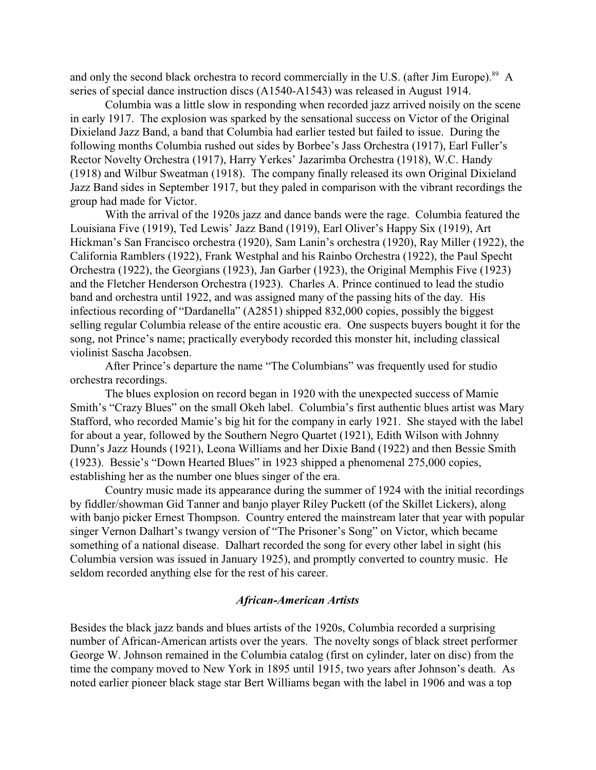and only the second black orchestra to record commercially in the U.S. (after Jim Europe).[89] A series of special dance instruction discs (A1540-A1543) was released in August 1914.

Columbia was a little slow in responding when recorded jazz arrived noisily on the scene in early 1917. The explosion was sparked by the sensational success on Victor of the Original Dixieland Jazz Band, a band that Columbia had earlier tested but failed to issue. During the following months Columbia rushed out sides by Borbee's Jass Orchestra (1917), Earl Fuller's Rector Novelty Orchestra (1917), Harry Yerkes' Jazarimba Orchestra (1918), W.C. Handy (1918) and Wilbur Sweatman (1918). The company finally released its own Original Dixieland Jazz Band sides in September 1917, but they paled in comparison with the vibrant recordings the group had made for Victor.

With the arrival of the 1920s jazz and dance bands were the rage. Columbia featured the Louisiana Five (1919), Ted Lewis' Jazz Band (1919), Earl Oliver's Happy Six (1919), Art Hickman's San Francisco orchestra (1920), Sam Lanin's orchestra (1920), Ray Miller (1922), the California Ramblers (1922), Frank Westphal and his Rainbo Orchestra (1922), the Paul Specht Orchestra (1922), the Georgians (1923), Jan Garber (1923), the Original Memphis Five (1923) and the Fletcher Henderson Orchestra (1923). Charles A. Prince continued to lead the studio band and orchestra until 1922, and was assigned many of the passing hits of the day. His infectious recording of "Dardanella" (A2851) shipped 832,000 copies, possibly the biggest selling regular Columbia release of the entire acoustic era. One suspects buyers bought it for the song, not Prince's name; practically everybody recorded this monster hit, including classical violinist Sascha Jacobsen.

After Prince's departure the name "The Columbians" was frequently used for studio orchestra recordings.

The blues explosion on record began in 1920 with the unexpected success of Mamie Smith's "Crazy Blues" on the small Okeh label. Columbia's first authentic blues artist was Mary Stafford, who recorded Mamie's big hit for the company in early 1921. She stayed with the label for about a year, followed by the Southern Negro Quartet (1921), Edith Wilson with Johnny Dunn's Jazz Hounds (1921), Leona Williams and her Dixie Band (1922) and then Bessie Smith (1923). Bessie's "Down Hearted Blues" in 1923 shipped a phenomenal 275,000 copies, establishing her as the number one blues singer of the era.

Country music made its appearance during the summer of 1924 with the initial recordings by fiddler/showman Gid Tanner and banjo player Riley Puckett (of the Skillet Lickers), along with banjo picker Ernest Thompson. Country entered the mainstream later that year with popular singer Vernon Dalhart's twangy version of "The Prisoner's Song" on Victor, which became something of a national disease. Dalhart recorded the song for every other label in sight (his Columbia version was issued in January 1925), and promptly converted to country music. He seldom recorded anything else for the rest of his career.

### *African-American Artists*

Besides the black jazz bands and blues artists of the 1920s, Columbia recorded a surprising number of African-American artists over the years. The novelty songs of black street performer George W. Johnson remained in the Columbia catalog (first on cylinder, later on disc) from the time the company moved to New York in 1895 until 1915, two years after Johnson's death. As noted earlier pioneer black stage star Bert Williams began with the label in 1906 and was a top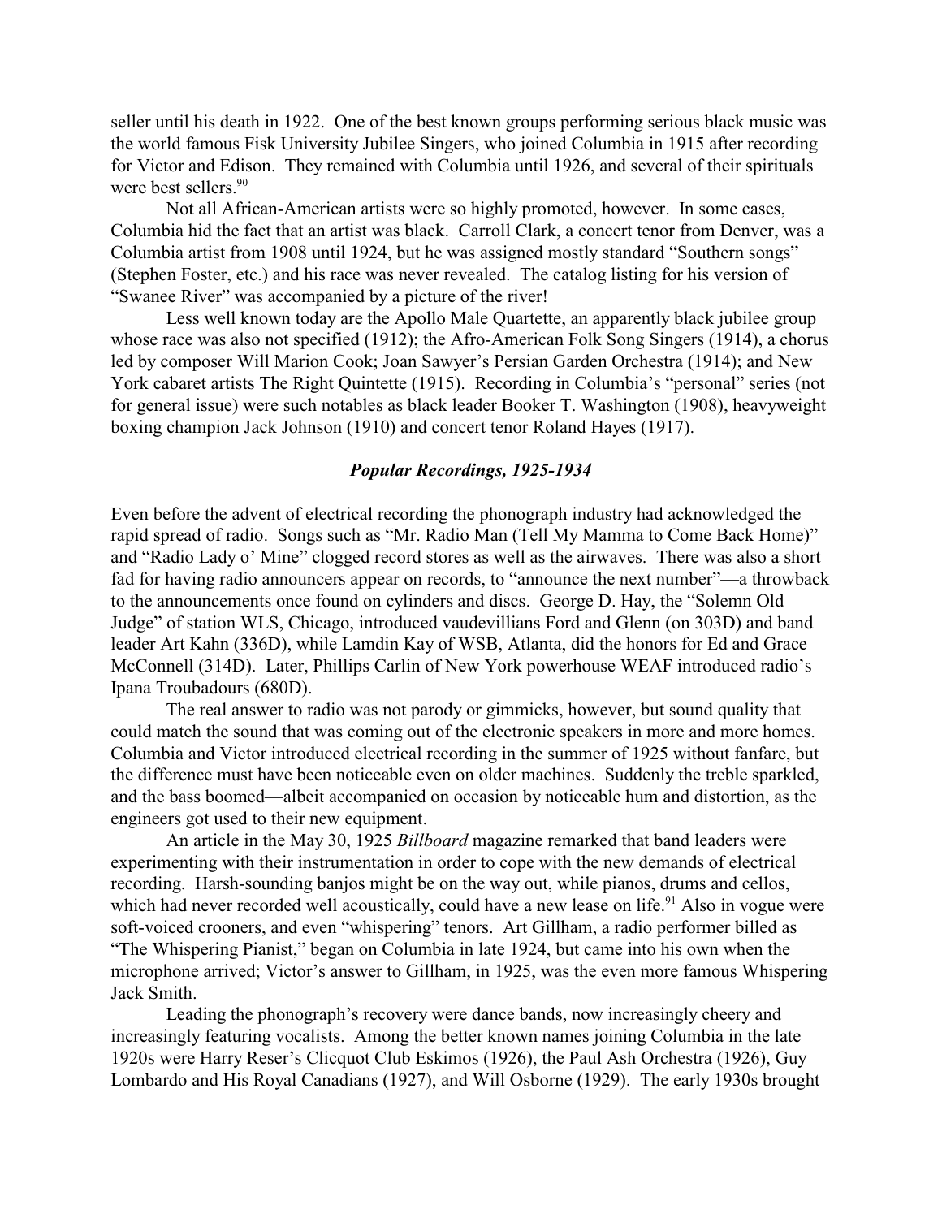seller until his death in 1922. One of the best known groups performing serious black music was the world famous Fisk University Jubilee Singers, who joined Columbia in 1915 after recording for Victor and Edison. They remained with Columbia until 1926, and several of their spirituals were best sellers.[90]

Not all African-American artists were so highly promoted, however. In some cases, Columbia hid the fact that an artist was black. Carroll Clark, a concert tenor from Denver, was a Columbia artist from 1908 until 1924, but he was assigned mostly standard "Southern songs" (Stephen Foster, etc.) and his race was never revealed. The catalog listing for his version of "Swanee River" was accompanied by a picture of the river!

Less well known today are the Apollo Male Quartette, an apparently black jubilee group whose race was also not specified (1912); the Afro-American Folk Song Singers (1914), a chorus led by composer Will Marion Cook; Joan Sawyer's Persian Garden Orchestra (1914); and New York cabaret artists The Right Quintette (1915). Recording in Columbia's "personal" series (not for general issue) were such notables as black leader Booker T. Washington (1908), heavyweight boxing champion Jack Johnson (1910) and concert tenor Roland Hayes (1917).

### *Popular Recordings, 1925-1934*

Even before the advent of electrical recording the phonograph industry had acknowledged the rapid spread of radio. Songs such as "Mr. Radio Man (Tell My Mamma to Come Back Home)" and "Radio Lady o' Mine" clogged record stores as well as the airwaves. There was also a short fad for having radio announcers appear on records, to "announce the next number"—a throwback to the announcements once found on cylinders and discs. George D. Hay, the "Solemn Old Judge" of station WLS, Chicago, introduced vaudevillians Ford and Glenn (on 303D) and band leader Art Kahn (336D), while Lamdin Kay of WSB, Atlanta, did the honors for Ed and Grace McConnell (314D). Later, Phillips Carlin of New York powerhouse WEAF introduced radio's Ipana Troubadours (680D).

The real answer to radio was not parody or gimmicks, however, but sound quality that could match the sound that was coming out of the electronic speakers in more and more homes. Columbia and Victor introduced electrical recording in the summer of 1925 without fanfare, but the difference must have been noticeable even on older machines. Suddenly the treble sparkled, and the bass boomed—albeit accompanied on occasion by noticeable hum and distortion, as the engineers got used to their new equipment.

An article in the May 30, 1925 *Billboard* magazine remarked that band leaders were experimenting with their instrumentation in order to cope with the new demands of electrical recording. Harsh-sounding banjos might be on the way out, while pianos, drums and cellos, which had never recorded well acoustically, could have a new lease on life.[91] Also in vogue were soft-voiced crooners, and even "whispering" tenors. Art Gillham, a radio performer billed as "The Whispering Pianist," began on Columbia in late 1924, but came into his own when the microphone arrived; Victor's answer to Gillham, in 1925, was the even more famous Whispering Jack Smith.

Leading the phonograph's recovery were dance bands, now increasingly cheery and increasingly featuring vocalists. Among the better known names joining Columbia in the late 1920s were Harry Reser's Clicquot Club Eskimos (1926), the Paul Ash Orchestra (1926), Guy Lombardo and His Royal Canadians (1927), and Will Osborne (1929). The early 1930s brought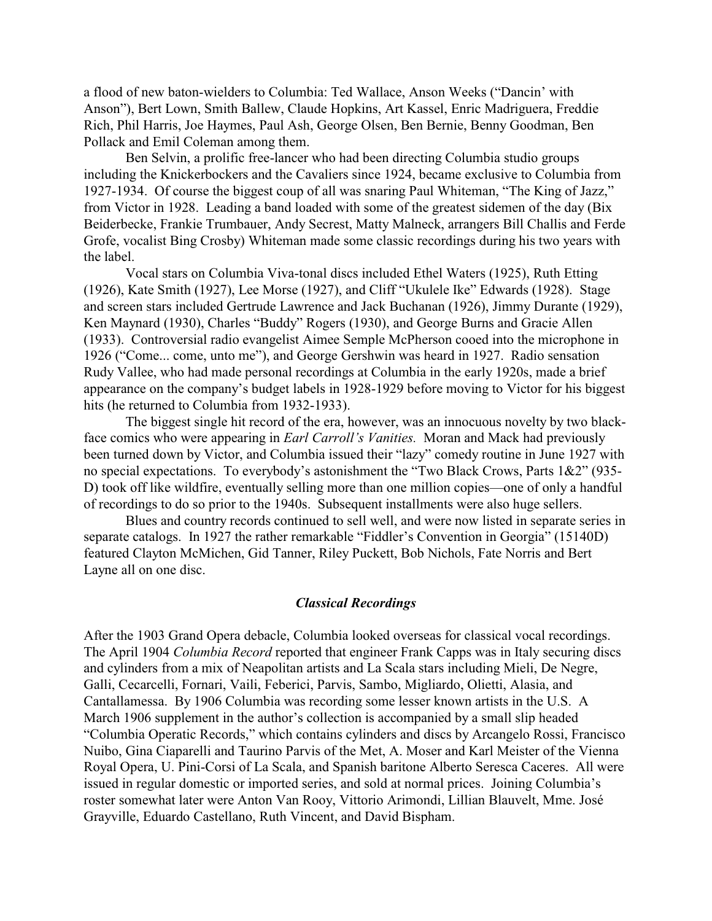a flood of new baton-wielders to Columbia: Ted Wallace, Anson Weeks ("Dancin' with Anson"), Bert Lown, Smith Ballew, Claude Hopkins, Art Kassel, Enric Madriguera, Freddie Rich, Phil Harris, Joe Haymes, Paul Ash, George Olsen, Ben Bernie, Benny Goodman, Ben Pollack and Emil Coleman among them.

Ben Selvin, a prolific free-lancer who had been directing Columbia studio groups including the Knickerbockers and the Cavaliers since 1924, became exclusive to Columbia from 1927-1934. Of course the biggest coup of all was snaring Paul Whiteman, "The King of Jazz," from Victor in 1928. Leading a band loaded with some of the greatest sidemen of the day (Bix Beiderbecke, Frankie Trumbauer, Andy Secrest, Matty Malneck, arrangers Bill Challis and Ferde Grofe, vocalist Bing Crosby) Whiteman made some classic recordings during his two years with the label.

Vocal stars on Columbia Viva-tonal discs included Ethel Waters (1925), Ruth Etting (1926), Kate Smith (1927), Lee Morse (1927), and Cliff "Ukulele Ike" Edwards (1928). Stage and screen stars included Gertrude Lawrence and Jack Buchanan (1926), Jimmy Durante (1929), Ken Maynard (1930), Charles "Buddy" Rogers (1930), and George Burns and Gracie Allen (1933). Controversial radio evangelist Aimee Semple McPherson cooed into the microphone in 1926 ("Come... come, unto me"), and George Gershwin was heard in 1927. Radio sensation Rudy Vallee, who had made personal recordings at Columbia in the early 1920s, made a brief appearance on the company's budget labels in 1928-1929 before moving to Victor for his biggest hits (he returned to Columbia from 1932-1933).

The biggest single hit record of the era, however, was an innocuous novelty by two black-face comics who were appearing in *Earl Carroll's Vanities.* Moran and Mack had previously been turned down by Victor, and Columbia issued their "lazy" comedy routine in June 1927 with no special expectations. To everybody's astonishment the "Two Black Crows, Parts 1&2" (935-D) took off like wildfire, eventually selling more than one million copies—one of only a handful of recordings to do so prior to the 1940s. Subsequent installments were also huge sellers.

Blues and country records continued to sell well, and were now listed in separate series in separate catalogs. In 1927 the rather remarkable "Fiddler's Convention in Georgia" (15140D) featured Clayton McMichen, Gid Tanner, Riley Puckett, Bob Nichols, Fate Norris and Bert Layne all on one disc.

### *Classical Recordings*

After the 1903 Grand Opera debacle, Columbia looked overseas for classical vocal recordings. The April 1904 *Columbia Record* reported that engineer Frank Capps was in Italy securing discs and cylinders from a mix of Neapolitan artists and La Scala stars including Mieli, De Negre, Galli, Cecarcelli, Fornari, Vaili, Feberici, Parvis, Sambo, Migliardo, Olietti, Alasia, and Cantallamessa. By 1906 Columbia was recording some lesser known artists in the U.S. A March 1906 supplement in the author's collection is accompanied by a small slip headed "Columbia Operatic Records," which contains cylinders and discs by Arcangelo Rossi, Francisco Nuibo, Gina Ciaparelli and Taurino Parvis of the Met, A. Moser and Karl Meister of the Vienna Royal Opera, U. Pini-Corsi of La Scala, and Spanish baritone Alberto Seresca Caceres. All were issued in regular domestic or imported series, and sold at normal prices. Joining Columbia's roster somewhat later were Anton Van Rooy, Vittorio Arimondi, Lillian Blauvelt, Mme. José Grayville, Eduardo Castellano, Ruth Vincent, and David Bispham.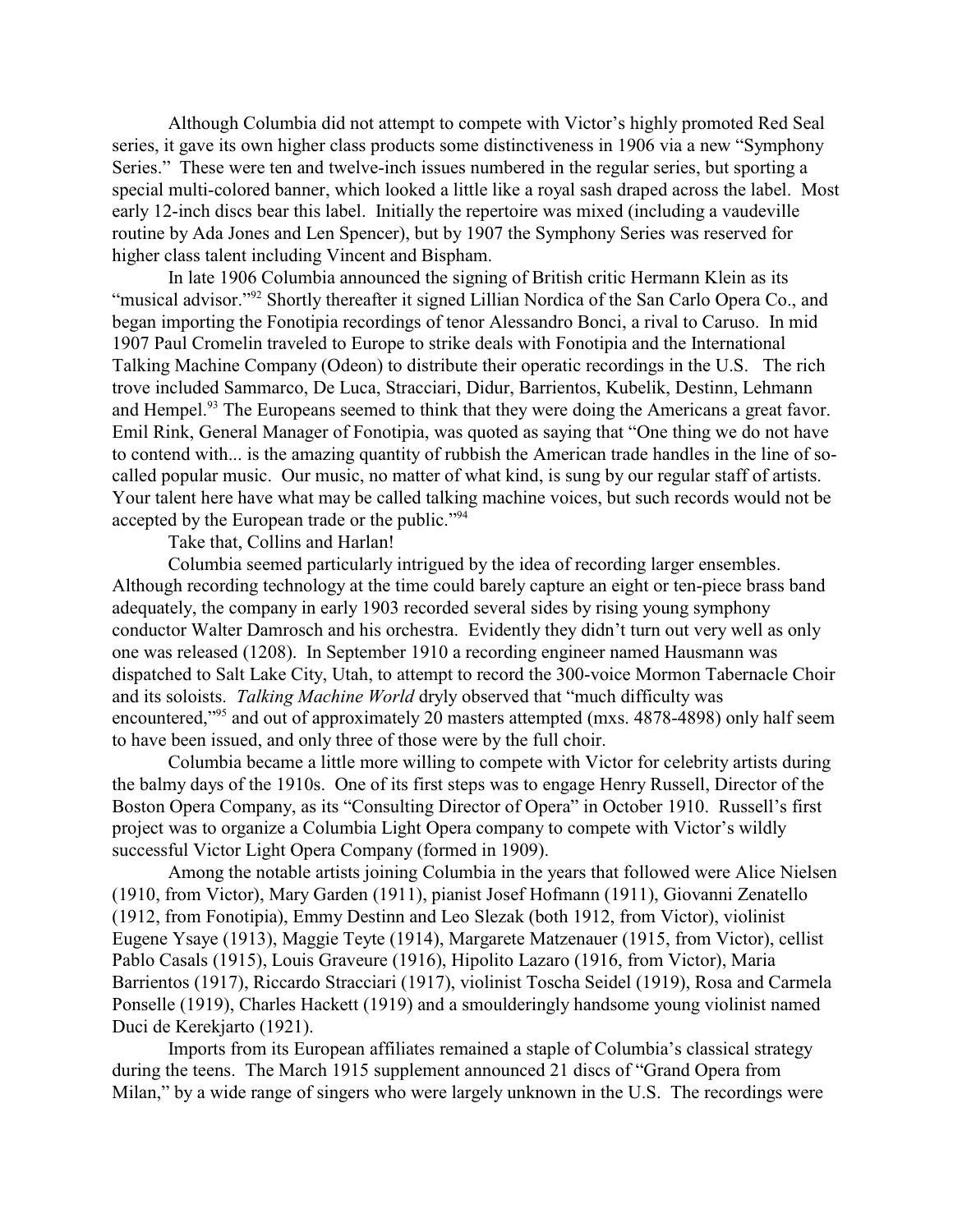Although Columbia did not attempt to compete with Victor's highly promoted Red Seal series, it gave its own higher class products some distinctiveness in 1906 via a new "Symphony Series." These were ten and twelve-inch issues numbered in the regular series, but sporting a special multi-colored banner, which looked a little like a royal sash draped across the label. Most early 12-inch discs bear this label. Initially the repertoire was mixed (including a vaudeville routine by Ada Jones and Len Spencer), but by 1907 the Symphony Series was reserved for higher class talent including Vincent and Bispham.

In late 1906 Columbia announced the signing of British critic Hermann Klein as its "musical advisor."[92] Shortly thereafter it signed Lillian Nordica of the San Carlo Opera Co., and began importing the Fonotipia recordings of tenor Alessandro Bonci, a rival to Caruso. In mid 1907 Paul Cromelin traveled to Europe to strike deals with Fonotipia and the International Talking Machine Company (Odeon) to distribute their operatic recordings in the U.S. The rich trove included Sammarco, De Luca, Stracciari, Didur, Barrientos, Kubelik, Destinn, Lehmann and Hempel.[93] The Europeans seemed to think that they were doing the Americans a great favor. Emil Rink, General Manager of Fonotipia, was quoted as saying that "One thing we do not have to contend with... is the amazing quantity of rubbish the American trade handles in the line of so-called popular music. Our music, no matter of what kind, is sung by our regular staff of artists. Your talent here have what may be called talking machine voices, but such records would not be accepted by the European trade or the public."[94]

Take that, Collins and Harlan!

Columbia seemed particularly intrigued by the idea of recording larger ensembles. Although recording technology at the time could barely capture an eight or ten-piece brass band adequately, the company in early 1903 recorded several sides by rising young symphony conductor Walter Damrosch and his orchestra. Evidently they didn't turn out very well as only one was released (1208). In September 1910 a recording engineer named Hausmann was dispatched to Salt Lake City, Utah, to attempt to record the 300-voice Mormon Tabernacle Choir and its soloists. *Talking Machine World* dryly observed that "much difficulty was encountered,"[95] and out of approximately 20 masters attempted (mxs. 4878-4898) only half seem to have been issued, and only three of those were by the full choir.

Columbia became a little more willing to compete with Victor for celebrity artists during the balmy days of the 1910s. One of its first steps was to engage Henry Russell, Director of the Boston Opera Company, as its "Consulting Director of Opera" in October 1910. Russell's first project was to organize a Columbia Light Opera company to compete with Victor's wildly successful Victor Light Opera Company (formed in 1909).

Among the notable artists joining Columbia in the years that followed were Alice Nielsen (1910, from Victor), Mary Garden (1911), pianist Josef Hofmann (1911), Giovanni Zenatello (1912, from Fonotipia), Emmy Destinn and Leo Slezak (both 1912, from Victor), violinist Eugene Ysaye (1913), Maggie Teyte (1914), Margarete Matzenauer (1915, from Victor), cellist Pablo Casals (1915), Louis Graveure (1916), Hipolito Lazaro (1916, from Victor), Maria Barrientos (1917), Riccardo Stracciari (1917), violinist Toscha Seidel (1919), Rosa and Carmela Ponselle (1919), Charles Hackett (1919) and a smoulderingly handsome young violinist named Duci de Kerekjarto (1921).

Imports from its European affiliates remained a staple of Columbia's classical strategy during the teens. The March 1915 supplement announced 21 discs of "Grand Opera from Milan," by a wide range of singers who were largely unknown in the U.S. The recordings were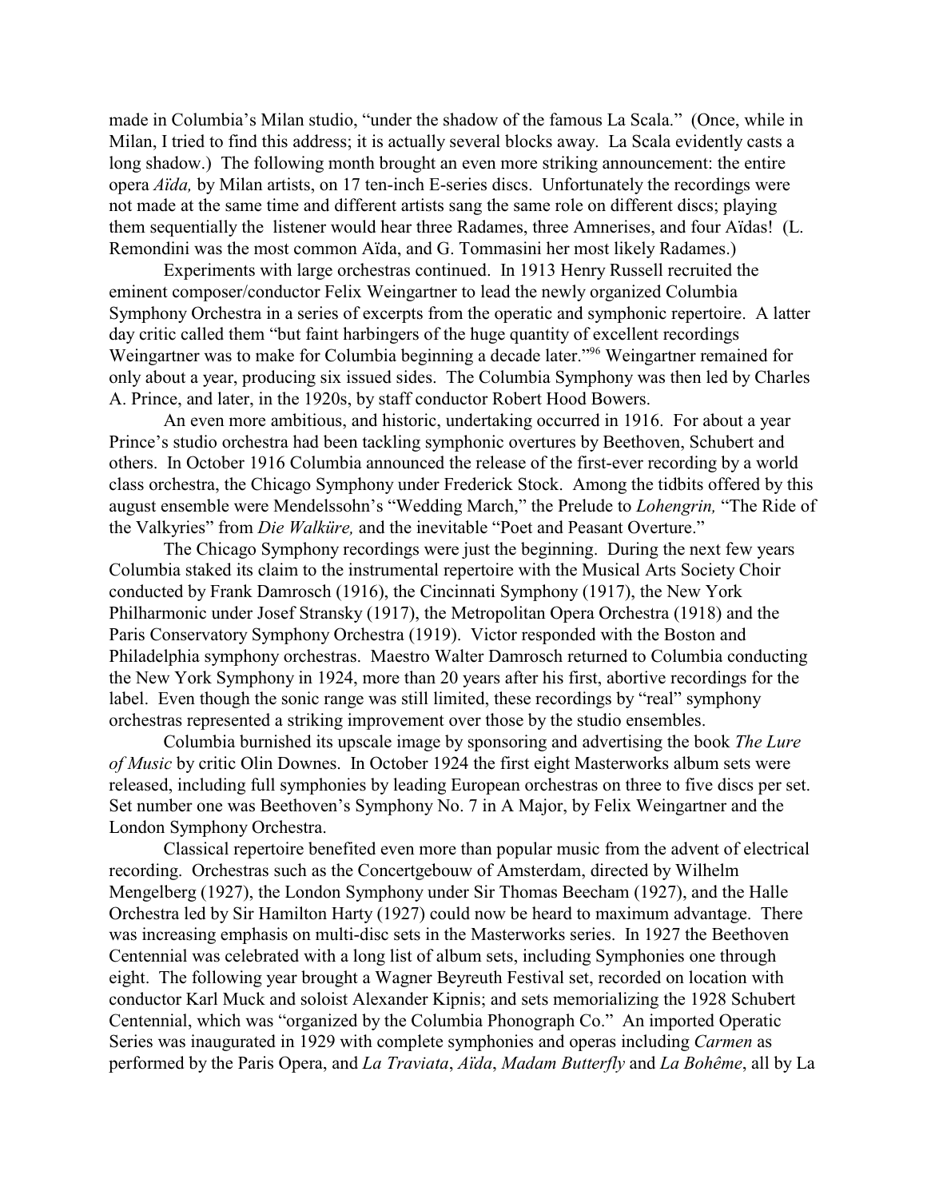made in Columbia's Milan studio, "under the shadow of the famous La Scala." (Once, while in Milan, I tried to find this address; it is actually several blocks away. La Scala evidently casts a long shadow.) The following month brought an even more striking announcement: the entire opera *Aïda,* by Milan artists, on 17 ten-inch E-series discs. Unfortunately the recordings were not made at the same time and different artists sang the same role on different discs; playing them sequentially the listener would hear three Radames, three Amnerises, and four Aïdas! (L. Remondini was the most common Aïda, and G. Tommasini her most likely Radames.)

Experiments with large orchestras continued. In 1913 Henry Russell recruited the eminent composer/conductor Felix Weingartner to lead the newly organized Columbia Symphony Orchestra in a series of excerpts from the operatic and symphonic repertoire. A latter day critic called them "but faint harbingers of the huge quantity of excellent recordings Weingartner was to make for Columbia beginning a decade later."[96] Weingartner remained for only about a year, producing six issued sides. The Columbia Symphony was then led by Charles A. Prince, and later, in the 1920s, by staff conductor Robert Hood Bowers.

An even more ambitious, and historic, undertaking occurred in 1916. For about a year Prince's studio orchestra had been tackling symphonic overtures by Beethoven, Schubert and others. In October 1916 Columbia announced the release of the first-ever recording by a world class orchestra, the Chicago Symphony under Frederick Stock. Among the tidbits offered by this august ensemble were Mendelssohn's "Wedding March," the Prelude to *Lohengrin,* "The Ride of the Valkyries" from *Die Walküre,* and the inevitable "Poet and Peasant Overture."

The Chicago Symphony recordings were just the beginning. During the next few years Columbia staked its claim to the instrumental repertoire with the Musical Arts Society Choir conducted by Frank Damrosch (1916), the Cincinnati Symphony (1917), the New York Philharmonic under Josef Stransky (1917), the Metropolitan Opera Orchestra (1918) and the Paris Conservatory Symphony Orchestra (1919). Victor responded with the Boston and Philadelphia symphony orchestras. Maestro Walter Damrosch returned to Columbia conducting the New York Symphony in 1924, more than 20 years after his first, abortive recordings for the label. Even though the sonic range was still limited, these recordings by "real" symphony orchestras represented a striking improvement over those by the studio ensembles.

Columbia burnished its upscale image by sponsoring and advertising the book *The Lure of Music* by critic Olin Downes. In October 1924 the first eight Masterworks album sets were released, including full symphonies by leading European orchestras on three to five discs per set. Set number one was Beethoven's Symphony No. 7 in A Major, by Felix Weingartner and the London Symphony Orchestra.

Classical repertoire benefited even more than popular music from the advent of electrical recording. Orchestras such as the Concertgebouw of Amsterdam, directed by Wilhelm Mengelberg (1927), the London Symphony under Sir Thomas Beecham (1927), and the Halle Orchestra led by Sir Hamilton Harty (1927) could now be heard to maximum advantage. There was increasing emphasis on multi-disc sets in the Masterworks series. In 1927 the Beethoven Centennial was celebrated with a long list of album sets, including Symphonies one through eight. The following year brought a Wagner Beyreuth Festival set, recorded on location with conductor Karl Muck and soloist Alexander Kipnis; and sets memorializing the 1928 Schubert Centennial, which was "organized by the Columbia Phonograph Co." An imported Operatic Series was inaugurated in 1929 with complete symphonies and operas including *Carmen* as performed by the Paris Opera, and *La Traviata*, *Aïda*, *Madam Butterfly* and *La Bohême*, all by La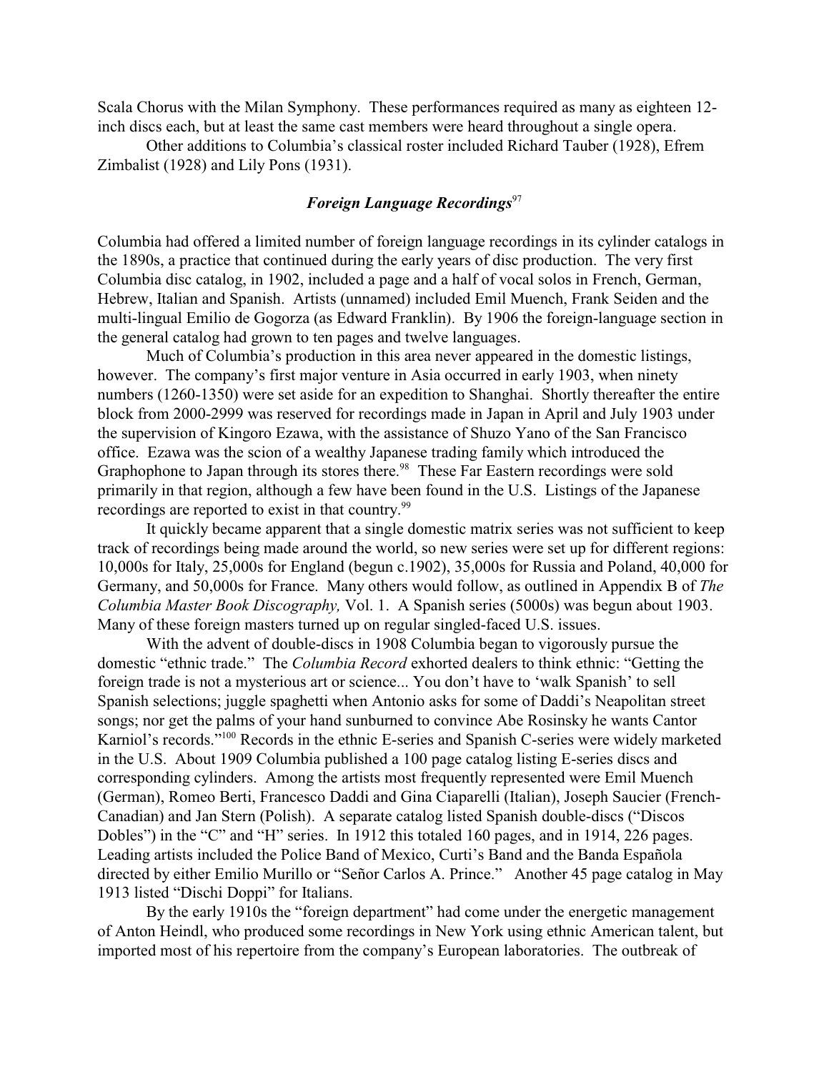Scala Chorus with the Milan Symphony. These performances required as many as eighteen 12-inch discs each, but at least the same cast members were heard throughout a single opera.

Other additions to Columbia's classical roster included Richard Tauber (1928), Efrem Zimbalist (1928) and Lily Pons (1931).

### *Foreign Language Recordings*[97]

Columbia had offered a limited number of foreign language recordings in its cylinder catalogs in the 1890s, a practice that continued during the early years of disc production. The very first Columbia disc catalog, in 1902, included a page and a half of vocal solos in French, German, Hebrew, Italian and Spanish. Artists (unnamed) included Emil Muench, Frank Seiden and the multi-lingual Emilio de Gogorza (as Edward Franklin). By 1906 the foreign-language section in the general catalog had grown to ten pages and twelve languages.

Much of Columbia's production in this area never appeared in the domestic listings, however. The company's first major venture in Asia occurred in early 1903, when ninety numbers (1260-1350) were set aside for an expedition to Shanghai. Shortly thereafter the entire block from 2000-2999 was reserved for recordings made in Japan in April and July 1903 under the supervision of Kingoro Ezawa, with the assistance of Shuzo Yano of the San Francisco office. Ezawa was the scion of a wealthy Japanese trading family which introduced the Graphophone to Japan through its stores there.[98] These Far Eastern recordings were sold primarily in that region, although a few have been found in the U.S. Listings of the Japanese recordings are reported to exist in that country.[99]

It quickly became apparent that a single domestic matrix series was not sufficient to keep track of recordings being made around the world, so new series were set up for different regions: 10,000s for Italy, 25,000s for England (begun c.1902), 35,000s for Russia and Poland, 40,000 for Germany, and 50,000s for France. Many others would follow, as outlined in Appendix B of *The Columbia Master Book Discography,* Vol. 1. A Spanish series (5000s) was begun about 1903. Many of these foreign masters turned up on regular singled-faced U.S. issues.

With the advent of double-discs in 1908 Columbia began to vigorously pursue the domestic "ethnic trade." The *Columbia Record* exhorted dealers to think ethnic: "Getting the foreign trade is not a mysterious art or science... You don't have to 'walk Spanish' to sell Spanish selections; juggle spaghetti when Antonio asks for some of Daddi's Neapolitan street songs; nor get the palms of your hand sunburned to convince Abe Rosinsky he wants Cantor Karniol's records."[100] Records in the ethnic E-series and Spanish C-series were widely marketed in the U.S. About 1909 Columbia published a 100 page catalog listing E-series discs and corresponding cylinders. Among the artists most frequently represented were Emil Muench (German), Romeo Berti, Francesco Daddi and Gina Ciaparelli (Italian), Joseph Saucier (French-Canadian) and Jan Stern (Polish). A separate catalog listed Spanish double-discs ("Discos Dobles") in the "C" and "H" series. In 1912 this totaled 160 pages, and in 1914, 226 pages. Leading artists included the Police Band of Mexico, Curti's Band and the Banda Española directed by either Emilio Murillo or "Señor Carlos A. Prince." Another 45 page catalog in May 1913 listed "Dischi Doppi" for Italians.

By the early 1910s the "foreign department" had come under the energetic management of Anton Heindl, who produced some recordings in New York using ethnic American talent, but imported most of his repertoire from the company's European laboratories. The outbreak of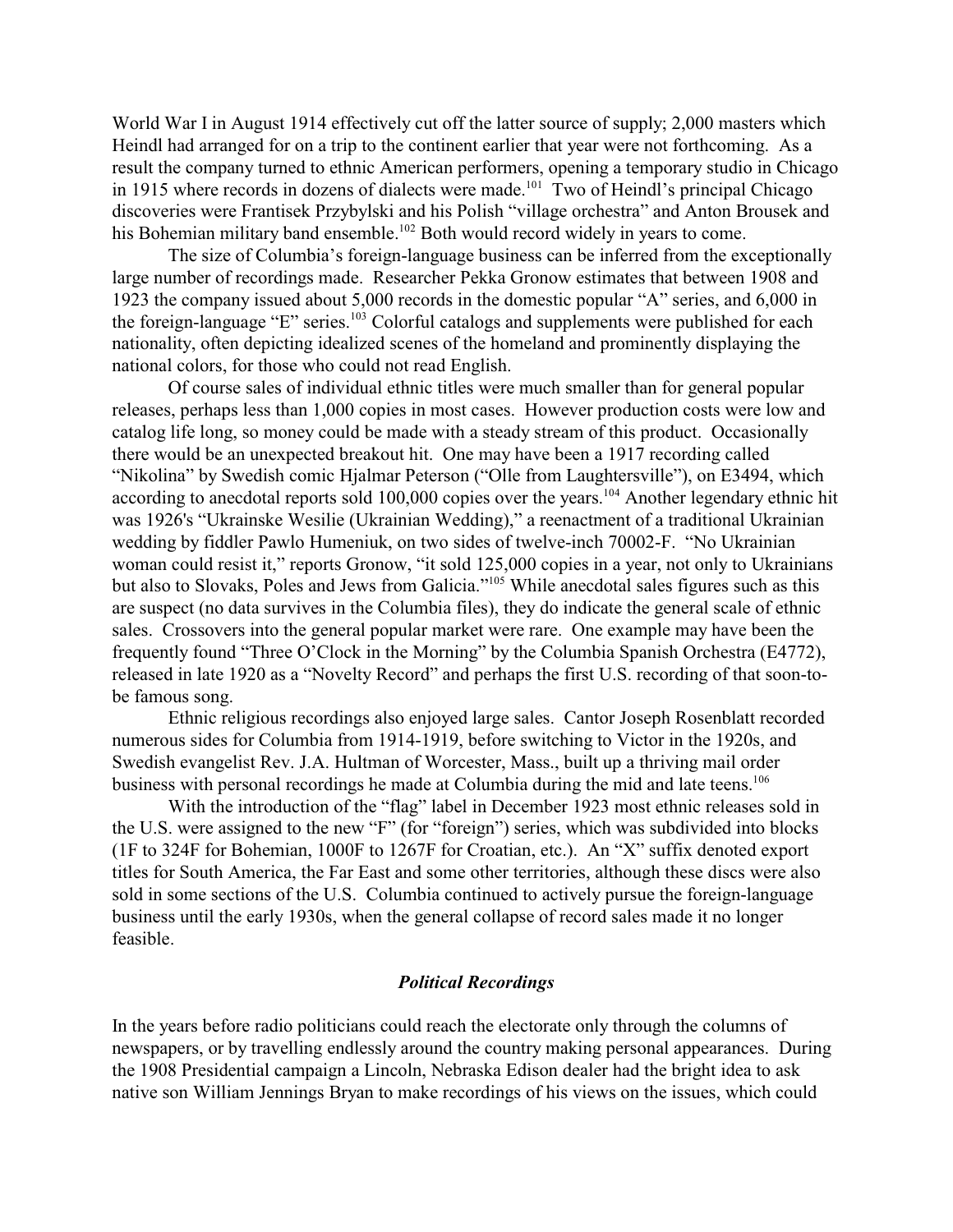World War I in August 1914 effectively cut off the latter source of supply; 2,000 masters which Heindl had arranged for on a trip to the continent earlier that year were not forthcoming. As a result the company turned to ethnic American performers, opening a temporary studio in Chicago in 1915 where records in dozens of dialects were made.[101] Two of Heindl's principal Chicago discoveries were Frantisek Przybylski and his Polish "village orchestra" and Anton Brousek and his Bohemian military band ensemble.[102] Both would record widely in years to come.

The size of Columbia's foreign-language business can be inferred from the exceptionally large number of recordings made. Researcher Pekka Gronow estimates that between 1908 and 1923 the company issued about 5,000 records in the domestic popular "A" series, and 6,000 in the foreign-language "E" series.[103] Colorful catalogs and supplements were published for each nationality, often depicting idealized scenes of the homeland and prominently displaying the national colors, for those who could not read English.

Of course sales of individual ethnic titles were much smaller than for general popular releases, perhaps less than 1,000 copies in most cases. However production costs were low and catalog life long, so money could be made with a steady stream of this product. Occasionally there would be an unexpected breakout hit. One may have been a 1917 recording called "Nikolina" by Swedish comic Hjalmar Peterson ("Olle from Laughtersville"), on E3494, which according to anecdotal reports sold 100,000 copies over the years.[104] Another legendary ethnic hit was 1926's "Ukrainske Wesilie (Ukrainian Wedding)," a reenactment of a traditional Ukrainian wedding by fiddler Pawlo Humeniuk, on two sides of twelve-inch 70002-F. "No Ukrainian woman could resist it," reports Gronow, "it sold 125,000 copies in a year, not only to Ukrainians but also to Slovaks, Poles and Jews from Galicia."[105] While anecdotal sales figures such as this are suspect (no data survives in the Columbia files), they do indicate the general scale of ethnic sales. Crossovers into the general popular market were rare. One example may have been the frequently found "Three O'Clock in the Morning" by the Columbia Spanish Orchestra (E4772), released in late 1920 as a "Novelty Record" and perhaps the first U.S. recording of that soon-to-be famous song.

Ethnic religious recordings also enjoyed large sales. Cantor Joseph Rosenblatt recorded numerous sides for Columbia from 1914-1919, before switching to Victor in the 1920s, and Swedish evangelist Rev. J.A. Hultman of Worcester, Mass., built up a thriving mail order business with personal recordings he made at Columbia during the mid and late teens.[106]

With the introduction of the "flag" label in December 1923 most ethnic releases sold in the U.S. were assigned to the new "F" (for "foreign") series, which was subdivided into blocks (1F to 324F for Bohemian, 1000F to 1267F for Croatian, etc.). An "X" suffix denoted export titles for South America, the Far East and some other territories, although these discs were also sold in some sections of the U.S. Columbia continued to actively pursue the foreign-language business until the early 1930s, when the general collapse of record sales made it no longer feasible.

### *Political Recordings*

In the years before radio politicians could reach the electorate only through the columns of newspapers, or by travelling endlessly around the country making personal appearances. During the 1908 Presidential campaign a Lincoln, Nebraska Edison dealer had the bright idea to ask native son William Jennings Bryan to make recordings of his views on the issues, which could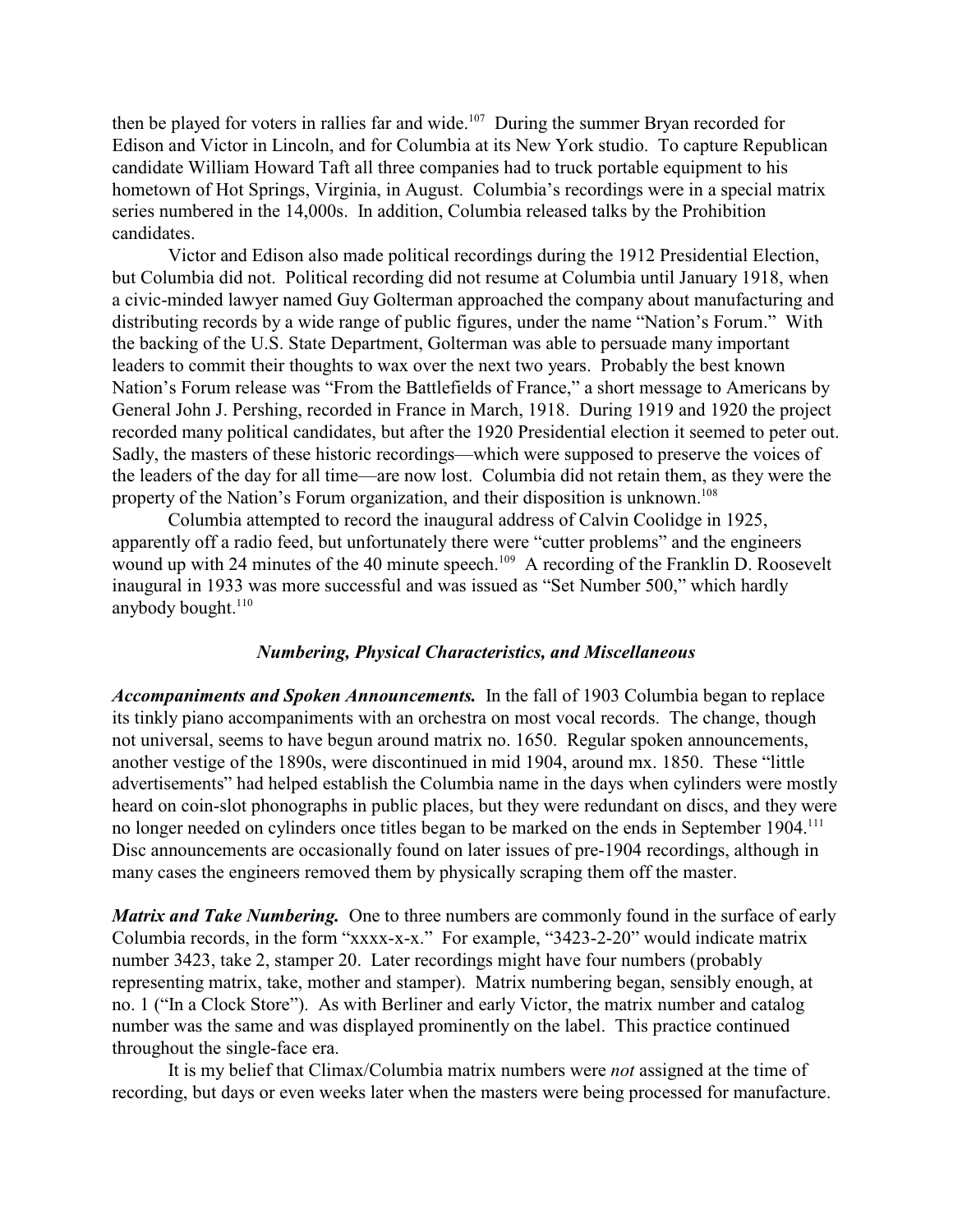then be played for voters in rallies far and wide.[107] During the summer Bryan recorded for Edison and Victor in Lincoln, and for Columbia at its New York studio. To capture Republican candidate William Howard Taft all three companies had to truck portable equipment to his hometown of Hot Springs, Virginia, in August. Columbia's recordings were in a special matrix series numbered in the 14,000s. In addition, Columbia released talks by the Prohibition candidates.

Victor and Edison also made political recordings during the 1912 Presidential Election, but Columbia did not. Political recording did not resume at Columbia until January 1918, when a civic-minded lawyer named Guy Golterman approached the company about manufacturing and distributing records by a wide range of public figures, under the name "Nation's Forum." With the backing of the U.S. State Department, Golterman was able to persuade many important leaders to commit their thoughts to wax over the next two years. Probably the best known Nation's Forum release was "From the Battlefields of France," a short message to Americans by General John J. Pershing, recorded in France in March, 1918. During 1919 and 1920 the project recorded many political candidates, but after the 1920 Presidential election it seemed to peter out. Sadly, the masters of these historic recordings—which were supposed to preserve the voices of the leaders of the day for all time—are now lost. Columbia did not retain them, as they were the property of the Nation's Forum organization, and their disposition is unknown.[108]

Columbia attempted to record the inaugural address of Calvin Coolidge in 1925, apparently off a radio feed, but unfortunately there were "cutter problems" and the engineers wound up with 24 minutes of the 40 minute speech.[109] A recording of the Franklin D. Roosevelt inaugural in 1933 was more successful and was issued as "Set Number 500," which hardly anybody bought.[110]

### *Numbering, Physical Characteristics, and Miscellaneous*

***Accompaniments and Spoken Announcements.*** In the fall of 1903 Columbia began to replace its tinkly piano accompaniments with an orchestra on most vocal records. The change, though not universal, seems to have begun around matrix no. 1650. Regular spoken announcements, another vestige of the 1890s, were discontinued in mid 1904, around mx. 1850. These "little advertisements" had helped establish the Columbia name in the days when cylinders were mostly heard on coin-slot phonographs in public places, but they were redundant on discs, and they were no longer needed on cylinders once titles began to be marked on the ends in September 1904.[111] Disc announcements are occasionally found on later issues of pre-1904 recordings, although in many cases the engineers removed them by physically scraping them off the master.

***Matrix and Take Numbering.*** One to three numbers are commonly found in the surface of early Columbia records, in the form "xxxx-x-x." For example, "3423-2-20" would indicate matrix number 3423, take 2, stamper 20. Later recordings might have four numbers (probably representing matrix, take, mother and stamper). Matrix numbering began, sensibly enough, at no. 1 ("In a Clock Store"). As with Berliner and early Victor, the matrix number and catalog number was the same and was displayed prominently on the label. This practice continued throughout the single-face era.

It is my belief that Climax/Columbia matrix numbers were *not* assigned at the time of recording, but days or even weeks later when the masters were being processed for manufacture.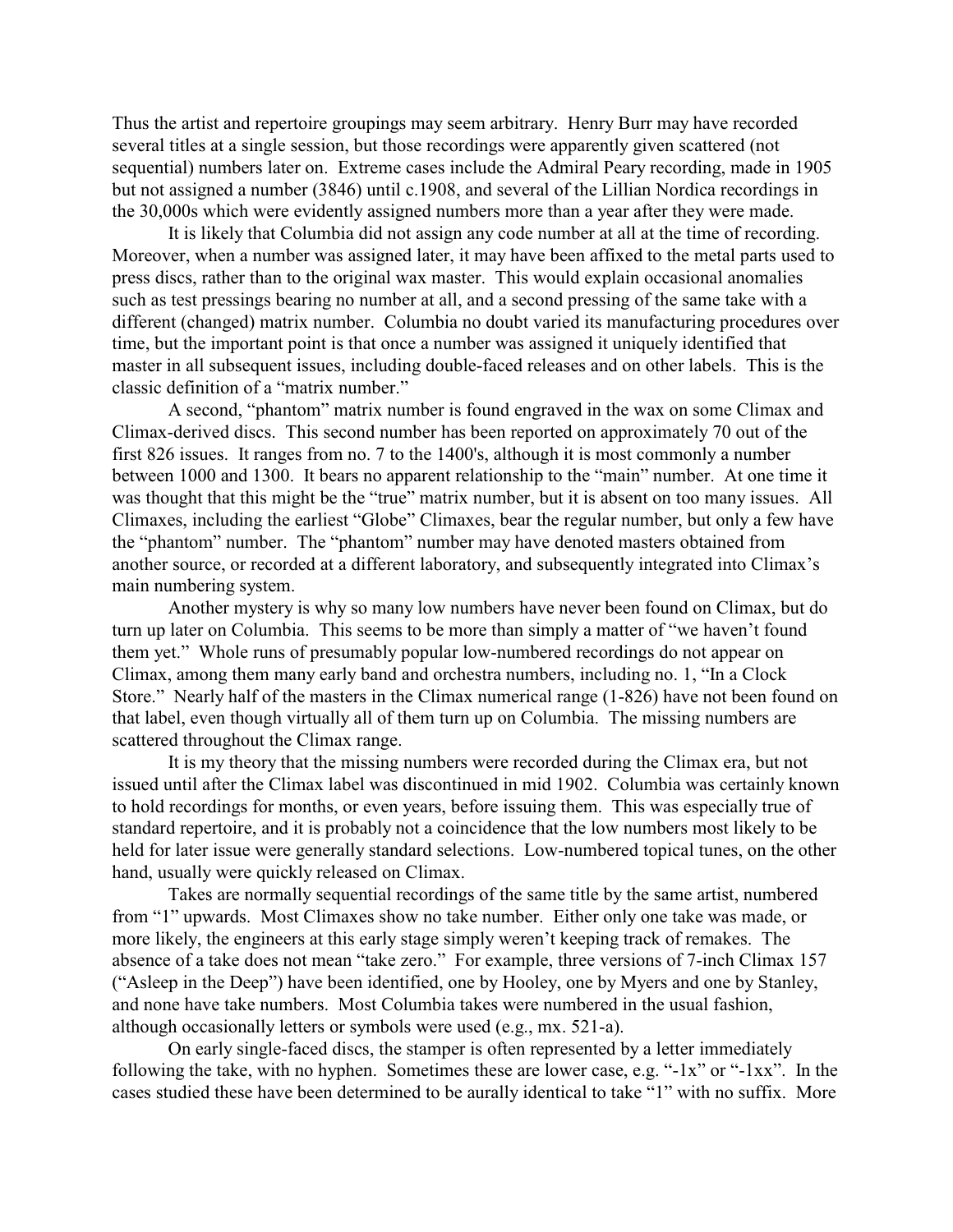Thus the artist and repertoire groupings may seem arbitrary. Henry Burr may have recorded several titles at a single session, but those recordings were apparently given scattered (not sequential) numbers later on. Extreme cases include the Admiral Peary recording, made in 1905 but not assigned a number (3846) until c.1908, and several of the Lillian Nordica recordings in the 30,000s which were evidently assigned numbers more than a year after they were made.

It is likely that Columbia did not assign any code number at all at the time of recording. Moreover, when a number was assigned later, it may have been affixed to the metal parts used to press discs, rather than to the original wax master. This would explain occasional anomalies such as test pressings bearing no number at all, and a second pressing of the same take with a different (changed) matrix number. Columbia no doubt varied its manufacturing procedures over time, but the important point is that once a number was assigned it uniquely identified that master in all subsequent issues, including double-faced releases and on other labels. This is the classic definition of a "matrix number."

A second, "phantom" matrix number is found engraved in the wax on some Climax and Climax-derived discs. This second number has been reported on approximately 70 out of the first 826 issues. It ranges from no. 7 to the 1400's, although it is most commonly a number between 1000 and 1300. It bears no apparent relationship to the "main" number. At one time it was thought that this might be the "true" matrix number, but it is absent on too many issues. All Climaxes, including the earliest "Globe" Climaxes, bear the regular number, but only a few have the "phantom" number. The "phantom" number may have denoted masters obtained from another source, or recorded at a different laboratory, and subsequently integrated into Climax's main numbering system.

Another mystery is why so many low numbers have never been found on Climax, but do turn up later on Columbia. This seems to be more than simply a matter of "we haven't found them yet." Whole runs of presumably popular low-numbered recordings do not appear on Climax, among them many early band and orchestra numbers, including no. 1, "In a Clock Store." Nearly half of the masters in the Climax numerical range (1-826) have not been found on that label, even though virtually all of them turn up on Columbia. The missing numbers are scattered throughout the Climax range.

It is my theory that the missing numbers were recorded during the Climax era, but not issued until after the Climax label was discontinued in mid 1902. Columbia was certainly known to hold recordings for months, or even years, before issuing them. This was especially true of standard repertoire, and it is probably not a coincidence that the low numbers most likely to be held for later issue were generally standard selections. Low-numbered topical tunes, on the other hand, usually were quickly released on Climax.

Takes are normally sequential recordings of the same title by the same artist, numbered from "1" upwards. Most Climaxes show no take number. Either only one take was made, or more likely, the engineers at this early stage simply weren't keeping track of remakes. The absence of a take does not mean "take zero." For example, three versions of 7-inch Climax 157 ("Asleep in the Deep") have been identified, one by Hooley, one by Myers and one by Stanley, and none have take numbers. Most Columbia takes were numbered in the usual fashion, although occasionally letters or symbols were used (e.g., mx. 521-a).

On early single-faced discs, the stamper is often represented by a letter immediately following the take, with no hyphen. Sometimes these are lower case, e.g. "-1x" or "-1xx". In the cases studied these have been determined to be aurally identical to take "1" with no suffix. More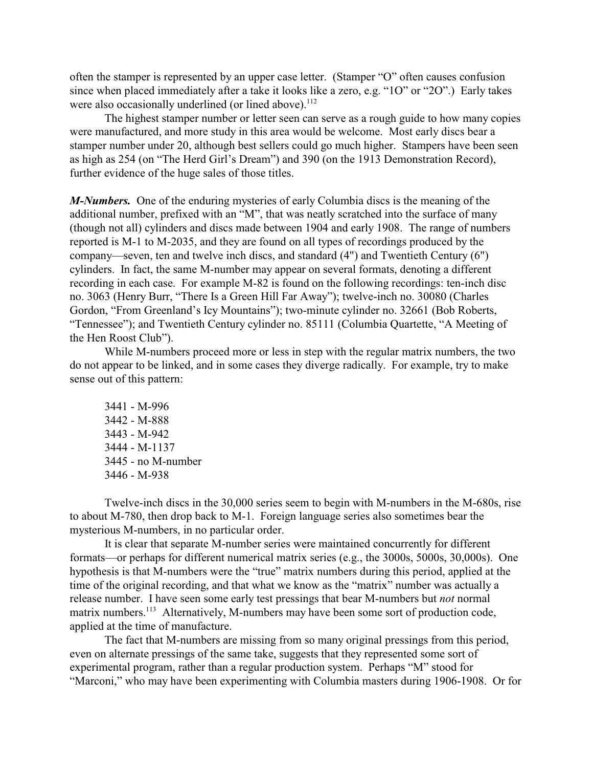often the stamper is represented by an upper case letter. (Stamper "O" often causes confusion since when placed immediately after a take it looks like a zero, e.g. "1O" or "2O".) Early takes were also occasionally underlined (or lined above).[112]

The highest stamper number or letter seen can serve as a rough guide to how many copies were manufactured, and more study in this area would be welcome. Most early discs bear a stamper number under 20, although best sellers could go much higher. Stampers have been seen as high as 254 (on "The Herd Girl's Dream") and 390 (on the 1913 Demonstration Record), further evidence of the huge sales of those titles.

***M-Numbers.*** One of the enduring mysteries of early Columbia discs is the meaning of the additional number, prefixed with an "M", that was neatly scratched into the surface of many (though not all) cylinders and discs made between 1904 and early 1908. The range of numbers reported is M-1 to M-2035, and they are found on all types of recordings produced by the company—seven, ten and twelve inch discs, and standard (4") and Twentieth Century (6") cylinders. In fact, the same M-number may appear on several formats, denoting a different recording in each case. For example M-82 is found on the following recordings: ten-inch disc no. 3063 (Henry Burr, "There Is a Green Hill Far Away"); twelve-inch no. 30080 (Charles Gordon, "From Greenland's Icy Mountains"); two-minute cylinder no. 32661 (Bob Roberts, "Tennessee"); and Twentieth Century cylinder no. 85111 (Columbia Quartette, "A Meeting of the Hen Roost Club").

While M-numbers proceed more or less in step with the regular matrix numbers, the two do not appear to be linked, and in some cases they diverge radically. For example, try to make sense out of this pattern:

3441 - M-996
3442 - M-888
3443 - M-942
3444 - M-1137
3445 - no M-number
3446 - M-938

Twelve-inch discs in the 30,000 series seem to begin with M-numbers in the M-680s, rise to about M-780, then drop back to M-1. Foreign language series also sometimes bear the mysterious M-numbers, in no particular order.

It is clear that separate M-number series were maintained concurrently for different formats—or perhaps for different numerical matrix series (e.g., the 3000s, 5000s, 30,000s). One hypothesis is that M-numbers were the "true" matrix numbers during this period, applied at the time of the original recording, and that what we know as the "matrix" number was actually a release number. I have seen some early test pressings that bear M-numbers but *not* normal matrix numbers.[113] Alternatively, M-numbers may have been some sort of production code, applied at the time of manufacture.

The fact that M-numbers are missing from so many original pressings from this period, even on alternate pressings of the same take, suggests that they represented some sort of experimental program, rather than a regular production system. Perhaps "M" stood for "Marconi," who may have been experimenting with Columbia masters during 1906-1908. Or for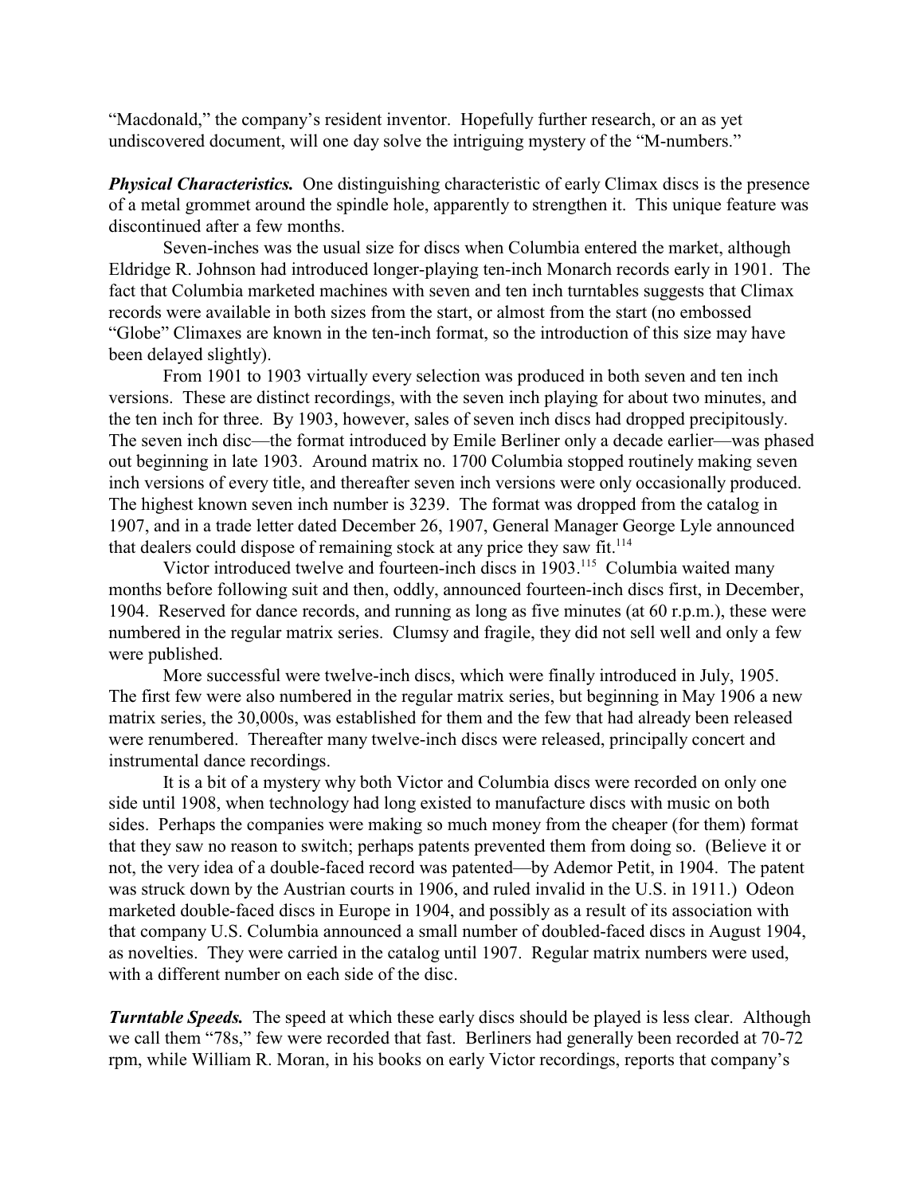"Macdonald," the company's resident inventor. Hopefully further research, or an as yet undiscovered document, will one day solve the intriguing mystery of the "M-numbers."

***Physical Characteristics.*** One distinguishing characteristic of early Climax discs is the presence of a metal grommet around the spindle hole, apparently to strengthen it. This unique feature was discontinued after a few months.

Seven-inches was the usual size for discs when Columbia entered the market, although Eldridge R. Johnson had introduced longer-playing ten-inch Monarch records early in 1901. The fact that Columbia marketed machines with seven and ten inch turntables suggests that Climax records were available in both sizes from the start, or almost from the start (no embossed "Globe" Climaxes are known in the ten-inch format, so the introduction of this size may have been delayed slightly).

From 1901 to 1903 virtually every selection was produced in both seven and ten inch versions. These are distinct recordings, with the seven inch playing for about two minutes, and the ten inch for three. By 1903, however, sales of seven inch discs had dropped precipitously. The seven inch disc—the format introduced by Emile Berliner only a decade earlier—was phased out beginning in late 1903. Around matrix no. 1700 Columbia stopped routinely making seven inch versions of every title, and thereafter seven inch versions were only occasionally produced. The highest known seven inch number is 3239. The format was dropped from the catalog in 1907, and in a trade letter dated December 26, 1907, General Manager George Lyle announced that dealers could dispose of remaining stock at any price they saw fit.[114]

Victor introduced twelve and fourteen-inch discs in 1903.[115] Columbia waited many months before following suit and then, oddly, announced fourteen-inch discs first, in December, 1904. Reserved for dance records, and running as long as five minutes (at 60 r.p.m.), these were numbered in the regular matrix series. Clumsy and fragile, they did not sell well and only a few were published.

More successful were twelve-inch discs, which were finally introduced in July, 1905. The first few were also numbered in the regular matrix series, but beginning in May 1906 a new matrix series, the 30,000s, was established for them and the few that had already been released were renumbered. Thereafter many twelve-inch discs were released, principally concert and instrumental dance recordings.

It is a bit of a mystery why both Victor and Columbia discs were recorded on only one side until 1908, when technology had long existed to manufacture discs with music on both sides. Perhaps the companies were making so much money from the cheaper (for them) format that they saw no reason to switch; perhaps patents prevented them from doing so. (Believe it or not, the very idea of a double-faced record was patented—by Ademor Petit, in 1904. The patent was struck down by the Austrian courts in 1906, and ruled invalid in the U.S. in 1911.) Odeon marketed double-faced discs in Europe in 1904, and possibly as a result of its association with that company U.S. Columbia announced a small number of doubled-faced discs in August 1904, as novelties. They were carried in the catalog until 1907. Regular matrix numbers were used, with a different number on each side of the disc.

***Turntable Speeds.*** The speed at which these early discs should be played is less clear. Although we call them "78s," few were recorded that fast. Berliners had generally been recorded at 70-72 rpm, while William R. Moran, in his books on early Victor recordings, reports that company's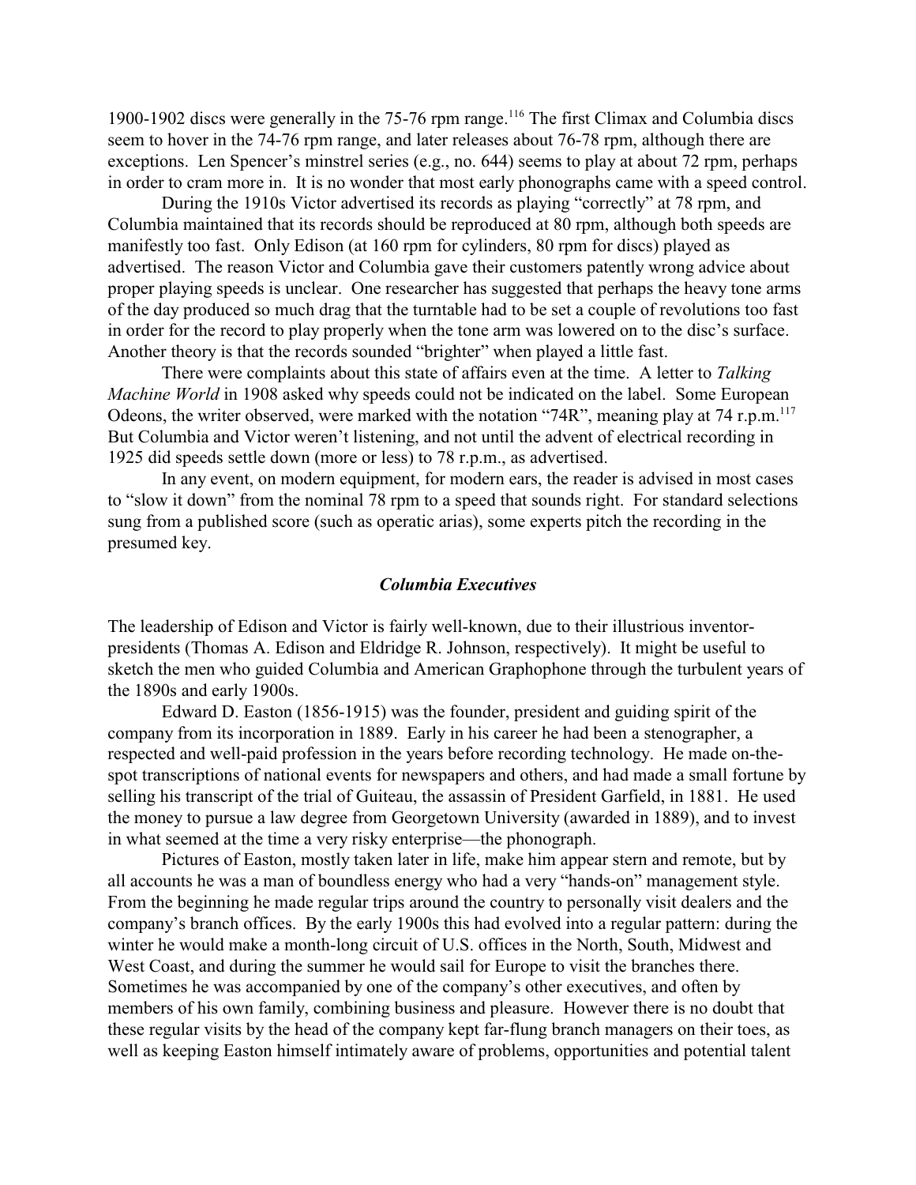1900-1902 discs were generally in the 75-76 rpm range.[116] The first Climax and Columbia discs seem to hover in the 74-76 rpm range, and later releases about 76-78 rpm, although there are exceptions. Len Spencer's minstrel series (e.g., no. 644) seems to play at about 72 rpm, perhaps in order to cram more in. It is no wonder that most early phonographs came with a speed control.

During the 1910s Victor advertised its records as playing "correctly" at 78 rpm, and Columbia maintained that its records should be reproduced at 80 rpm, although both speeds are manifestly too fast. Only Edison (at 160 rpm for cylinders, 80 rpm for discs) played as advertised. The reason Victor and Columbia gave their customers patently wrong advice about proper playing speeds is unclear. One researcher has suggested that perhaps the heavy tone arms of the day produced so much drag that the turntable had to be set a couple of revolutions too fast in order for the record to play properly when the tone arm was lowered on to the disc's surface. Another theory is that the records sounded "brighter" when played a little fast.

There were complaints about this state of affairs even at the time. A letter to *Talking Machine World* in 1908 asked why speeds could not be indicated on the label. Some European Odeons, the writer observed, were marked with the notation "74R", meaning play at 74 r.p.m.[117] But Columbia and Victor weren't listening, and not until the advent of electrical recording in 1925 did speeds settle down (more or less) to 78 r.p.m., as advertised.

In any event, on modern equipment, for modern ears, the reader is advised in most cases to "slow it down" from the nominal 78 rpm to a speed that sounds right. For standard selections sung from a published score (such as operatic arias), some experts pitch the recording in the presumed key.

### *Columbia Executives*

The leadership of Edison and Victor is fairly well-known, due to their illustrious inventor-presidents (Thomas A. Edison and Eldridge R. Johnson, respectively). It might be useful to sketch the men who guided Columbia and American Graphophone through the turbulent years of the 1890s and early 1900s.

Edward D. Easton (1856-1915) was the founder, president and guiding spirit of the company from its incorporation in 1889. Early in his career he had been a stenographer, a respected and well-paid profession in the years before recording technology. He made on-the-spot transcriptions of national events for newspapers and others, and had made a small fortune by selling his transcript of the trial of Guiteau, the assassin of President Garfield, in 1881. He used the money to pursue a law degree from Georgetown University (awarded in 1889), and to invest in what seemed at the time a very risky enterprise—the phonograph.

Pictures of Easton, mostly taken later in life, make him appear stern and remote, but by all accounts he was a man of boundless energy who had a very "hands-on" management style. From the beginning he made regular trips around the country to personally visit dealers and the company's branch offices. By the early 1900s this had evolved into a regular pattern: during the winter he would make a month-long circuit of U.S. offices in the North, South, Midwest and West Coast, and during the summer he would sail for Europe to visit the branches there. Sometimes he was accompanied by one of the company's other executives, and often by members of his own family, combining business and pleasure. However there is no doubt that these regular visits by the head of the company kept far-flung branch managers on their toes, as well as keeping Easton himself intimately aware of problems, opportunities and potential talent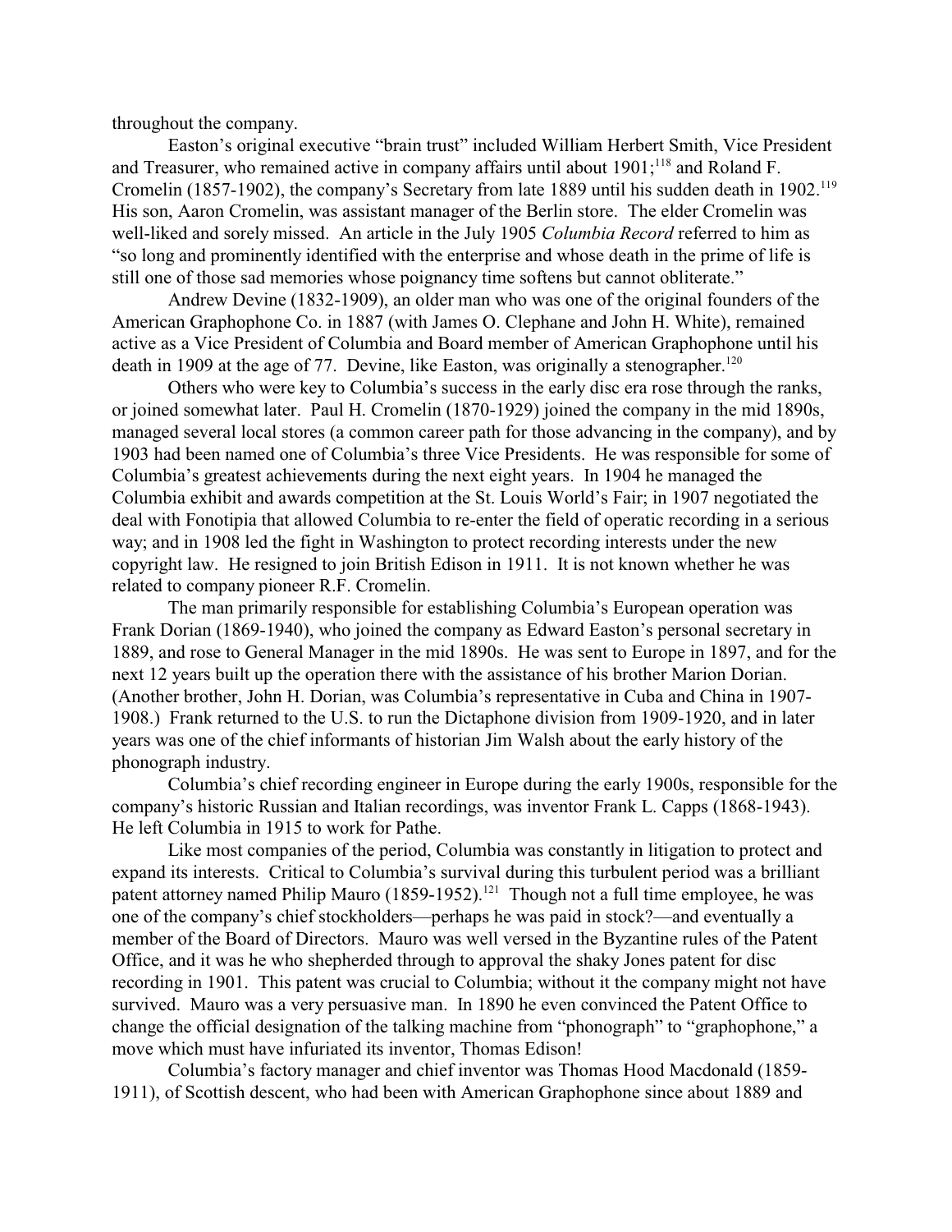throughout the company.

Easton's original executive "brain trust" included William Herbert Smith, Vice President and Treasurer, who remained active in company affairs until about 1901;[118] and Roland F. Cromelin (1857-1902), the company's Secretary from late 1889 until his sudden death in 1902.[119] His son, Aaron Cromelin, was assistant manager of the Berlin store. The elder Cromelin was well-liked and sorely missed. An article in the July 1905 *Columbia Record* referred to him as "so long and prominently identified with the enterprise and whose death in the prime of life is still one of those sad memories whose poignancy time softens but cannot obliterate."

Andrew Devine (1832-1909), an older man who was one of the original founders of the American Graphophone Co. in 1887 (with James O. Clephane and John H. White), remained active as a Vice President of Columbia and Board member of American Graphophone until his death in 1909 at the age of 77. Devine, like Easton, was originally a stenographer.[120]

Others who were key to Columbia's success in the early disc era rose through the ranks, or joined somewhat later. Paul H. Cromelin (1870-1929) joined the company in the mid 1890s, managed several local stores (a common career path for those advancing in the company), and by 1903 had been named one of Columbia's three Vice Presidents. He was responsible for some of Columbia's greatest achievements during the next eight years. In 1904 he managed the Columbia exhibit and awards competition at the St. Louis World's Fair; in 1907 negotiated the deal with Fonotipia that allowed Columbia to re-enter the field of operatic recording in a serious way; and in 1908 led the fight in Washington to protect recording interests under the new copyright law. He resigned to join British Edison in 1911. It is not known whether he was related to company pioneer R.F. Cromelin.

The man primarily responsible for establishing Columbia's European operation was Frank Dorian (1869-1940), who joined the company as Edward Easton's personal secretary in 1889, and rose to General Manager in the mid 1890s. He was sent to Europe in 1897, and for the next 12 years built up the operation there with the assistance of his brother Marion Dorian. (Another brother, John H. Dorian, was Columbia's representative in Cuba and China in 1907-1908.) Frank returned to the U.S. to run the Dictaphone division from 1909-1920, and in later years was one of the chief informants of historian Jim Walsh about the early history of the phonograph industry.

Columbia's chief recording engineer in Europe during the early 1900s, responsible for the company's historic Russian and Italian recordings, was inventor Frank L. Capps (1868-1943). He left Columbia in 1915 to work for Pathe.

Like most companies of the period, Columbia was constantly in litigation to protect and expand its interests. Critical to Columbia's survival during this turbulent period was a brilliant patent attorney named Philip Mauro (1859-1952).[121] Though not a full time employee, he was one of the company's chief stockholders—perhaps he was paid in stock?—and eventually a member of the Board of Directors. Mauro was well versed in the Byzantine rules of the Patent Office, and it was he who shepherded through to approval the shaky Jones patent for disc recording in 1901. This patent was crucial to Columbia; without it the company might not have survived. Mauro was a very persuasive man. In 1890 he even convinced the Patent Office to change the official designation of the talking machine from "phonograph" to "graphophone," a move which must have infuriated its inventor, Thomas Edison!

Columbia's factory manager and chief inventor was Thomas Hood Macdonald (1859-1911), of Scottish descent, who had been with American Graphophone since about 1889 and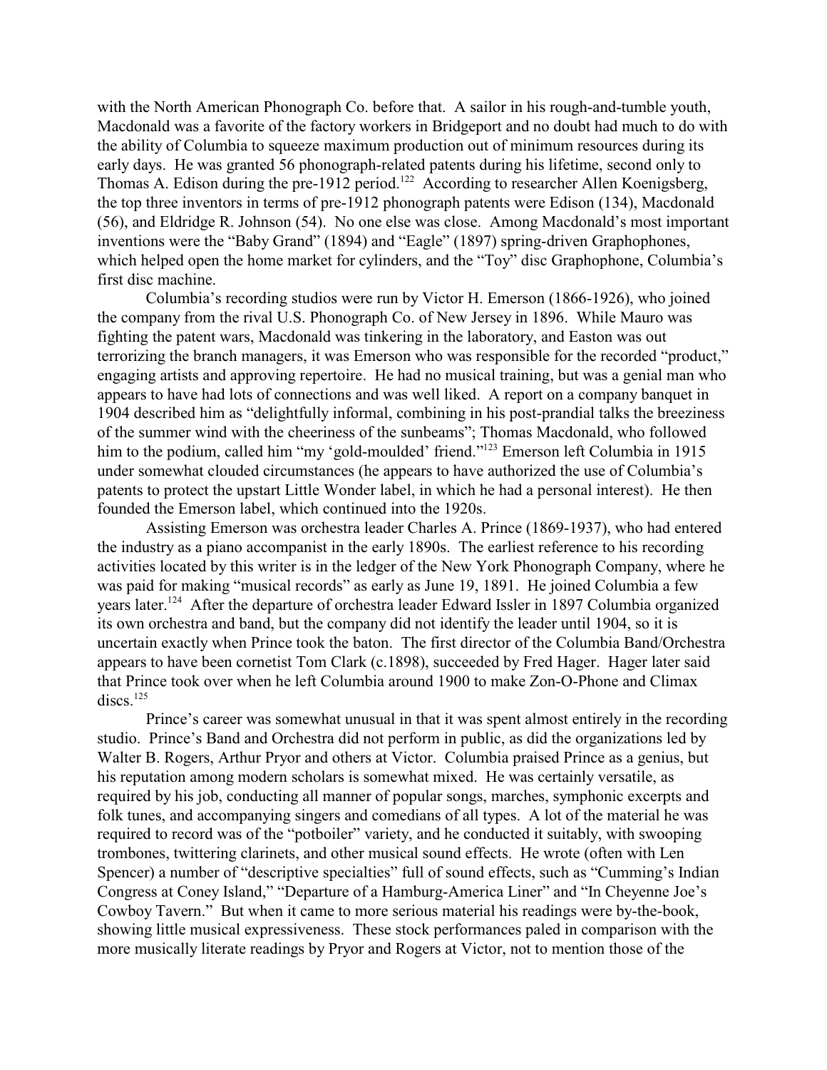with the North American Phonograph Co. before that. A sailor in his rough-and-tumble youth, Macdonald was a favorite of the factory workers in Bridgeport and no doubt had much to do with the ability of Columbia to squeeze maximum production out of minimum resources during its early days. He was granted 56 phonograph-related patents during his lifetime, second only to Thomas A. Edison during the pre-1912 period.[122] According to researcher Allen Koenigsberg, the top three inventors in terms of pre-1912 phonograph patents were Edison (134), Macdonald (56), and Eldridge R. Johnson (54). No one else was close. Among Macdonald's most important inventions were the "Baby Grand" (1894) and "Eagle" (1897) spring-driven Graphophones, which helped open the home market for cylinders, and the "Toy" disc Graphophone, Columbia's first disc machine.

Columbia's recording studios were run by Victor H. Emerson (1866-1926), who joined the company from the rival U.S. Phonograph Co. of New Jersey in 1896. While Mauro was fighting the patent wars, Macdonald was tinkering in the laboratory, and Easton was out terrorizing the branch managers, it was Emerson who was responsible for the recorded "product," engaging artists and approving repertoire. He had no musical training, but was a genial man who appears to have had lots of connections and was well liked. A report on a company banquet in 1904 described him as "delightfully informal, combining in his post-prandial talks the breeziness of the summer wind with the cheeriness of the sunbeams"; Thomas Macdonald, who followed him to the podium, called him "my 'gold-moulded' friend."[123] Emerson left Columbia in 1915 under somewhat clouded circumstances (he appears to have authorized the use of Columbia's patents to protect the upstart Little Wonder label, in which he had a personal interest). He then founded the Emerson label, which continued into the 1920s.

Assisting Emerson was orchestra leader Charles A. Prince (1869-1937), who had entered the industry as a piano accompanist in the early 1890s. The earliest reference to his recording activities located by this writer is in the ledger of the New York Phonograph Company, where he was paid for making "musical records" as early as June 19, 1891. He joined Columbia a few years later.[124] After the departure of orchestra leader Edward Issler in 1897 Columbia organized its own orchestra and band, but the company did not identify the leader until 1904, so it is uncertain exactly when Prince took the baton. The first director of the Columbia Band/Orchestra appears to have been cornetist Tom Clark (c.1898), succeeded by Fred Hager. Hager later said that Prince took over when he left Columbia around 1900 to make Zon-O-Phone and Climax discs.[125]

Prince's career was somewhat unusual in that it was spent almost entirely in the recording studio. Prince's Band and Orchestra did not perform in public, as did the organizations led by Walter B. Rogers, Arthur Pryor and others at Victor. Columbia praised Prince as a genius, but his reputation among modern scholars is somewhat mixed. He was certainly versatile, as required by his job, conducting all manner of popular songs, marches, symphonic excerpts and folk tunes, and accompanying singers and comedians of all types. A lot of the material he was required to record was of the "potboiler" variety, and he conducted it suitably, with swooping trombones, twittering clarinets, and other musical sound effects. He wrote (often with Len Spencer) a number of "descriptive specialties" full of sound effects, such as "Cumming's Indian Congress at Coney Island," "Departure of a Hamburg-America Liner" and "In Cheyenne Joe's Cowboy Tavern." But when it came to more serious material his readings were by-the-book, showing little musical expressiveness. These stock performances paled in comparison with the more musically literate readings by Pryor and Rogers at Victor, not to mention those of the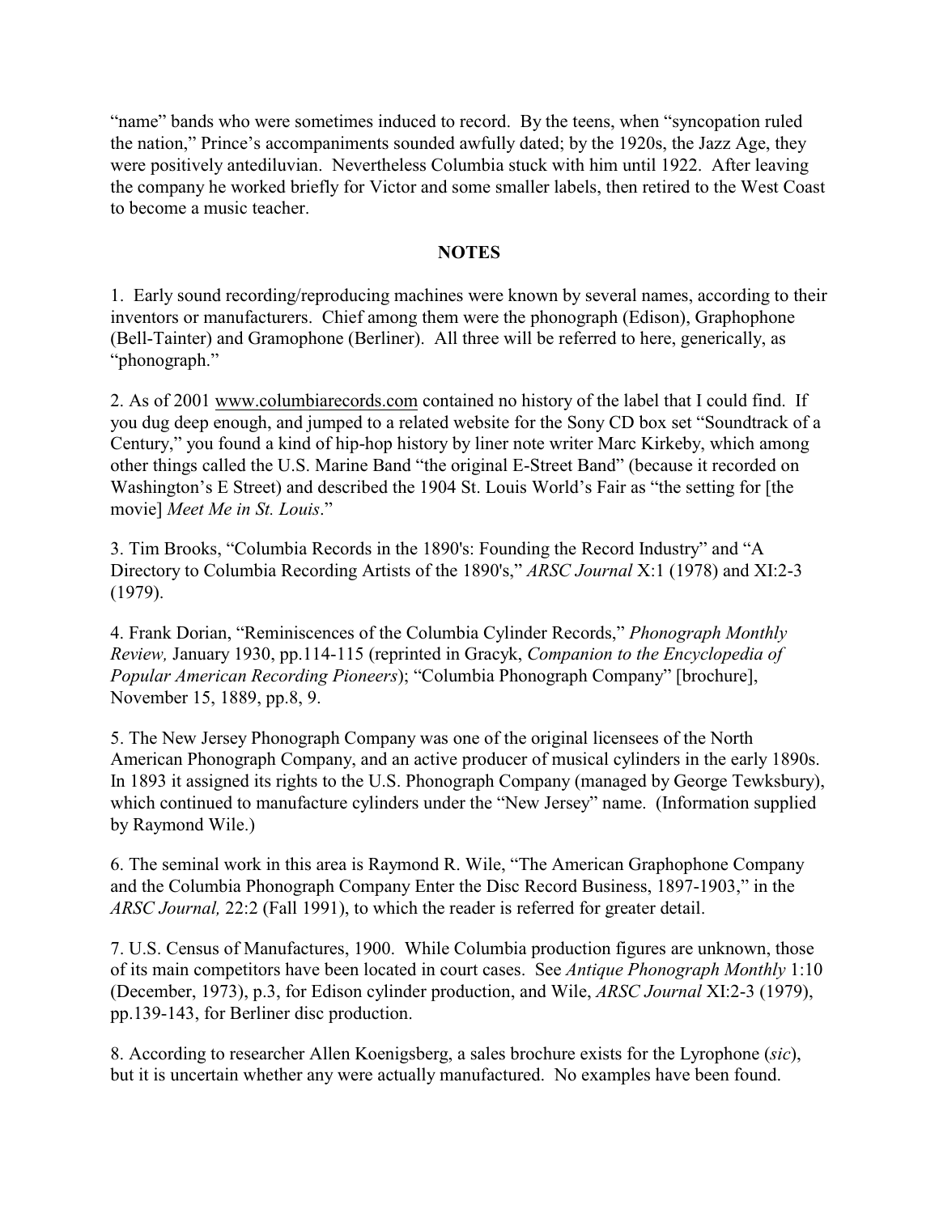"name" bands who were sometimes induced to record. By the teens, when "syncopation ruled the nation," Prince's accompaniments sounded awfully dated; by the 1920s, the Jazz Age, they were positively antediluvian. Nevertheless Columbia stuck with him until 1922. After leaving the company he worked briefly for Victor and some smaller labels, then retired to the West Coast to become a music teacher.

## NOTES

1. Early sound recording/reproducing machines were known by several names, according to their inventors or manufacturers. Chief among them were the phonograph (Edison), Graphophone (Bell-Tainter) and Gramophone (Berliner). All three will be referred to here, generically, as "phonograph."

2. As of 2001 www.columbiarecords.com contained no history of the label that I could find. If you dug deep enough, and jumped to a related website for the Sony CD box set "Soundtrack of a Century," you found a kind of hip-hop history by liner note writer Marc Kirkeby, which among other things called the U.S. Marine Band "the original E-Street Band" (because it recorded on Washington's E Street) and described the 1904 St. Louis World's Fair as "the setting for [the movie] *Meet Me in St. Louis*."

3. Tim Brooks, "Columbia Records in the 1890's: Founding the Record Industry" and "A Directory to Columbia Recording Artists of the 1890's," *ARSC Journal* X:1 (1978) and XI:2-3 (1979).

4. Frank Dorian, "Reminiscences of the Columbia Cylinder Records," *Phonograph Monthly Review,* January 1930, pp.114-115 (reprinted in Gracyk, *Companion to the Encyclopedia of Popular American Recording Pioneers*); "Columbia Phonograph Company" [brochure], November 15, 1889, pp.8, 9.

5. The New Jersey Phonograph Company was one of the original licensees of the North American Phonograph Company, and an active producer of musical cylinders in the early 1890s. In 1893 it assigned its rights to the U.S. Phonograph Company (managed by George Tewksbury), which continued to manufacture cylinders under the "New Jersey" name. (Information supplied by Raymond Wile.)

6. The seminal work in this area is Raymond R. Wile, "The American Graphophone Company and the Columbia Phonograph Company Enter the Disc Record Business, 1897-1903," in the *ARSC Journal,* 22:2 (Fall 1991), to which the reader is referred for greater detail.

7. U.S. Census of Manufactures, 1900. While Columbia production figures are unknown, those of its main competitors have been located in court cases. See *Antique Phonograph Monthly* 1:10 (December, 1973), p.3, for Edison cylinder production, and Wile, *ARSC Journal* XI:2-3 (1979), pp.139-143, for Berliner disc production.

8. According to researcher Allen Koenigsberg, a sales brochure exists for the Lyrophone (*sic*), but it is uncertain whether any were actually manufactured. No examples have been found.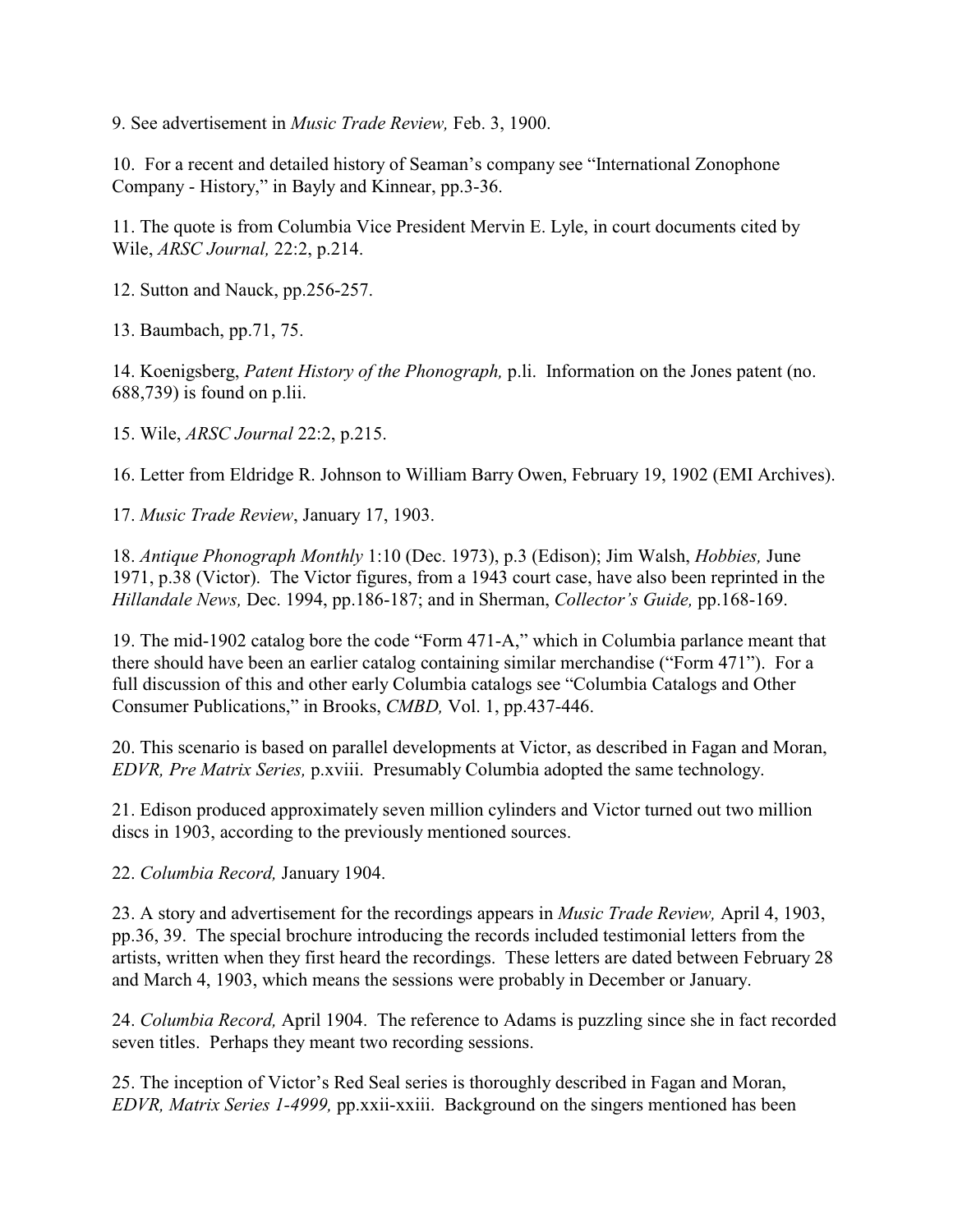9. See advertisement in *Music Trade Review,* Feb. 3, 1900.

10. For a recent and detailed history of Seaman's company see "International Zonophone Company - History," in Bayly and Kinnear, pp.3-36.

11. The quote is from Columbia Vice President Mervin E. Lyle, in court documents cited by Wile, *ARSC Journal,* 22:2, p.214.

12. Sutton and Nauck, pp.256-257.

13. Baumbach, pp.71, 75.

14. Koenigsberg, *Patent History of the Phonograph,* p.li. Information on the Jones patent (no. 688,739) is found on p.lii.

15. Wile, *ARSC Journal* 22:2, p.215.

16. Letter from Eldridge R. Johnson to William Barry Owen, February 19, 1902 (EMI Archives).

17. *Music Trade Review*, January 17, 1903.

18. *Antique Phonograph Monthly* 1:10 (Dec. 1973), p.3 (Edison); Jim Walsh, *Hobbies,* June 1971, p.38 (Victor). The Victor figures, from a 1943 court case, have also been reprinted in the *Hillandale News,* Dec. 1994, pp.186-187; and in Sherman, *Collector's Guide,* pp.168-169.

19. The mid-1902 catalog bore the code "Form 471-A," which in Columbia parlance meant that there should have been an earlier catalog containing similar merchandise ("Form 471"). For a full discussion of this and other early Columbia catalogs see "Columbia Catalogs and Other Consumer Publications," in Brooks, *CMBD,* Vol. 1, pp.437-446.

20. This scenario is based on parallel developments at Victor, as described in Fagan and Moran, *EDVR, Pre Matrix Series,* p.xviii. Presumably Columbia adopted the same technology.

21. Edison produced approximately seven million cylinders and Victor turned out two million discs in 1903, according to the previously mentioned sources.

22. *Columbia Record,* January 1904.

23. A story and advertisement for the recordings appears in *Music Trade Review,* April 4, 1903, pp.36, 39. The special brochure introducing the records included testimonial letters from the artists, written when they first heard the recordings. These letters are dated between February 28 and March 4, 1903, which means the sessions were probably in December or January.

24. *Columbia Record,* April 1904. The reference to Adams is puzzling since she in fact recorded seven titles. Perhaps they meant two recording sessions.

25. The inception of Victor's Red Seal series is thoroughly described in Fagan and Moran, *EDVR, Matrix Series 1-4999,* pp.xxii-xxiii. Background on the singers mentioned has been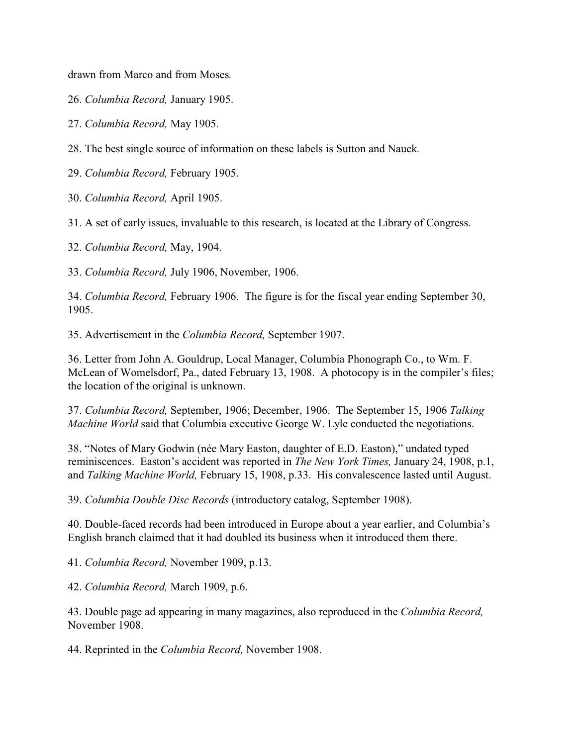drawn from Marco and from Moses.

26. *Columbia Record,* January 1905.

27. *Columbia Record,* May 1905.

28. The best single source of information on these labels is Sutton and Nauck.

29. *Columbia Record,* February 1905.

30. *Columbia Record,* April 1905.

31. A set of early issues, invaluable to this research, is located at the Library of Congress.

32. *Columbia Record,* May, 1904.

33. *Columbia Record,* July 1906, November, 1906.

34. *Columbia Record,* February 1906. The figure is for the fiscal year ending September 30, 1905.

35. Advertisement in the *Columbia Record,* September 1907.

36. Letter from John A. Gouldrup, Local Manager, Columbia Phonograph Co., to Wm. F. McLean of Womelsdorf, Pa., dated February 13, 1908. A photocopy is in the compiler's files; the location of the original is unknown.

37. *Columbia Record,* September, 1906; December, 1906. The September 15, 1906 *Talking Machine World* said that Columbia executive George W. Lyle conducted the negotiations.

38. "Notes of Mary Godwin (née Mary Easton, daughter of E.D. Easton)," undated typed reminiscences. Easton's accident was reported in *The New York Times,* January 24, 1908, p.1, and *Talking Machine World,* February 15, 1908, p.33. His convalescence lasted until August.

39. *Columbia Double Disc Records* (introductory catalog, September 1908).

40. Double-faced records had been introduced in Europe about a year earlier, and Columbia's English branch claimed that it had doubled its business when it introduced them there.

41. *Columbia Record,* November 1909, p.13.

42. *Columbia Record,* March 1909, p.6.

43. Double page ad appearing in many magazines, also reproduced in the *Columbia Record,* November 1908.

44. Reprinted in the *Columbia Record,* November 1908.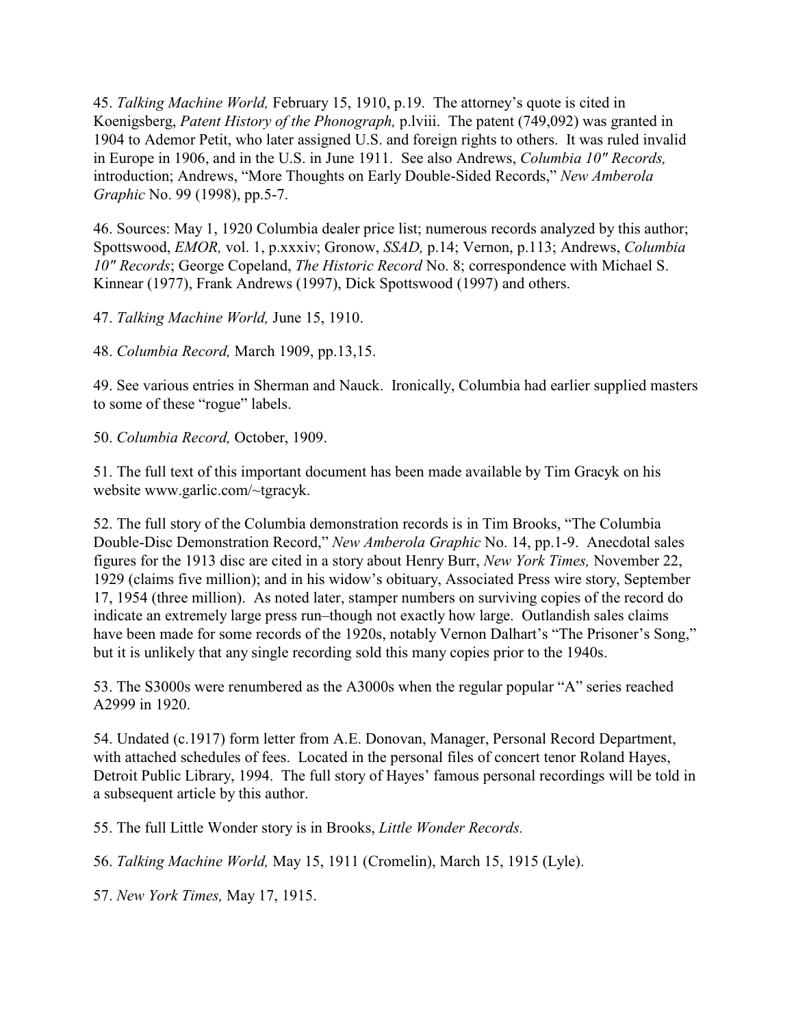45. *Talking Machine World,* February 15, 1910, p.19. The attorney's quote is cited in Koenigsberg, *Patent History of the Phonograph,* p.lviii. The patent (749,092) was granted in 1904 to Ademor Petit, who later assigned U.S. and foreign rights to others. It was ruled invalid in Europe in 1906, and in the U.S. in June 1911. See also Andrews, *Columbia 10" Records,* introduction; Andrews, "More Thoughts on Early Double-Sided Records," *New Amberola Graphic* No. 99 (1998), pp.5-7.

46. Sources: May 1, 1920 Columbia dealer price list; numerous records analyzed by this author; Spottswood, *EMOR,* vol. 1, p.xxxiv; Gronow, *SSAD,* p.14; Vernon, p.113; Andrews, *Columbia 10" Records*; George Copeland, *The Historic Record* No. 8; correspondence with Michael S. Kinnear (1977), Frank Andrews (1997), Dick Spottswood (1997) and others.

47. *Talking Machine World,* June 15, 1910.

48. *Columbia Record,* March 1909, pp.13,15.

49. See various entries in Sherman and Nauck. Ironically, Columbia had earlier supplied masters to some of these "rogue" labels.

50. *Columbia Record,* October, 1909.

51. The full text of this important document has been made available by Tim Gracyk on his website www.garlic.com/~tgracyk.

52. The full story of the Columbia demonstration records is in Tim Brooks, "The Columbia Double-Disc Demonstration Record," *New Amberola Graphic* No. 14, pp.1-9. Anecdotal sales figures for the 1913 disc are cited in a story about Henry Burr, *New York Times,* November 22, 1929 (claims five million); and in his widow's obituary, Associated Press wire story, September 17, 1954 (three million). As noted later, stamper numbers on surviving copies of the record do indicate an extremely large press run–though not exactly how large. Outlandish sales claims have been made for some records of the 1920s, notably Vernon Dalhart's "The Prisoner's Song," but it is unlikely that any single recording sold this many copies prior to the 1940s.

53. The S3000s were renumbered as the A3000s when the regular popular "A" series reached A2999 in 1920.

54. Undated (c.1917) form letter from A.E. Donovan, Manager, Personal Record Department, with attached schedules of fees. Located in the personal files of concert tenor Roland Hayes, Detroit Public Library, 1994. The full story of Hayes' famous personal recordings will be told in a subsequent article by this author.

55. The full Little Wonder story is in Brooks, *Little Wonder Records.*

56. *Talking Machine World,* May 15, 1911 (Cromelin), March 15, 1915 (Lyle).

57. *New York Times,* May 17, 1915.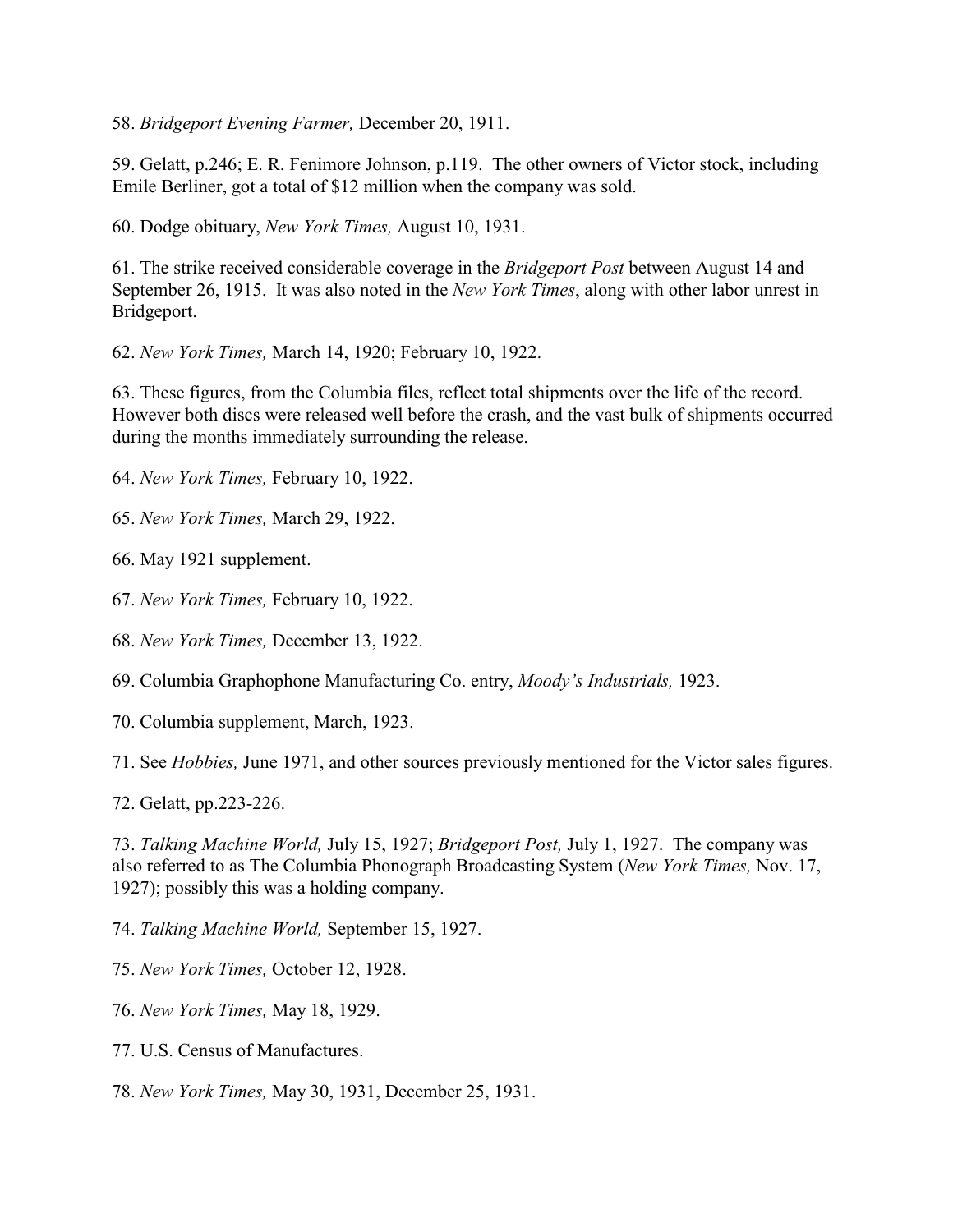58. *Bridgeport Evening Farmer,* December 20, 1911.

59. Gelatt, p.246; E. R. Fenimore Johnson, p.119. The other owners of Victor stock, including Emile Berliner, got a total of $12 million when the company was sold.

60. Dodge obituary, *New York Times,* August 10, 1931.

61. The strike received considerable coverage in the *Bridgeport Post* between August 14 and September 26, 1915. It was also noted in the *New York Times*, along with other labor unrest in Bridgeport.

62. *New York Times,* March 14, 1920; February 10, 1922.

63. These figures, from the Columbia files, reflect total shipments over the life of the record. However both discs were released well before the crash, and the vast bulk of shipments occurred during the months immediately surrounding the release.

64. *New York Times,* February 10, 1922.

65. *New York Times,* March 29, 1922.

66. May 1921 supplement.

67. *New York Times,* February 10, 1922.

68. *New York Times,* December 13, 1922.

69. Columbia Graphophone Manufacturing Co. entry, *Moody's Industrials,* 1923.

70. Columbia supplement, March, 1923.

71. See *Hobbies,* June 1971, and other sources previously mentioned for the Victor sales figures.

72. Gelatt, pp.223-226.

73. *Talking Machine World,* July 15, 1927; *Bridgeport Post,* July 1, 1927. The company was also referred to as The Columbia Phonograph Broadcasting System (*New York Times,* Nov. 17, 1927); possibly this was a holding company.

74. *Talking Machine World,* September 15, 1927.

75. *New York Times,* October 12, 1928.

76. *New York Times,* May 18, 1929.

77. U.S. Census of Manufactures.

78. *New York Times,* May 30, 1931, December 25, 1931.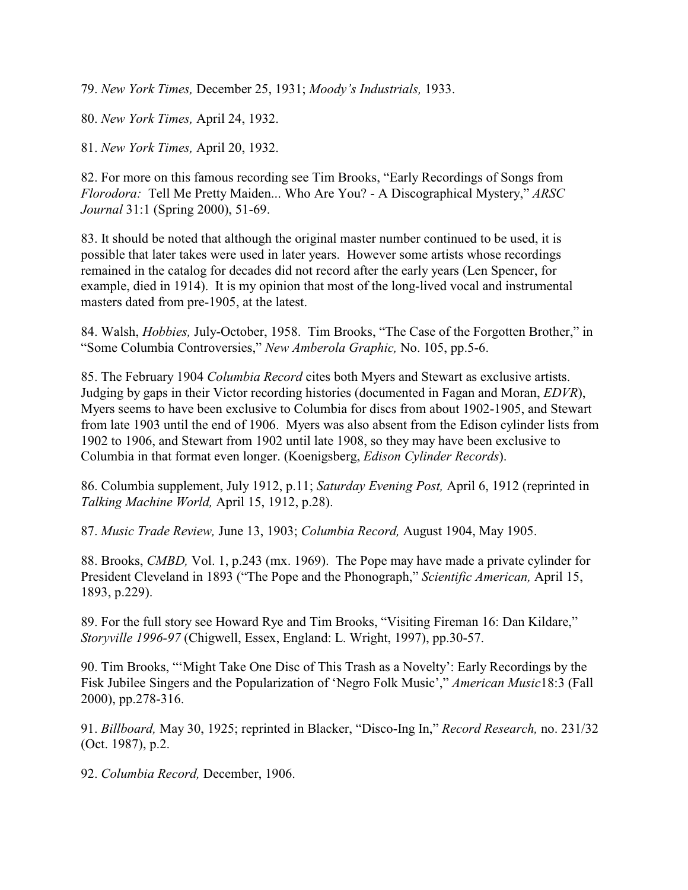79. *New York Times,* December 25, 1931; *Moody's Industrials,* 1933.

80. *New York Times,* April 24, 1932.

81. *New York Times,* April 20, 1932.

82. For more on this famous recording see Tim Brooks, "Early Recordings of Songs from *Florodora:* Tell Me Pretty Maiden... Who Are You? - A Discographical Mystery," *ARSC Journal* 31:1 (Spring 2000), 51-69.

83. It should be noted that although the original master number continued to be used, it is possible that later takes were used in later years. However some artists whose recordings remained in the catalog for decades did not record after the early years (Len Spencer, for example, died in 1914). It is my opinion that most of the long-lived vocal and instrumental masters dated from pre-1905, at the latest.

84. Walsh, *Hobbies,* July-October, 1958. Tim Brooks, "The Case of the Forgotten Brother," in "Some Columbia Controversies," *New Amberola Graphic,* No. 105, pp.5-6.

85. The February 1904 *Columbia Record* cites both Myers and Stewart as exclusive artists. Judging by gaps in their Victor recording histories (documented in Fagan and Moran, *EDVR*), Myers seems to have been exclusive to Columbia for discs from about 1902-1905, and Stewart from late 1903 until the end of 1906. Myers was also absent from the Edison cylinder lists from 1902 to 1906, and Stewart from 1902 until late 1908, so they may have been exclusive to Columbia in that format even longer. (Koenigsberg, *Edison Cylinder Records*).

86. Columbia supplement, July 1912, p.11; *Saturday Evening Post,* April 6, 1912 (reprinted in *Talking Machine World,* April 15, 1912, p.28).

87. *Music Trade Review,* June 13, 1903; *Columbia Record,* August 1904, May 1905.

88. Brooks, *CMBD,* Vol. 1, p.243 (mx. 1969). The Pope may have made a private cylinder for President Cleveland in 1893 ("The Pope and the Phonograph," *Scientific American,* April 15, 1893, p.229).

89. For the full story see Howard Rye and Tim Brooks, "Visiting Fireman 16: Dan Kildare," *Storyville 1996-97* (Chigwell, Essex, England: L. Wright, 1997), pp.30-57.

90. Tim Brooks, "'Might Take One Disc of This Trash as a Novelty': Early Recordings by the Fisk Jubilee Singers and the Popularization of 'Negro Folk Music'," *American Music*18:3 (Fall 2000), pp.278-316.

91. *Billboard,* May 30, 1925; reprinted in Blacker, "Disco-Ing In," *Record Research,* no. 231/32 (Oct. 1987), p.2.

92. *Columbia Record,* December, 1906.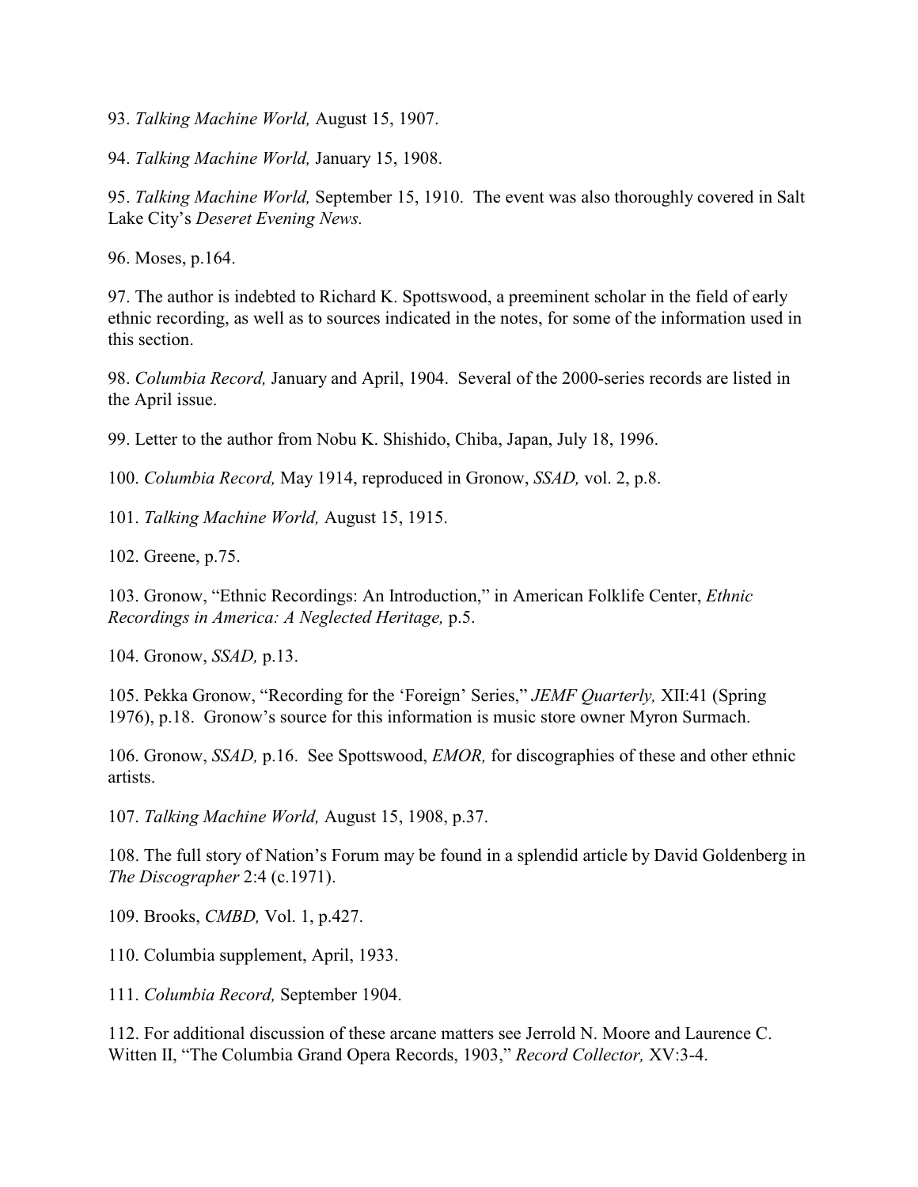93. *Talking Machine World,* August 15, 1907.

94. *Talking Machine World,* January 15, 1908.

95. *Talking Machine World,* September 15, 1910. The event was also thoroughly covered in Salt Lake City's *Deseret Evening News.*

96. Moses, p.164.

97. The author is indebted to Richard K. Spottswood, a preeminent scholar in the field of early ethnic recording, as well as to sources indicated in the notes, for some of the information used in this section.

98. *Columbia Record,* January and April, 1904. Several of the 2000-series records are listed in the April issue.

99. Letter to the author from Nobu K. Shishido, Chiba, Japan, July 18, 1996.

100. *Columbia Record,* May 1914, reproduced in Gronow, *SSAD,* vol. 2, p.8.

101. *Talking Machine World,* August 15, 1915.

102. Greene, p.75.

103. Gronow, "Ethnic Recordings: An Introduction," in American Folklife Center, *Ethnic Recordings in America: A Neglected Heritage,* p.5.

104. Gronow, *SSAD,* p.13.

105. Pekka Gronow, "Recording for the 'Foreign' Series," *JEMF Quarterly,* XII:41 (Spring 1976), p.18. Gronow's source for this information is music store owner Myron Surmach.

106. Gronow, *SSAD,* p.16. See Spottswood, *EMOR,* for discographies of these and other ethnic artists.

107. *Talking Machine World,* August 15, 1908, p.37.

108. The full story of Nation's Forum may be found in a splendid article by David Goldenberg in *The Discographer* 2:4 (c.1971).

109. Brooks, *CMBD,* Vol. 1, p.427.

110. Columbia supplement, April, 1933.

111. *Columbia Record,* September 1904.

112. For additional discussion of these arcane matters see Jerrold N. Moore and Laurence C. Witten II, "The Columbia Grand Opera Records, 1903," *Record Collector,* XV:3-4.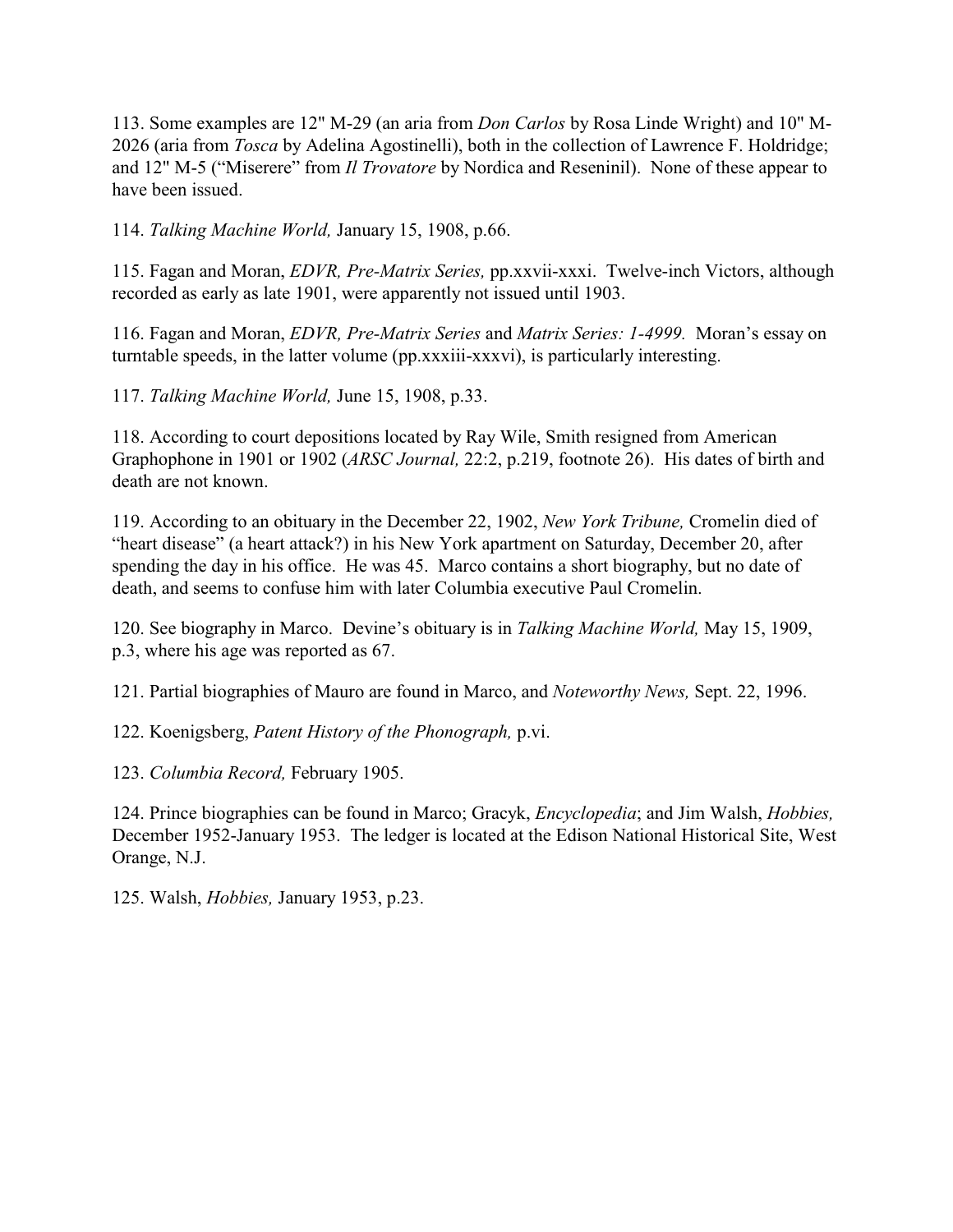113. Some examples are 12" M-29 (an aria from *Don Carlos* by Rosa Linde Wright) and 10" M-2026 (aria from *Tosca* by Adelina Agostinelli), both in the collection of Lawrence F. Holdridge; and 12" M-5 ("Miserere" from *Il Trovatore* by Nordica and Reseninil). None of these appear to have been issued.

114. *Talking Machine World,* January 15, 1908, p.66.

115. Fagan and Moran, *EDVR, Pre-Matrix Series,* pp.xxvii-xxxi. Twelve-inch Victors, although recorded as early as late 1901, were apparently not issued until 1903.

116. Fagan and Moran, *EDVR, Pre-Matrix Series* and *Matrix Series: 1-4999.* Moran's essay on turntable speeds, in the latter volume (pp.xxxiii-xxxvi), is particularly interesting.

117. *Talking Machine World,* June 15, 1908, p.33.

118. According to court depositions located by Ray Wile, Smith resigned from American Graphophone in 1901 or 1902 (*ARSC Journal,* 22:2, p.219, footnote 26). His dates of birth and death are not known.

119. According to an obituary in the December 22, 1902, *New York Tribune,* Cromelin died of "heart disease" (a heart attack?) in his New York apartment on Saturday, December 20, after spending the day in his office. He was 45. Marco contains a short biography, but no date of death, and seems to confuse him with later Columbia executive Paul Cromelin.

120. See biography in Marco. Devine's obituary is in *Talking Machine World,* May 15, 1909, p.3, where his age was reported as 67.

121. Partial biographies of Mauro are found in Marco, and *Noteworthy News,* Sept. 22, 1996.

122. Koenigsberg, *Patent History of the Phonograph,* p.vi.

123. *Columbia Record,* February 1905.

124. Prince biographies can be found in Marco; Gracyk, *Encyclopedia*; and Jim Walsh, *Hobbies,* December 1952-January 1953. The ledger is located at the Edison National Historical Site, West Orange, N.J.

125. Walsh, *Hobbies,* January 1953, p.23.